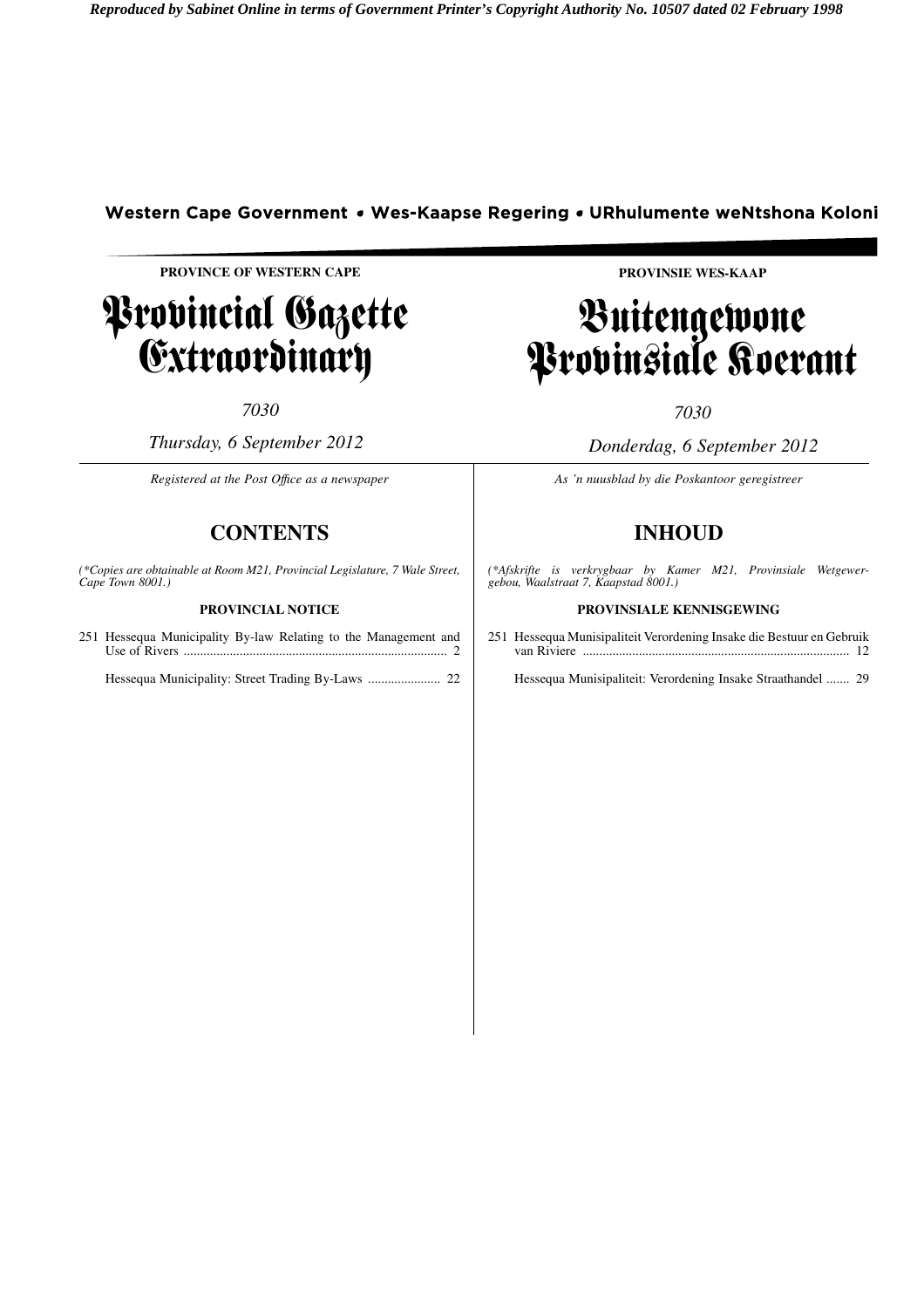*Reproduced by Sabinet Online in terms of Government Printer's Copyright Authority No. 10507 dated 02 February 1998*

**Western Cape Government • Wes-Kaapse Regering • URhulumente weNtshona Koloni**

**PROVINCE OF WESTERN CAPE**

# Provincial Gazette Extraordinary

*7030*

*Thursday, 6 September 2012*

*Registered at the Post Office as a newspaper*

## CONTENTS

*(\*Copies are obtainable at Room M21, Provincial Legislature, 7 Wale Street, Cape Town 8001.)*

### PROVINCIAL NOTICE

251 Hessequa Municipality By-law Relating to the Management and Use of Rivers ............................................................................... 2

Hessequa Municipality: Street Trading By-Laws ...................... 22

**PROVINSIE WES-KAAP**

# Buitengewone Provinsiale Koerant

*7030*

*Donderdag, 6 September 2012*

*As 'n nuusblad by die Poskantoor geregistreer*

## INHOUD

*(\*Afskrifte is verkrygbaar by Kamer M21, Provinsiale Wetgewer-gebou, Waalstraat 7, Kaapstad 8001.)*

### PROVINSIALE KENNISGEWING

251 Hessequa Munisipaliteit Verordening Insake die Bestuur en Gebruik van Riviere ................................................................................ 12

Hessequa Munisipaliteit: Verordening Insake Straathandel ....... 29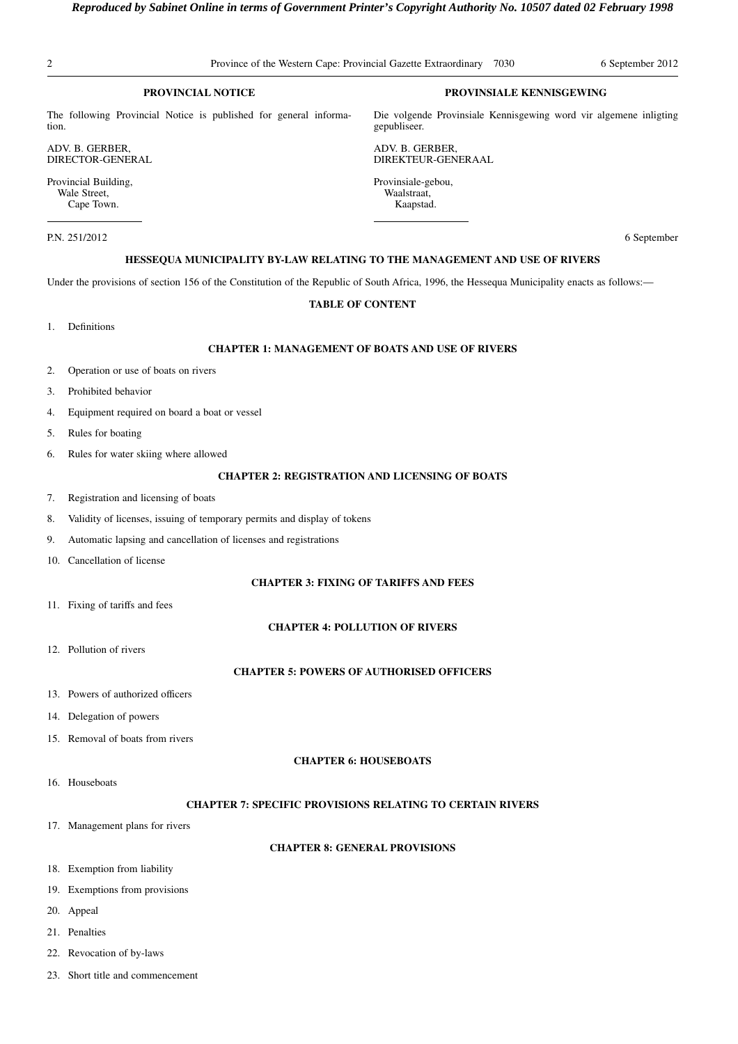**PROVINCIAL NOTICE**

The following Provincial Notice is published for general information.

ADV. B. GERBER,
DIRECTOR-GENERAL

Provincial Building,
Wale Street,
Cape Town.

**PROVINSIALE KENNISGEWING**

Die volgende Provinsiale Kennisgewing word vir algemene inligting gepubliseer.

ADV. B. GERBER,
DIREKTEUR-GENERAAL

Provinsiale-gebou,
Waalstraat,
Kaapstad.

P.N. 251/2012 6 September

**HESSEQUA MUNICIPALITY BY-LAW RELATING TO THE MANAGEMENT AND USE OF RIVERS**

Under the provisions of section 156 of the Constitution of the Republic of South Africa, 1996, the Hessequa Municipality enacts as follows:—

**TABLE OF CONTENT**

1. Definitions

**CHAPTER 1: MANAGEMENT OF BOATS AND USE OF RIVERS**

2. Operation or use of boats on rivers
3. Prohibited behavior
4. Equipment required on board a boat or vessel
5. Rules for boating
6. Rules for water skiing where allowed

**CHAPTER 2: REGISTRATION AND LICENSING OF BOATS**

7. Registration and licensing of boats
8. Validity of licenses, issuing of temporary permits and display of tokens
9. Automatic lapsing and cancellation of licenses and registrations
10. Cancellation of license

**CHAPTER 3: FIXING OF TARIFFS AND FEES**

11. Fixing of tariffs and fees

**CHAPTER 4: POLLUTION OF RIVERS**

12. Pollution of rivers

**CHAPTER 5: POWERS OF AUTHORISED OFFICERS**

13. Powers of authorized officers
14. Delegation of powers
15. Removal of boats from rivers

**CHAPTER 6: HOUSEBOATS**

16. Houseboats

**CHAPTER 7: SPECIFIC PROVISIONS RELATING TO CERTAIN RIVERS**

17. Management plans for rivers

**CHAPTER 8: GENERAL PROVISIONS**

18. Exemption from liability
19. Exemptions from provisions
20. Appeal
21. Penalties
22. Revocation of by-laws
23. Short title and commencement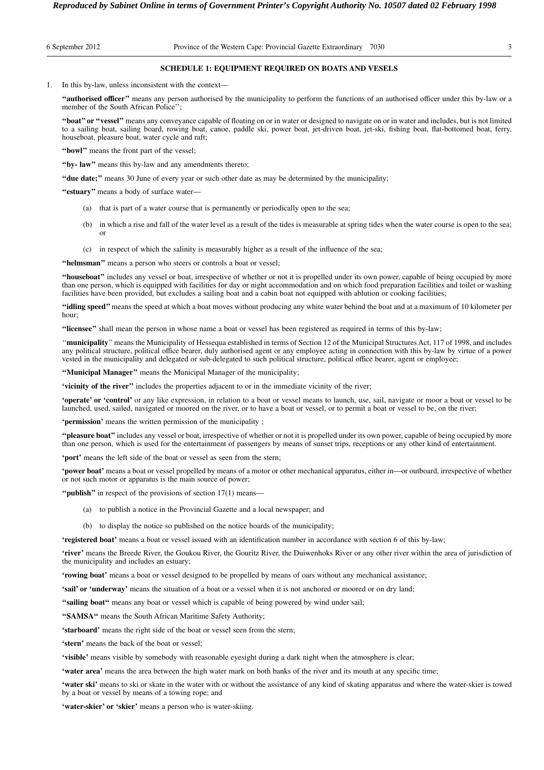## SCHEDULE 1: EQUIPMENT REQUIRED ON BOATS AND VESELS

1. In this by-law, unless inconsistent with the context—

**''authorised officer''** means any person authorised by the municipality to perform the functions of an authorised officer under this by-law or a member of the South African Police'';

**''boat'' or ''vessel''** means any conveyance capable of floating on or in water or designed to navigate on or in water and includes, but is not limited to a sailing boat, sailing board, rowing boat, canoe, paddle ski, power boat, jet-driven boat, jet-ski, fishing boat, flat-bottomed boat, ferry, houseboat, pleasure boat, water cycle and raft;

**''bowl''** means the front part of the vessel;

**''by- law''** means this by-law and any amendments thereto;

**''due date;''** means 30 June of every year or such other date as may be determined by the municipality;

**''estuary''** means a body of surface water—

(a) that is part of a water course that is permanently or periodically open to the sea;

(b) in which a rise and fall of the water level as a result of the tides is measurable at spring tides when the water course is open to the sea; or

(c) in respect of which the salinity is measurably higher as a result of the influence of the sea;

**''helmsman''** means a person who steers or controls a boat or vessel;

**''houseboat''** includes any vessel or boat, irrespective of whether or not it is propelled under its own power, capable of being occupied by more than one person, which is equipped with facilities for day or night accommodation and on which food preparation facilities and toilet or washing facilities have been provided, but excludes a sailing boat and a cabin boat not equipped with ablution or cooking facilities;

**''idling speed''** means the speed at which a boat moves without producing any white water behind the boat and at a maximum of 10 kilometer per hour;

**''licensee''** shall mean the person in whose name a boat or vessel has been registered as required in terms of this by-law;

''**municipality**'' means the Municipality of Hessequa established in terms of Section 12 of the Municipal Structures Act, 117 of 1998, and includes any political structure, political office bearer, duly authorised agent or any employee acting in connection with this by-law by virtue of a power vested in the municipality and delegated or sub-delegated to such political structure, political office bearer, agent or employee;

**''Municipal Manager''** means the Municipal Manager of the municipality;

**'vicinity of the river''** includes the properties adjacent to or in the immediate vicinity of the river;

**'operate' or 'control'** or any like expression, in relation to a boat or vessel means to launch, use, sail, navigate or moor a boat or vessel to be launched, used, sailed, navigated or moored on the river, or to have a boat or vessel, or to permit a boat or vessel to be, on the river;

**'permission'** means the written permission of the municipality ;

**''pleasure boat''** includes any vessel or boat, irrespective of whether or not it is propelled under its own power, capable of being occupied by more than one person, which is used for the entertainment of passengers by means of sunset trips, receptions or any other kind of entertainment.

**'port'** means the left side of the boat or vessel as seen from the stern;

**'power boat'** means a boat or vessel propelled by means of a motor or other mechanical apparatus, either in—or outboard, irrespective of whether or not such motor or apparatus is the main source of power;

**''publish''** in respect of the provisions of section 17(1) means—

(a) to publish a notice in the Provincial Gazette and a local newspaper; and

(b) to display the notice so published on the notice boards of the municipality;

**'registered boat'** means a boat or vessel issued with an identification number in accordance with section 6 of this by-law;

**'river'** means the Breede River, the Goukou River, the Gouritz River, the Duiwenhoks River or any other river within the area of jurisdiction of the municipality and includes an estuary;

**'rowing boat'** means a boat or vessel designed to be propelled by means of oars without any mechanical assistance;

**'sail' or 'underway'** means the situation of a boat or a vessel when it is not anchored or moored or on dry land;

**''sailing boat''** means any boat or vessel which is capable of being powered by wind under sail;

**''SAMSA''** means the South African Maritime Safety Authority;

**'starboard'** means the right side of the boat or vessel seen from the stern;

**'stern'** means the back of the boat or vessel;

**'visible'** means visible by somebody with reasonable eyesight during a dark night when the atmosphere is clear;

**'water area'** means the area between the high water mark on both banks of the river and its mouth at any specific time;

**'water ski'** means to ski or skate in the water with or without the assistance of any kind of skating apparatus and where the water-skier is towed by a boat or vessel by means of a towing rope; and

**'water-skier' or 'skier'** means a person who is water-skiing.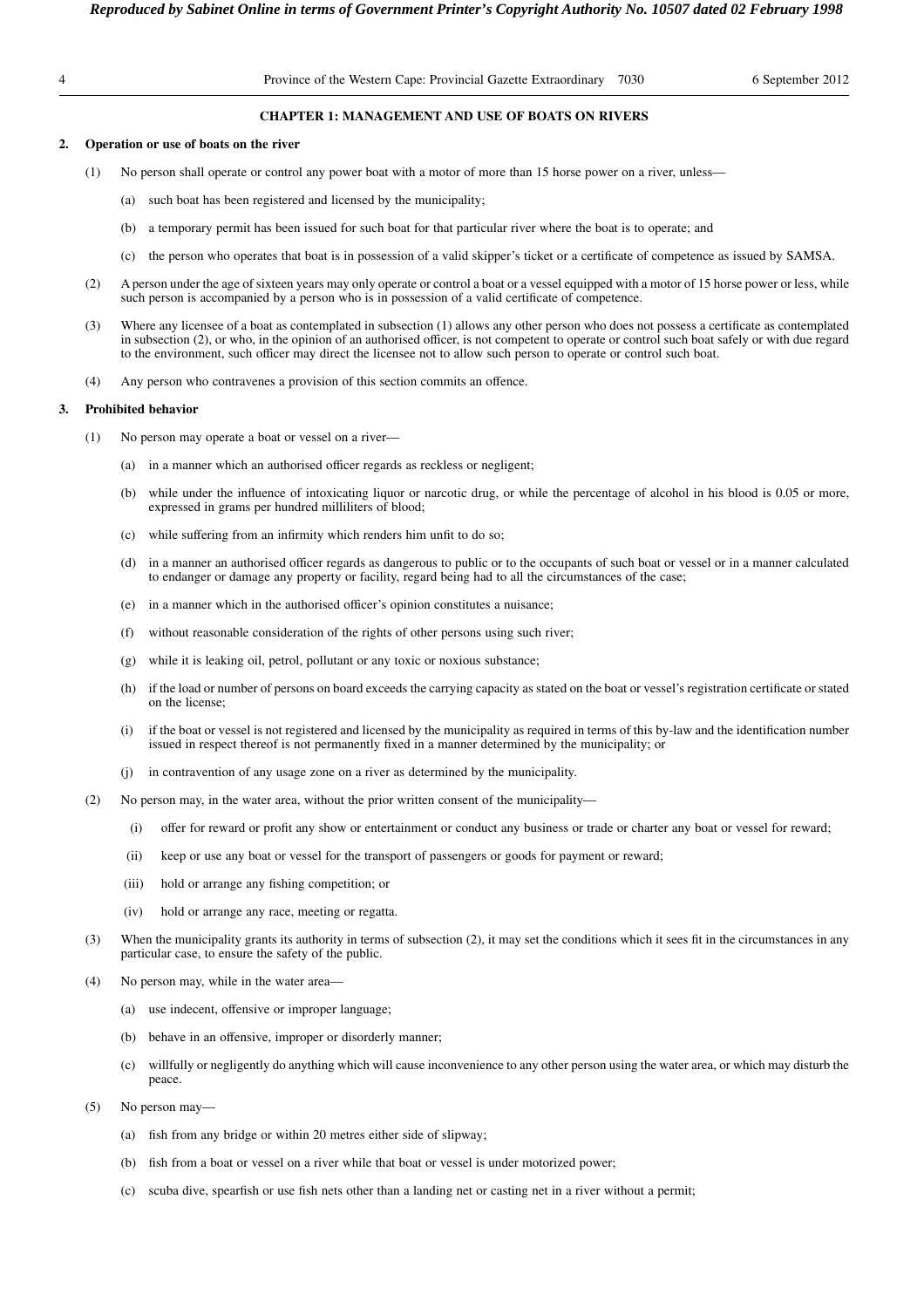## CHAPTER 1: MANAGEMENT AND USE OF BOATS ON RIVERS

### 2. Operation or use of boats on the river

(1) No person shall operate or control any power boat with a motor of more than 15 horse power on a river, unless—

(a) such boat has been registered and licensed by the municipality;

(b) a temporary permit has been issued for such boat for that particular river where the boat is to operate; and

(c) the person who operates that boat is in possession of a valid skipper's ticket or a certificate of competence as issued by SAMSA.

(2) A person under the age of sixteen years may only operate or control a boat or a vessel equipped with a motor of 15 horse power or less, while such person is accompanied by a person who is in possession of a valid certificate of competence.

(3) Where any licensee of a boat as contemplated in subsection (1) allows any other person who does not possess a certificate as contemplated in subsection (2), or who, in the opinion of an authorised officer, is not competent to operate or control such boat safely or with due regard to the environment, such officer may direct the licensee not to allow such person to operate or control such boat.

(4) Any person who contravenes a provision of this section commits an offence.

### 3. Prohibited behavior

(1) No person may operate a boat or vessel on a river—

(a) in a manner which an authorised officer regards as reckless or negligent;

(b) while under the influence of intoxicating liquor or narcotic drug, or while the percentage of alcohol in his blood is 0.05 or more, expressed in grams per hundred milliliters of blood;

(c) while suffering from an infirmity which renders him unfit to do so;

(d) in a manner an authorised officer regards as dangerous to public or to the occupants of such boat or vessel or in a manner calculated to endanger or damage any property or facility, regard being had to all the circumstances of the case;

(e) in a manner which in the authorised officer's opinion constitutes a nuisance;

(f) without reasonable consideration of the rights of other persons using such river;

(g) while it is leaking oil, petrol, pollutant or any toxic or noxious substance;

(h) if the load or number of persons on board exceeds the carrying capacity as stated on the boat or vessel's registration certificate or stated on the license;

(i) if the boat or vessel is not registered and licensed by the municipality as required in terms of this by-law and the identification number issued in respect thereof is not permanently fixed in a manner determined by the municipality; or

(j) in contravention of any usage zone on a river as determined by the municipality.

(2) No person may, in the water area, without the prior written consent of the municipality—

(i) offer for reward or profit any show or entertainment or conduct any business or trade or charter any boat or vessel for reward;

(ii) keep or use any boat or vessel for the transport of passengers or goods for payment or reward;

(iii) hold or arrange any fishing competition; or

(iv) hold or arrange any race, meeting or regatta.

(3) When the municipality grants its authority in terms of subsection (2), it may set the conditions which it sees fit in the circumstances in any particular case, to ensure the safety of the public.

(4) No person may, while in the water area—

(a) use indecent, offensive or improper language;

(b) behave in an offensive, improper or disorderly manner;

(c) willfully or negligently do anything which will cause inconvenience to any other person using the water area, or which may disturb the peace.

(5) No person may—

(a) fish from any bridge or within 20 metres either side of slipway;

(b) fish from a boat or vessel on a river while that boat or vessel is under motorized power;

(c) scuba dive, spearfish or use fish nets other than a landing net or casting net in a river without a permit;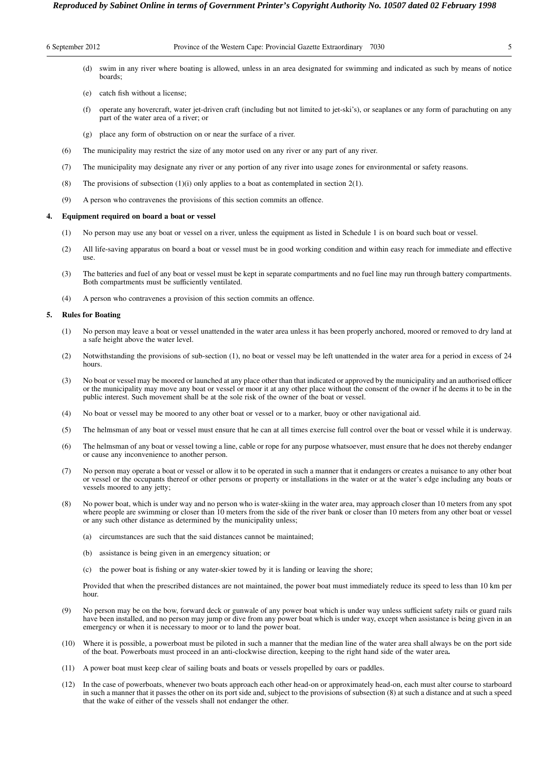(d) swim in any river where boating is allowed, unless in an area designated for swimming and indicated as such by means of notice boards;

(e) catch fish without a license;

(f) operate any hovercraft, water jet-driven craft (including but not limited to jet-ski's), or seaplanes or any form of parachuting on any part of the water area of a river; or

(g) place any form of obstruction on or near the surface of a river.

(6) The municipality may restrict the size of any motor used on any river or any part of any river.

(7) The municipality may designate any river or any portion of any river into usage zones for environmental or safety reasons.

(8) The provisions of subsection (1)(i) only applies to a boat as contemplated in section 2(1).

(9) A person who contravenes the provisions of this section commits an offence.

**4. Equipment required on board a boat or vessel**

(1) No person may use any boat or vessel on a river, unless the equipment as listed in Schedule 1 is on board such boat or vessel.

(2) All life-saving apparatus on board a boat or vessel must be in good working condition and within easy reach for immediate and effective use.

(3) The batteries and fuel of any boat or vessel must be kept in separate compartments and no fuel line may run through battery compartments. Both compartments must be sufficiently ventilated.

(4) A person who contravenes a provision of this section commits an offence.

**5. Rules for Boating**

(1) No person may leave a boat or vessel unattended in the water area unless it has been properly anchored, moored or removed to dry land at a safe height above the water level.

(2) Notwithstanding the provisions of sub-section (1), no boat or vessel may be left unattended in the water area for a period in excess of 24 hours.

(3) No boat or vessel may be moored or launched at any place other than that indicated or approved by the municipality and an authorised officer or the municipality may move any boat or vessel or moor it at any other place without the consent of the owner if he deems it to be in the public interest. Such movement shall be at the sole risk of the owner of the boat or vessel.

(4) No boat or vessel may be moored to any other boat or vessel or to a marker, buoy or other navigational aid.

(5) The helmsman of any boat or vessel must ensure that he can at all times exercise full control over the boat or vessel while it is underway.

(6) The helmsman of any boat or vessel towing a line, cable or rope for any purpose whatsoever, must ensure that he does not thereby endanger or cause any inconvenience to another person.

(7) No person may operate a boat or vessel or allow it to be operated in such a manner that it endangers or creates a nuisance to any other boat or vessel or the occupants thereof or other persons or property or installations in the water or at the water's edge including any boats or vessels moored to any jetty;

(8) No power boat, which is under way and no person who is water-skiing in the water area, may approach closer than 10 meters from any spot where people are swimming or closer than 10 meters from the side of the river bank or closer than 10 meters from any other boat or vessel or any such other distance as determined by the municipality unless;

(a) circumstances are such that the said distances cannot be maintained;

(b) assistance is being given in an emergency situation; or

(c) the power boat is fishing or any water-skier towed by it is landing or leaving the shore;

Provided that when the prescribed distances are not maintained, the power boat must immediately reduce its speed to less than 10 km per hour.

(9) No person may be on the bow, forward deck or gunwale of any power boat which is under way unless sufficient safety rails or guard rails have been installed, and no person may jump or dive from any power boat which is under way, except when assistance is being given in an emergency or when it is necessary to moor or to land the power boat.

(10) Where it is possible, a powerboat must be piloted in such a manner that the median line of the water area shall always be on the port side of the boat. Powerboats must proceed in an anti-clockwise direction, keeping to the right hand side of the water area.

(11) A power boat must keep clear of sailing boats and boats or vessels propelled by oars or paddles.

(12) In the case of powerboats, whenever two boats approach each other head-on or approximately head-on, each must alter course to starboard in such a manner that it passes the other on its port side and, subject to the provisions of subsection (8) at such a distance and at such a speed that the wake of either of the vessels shall not endanger the other.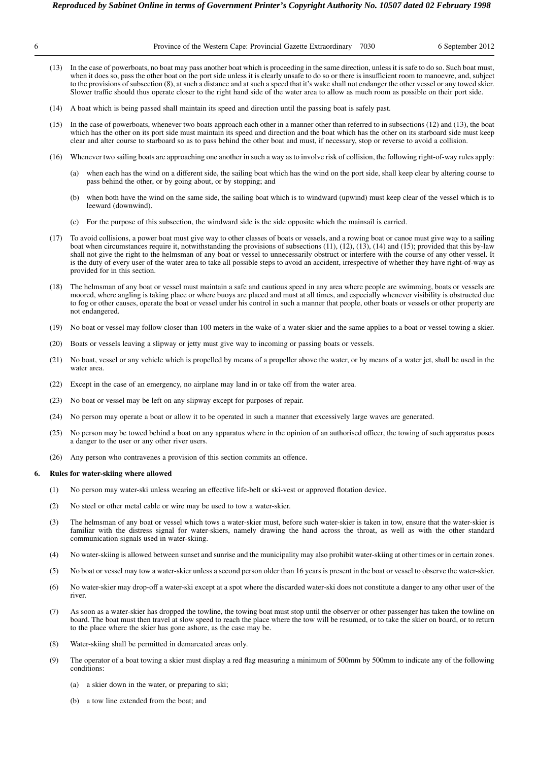(13) In the case of powerboats, no boat may pass another boat which is proceeding in the same direction, unless it is safe to do so. Such boat must, when it does so, pass the other boat on the port side unless it is clearly unsafe to do so or there is insufficient room to manoevre, and, subject to the provisions of subsection (8), at such a distance and at such a speed that it's wake shall not endanger the other vessel or any towed skier. Slower traffic should thus operate closer to the right hand side of the water area to allow as much room as possible on their port side.

(14) A boat which is being passed shall maintain its speed and direction until the passing boat is safely past.

(15) In the case of powerboats, whenever two boats approach each other in a manner other than referred to in subsections (12) and (13), the boat which has the other on its port side must maintain its speed and direction and the boat which has the other on its starboard side must keep clear and alter course to starboard so as to pass behind the other boat and must, if necessary, stop or reverse to avoid a collision.

(16) Whenever two sailing boats are approaching one another in such a way as to involve risk of collision, the following right-of-way rules apply:

(a) when each has the wind on a different side, the sailing boat which has the wind on the port side, shall keep clear by altering course to pass behind the other, or by going about, or by stopping; and

(b) when both have the wind on the same side, the sailing boat which is to windward (upwind) must keep clear of the vessel which is to leeward (downwind).

(c) For the purpose of this subsection, the windward side is the side opposite which the mainsail is carried.

(17) To avoid collisions, a power boat must give way to other classes of boats or vessels, and a rowing boat or canoe must give way to a sailing boat when circumstances require it, notwithstanding the provisions of subsections (11), (12), (13), (14) and (15); provided that this by-law shall not give the right to the helmsman of any boat or vessel to unnecessarily obstruct or interfere with the course of any other vessel. It is the duty of every user of the water area to take all possible steps to avoid an accident, irrespective of whether they have right-of-way as provided for in this section.

(18) The helmsman of any boat or vessel must maintain a safe and cautious speed in any area where people are swimming, boats or vessels are moored, where angling is taking place or where buoys are placed and must at all times, and especially whenever visibility is obstructed due to fog or other causes, operate the boat or vessel under his control in such a manner that people, other boats or vessels or other property are not endangered.

(19) No boat or vessel may follow closer than 100 meters in the wake of a water-skier and the same applies to a boat or vessel towing a skier.

(20) Boats or vessels leaving a slipway or jetty must give way to incoming or passing boats or vessels.

(21) No boat, vessel or any vehicle which is propelled by means of a propeller above the water, or by means of a water jet, shall be used in the water area.

(22) Except in the case of an emergency, no airplane may land in or take off from the water area.

(23) No boat or vessel may be left on any slipway except for purposes of repair.

(24) No person may operate a boat or allow it to be operated in such a manner that excessively large waves are generated.

(25) No person may be towed behind a boat on any apparatus where in the opinion of an authorised officer, the towing of such apparatus poses a danger to the user or any other river users.

(26) Any person who contravenes a provision of this section commits an offence.

**6. Rules for water-skiing where allowed**

(1) No person may water-ski unless wearing an effective life-belt or ski-vest or approved flotation device.

(2) No steel or other metal cable or wire may be used to tow a water-skier.

(3) The helmsman of any boat or vessel which tows a water-skier must, before such water-skier is taken in tow, ensure that the water-skier is familiar with the distress signal for water-skiers, namely drawing the hand across the throat, as well as with the other standard communication signals used in water-skiing.

(4) No water-skiing is allowed between sunset and sunrise and the municipality may also prohibit water-skiing at other times or in certain zones.

(5) No boat or vessel may tow a water-skier unless a second person older than 16 years is present in the boat or vessel to observe the water-skier.

(6) No water-skier may drop-off a water-ski except at a spot where the discarded water-ski does not constitute a danger to any other user of the river.

(7) As soon as a water-skier has dropped the towline, the towing boat must stop until the observer or other passenger has taken the towline on board. The boat must then travel at slow speed to reach the place where the tow will be resumed, or to take the skier on board, or to return to the place where the skier has gone ashore, as the case may be.

(8) Water-skiing shall be permitted in demarcated areas only.

(9) The operator of a boat towing a skier must display a red flag measuring a minimum of 500mm by 500mm to indicate any of the following conditions:

(a) a skier down in the water, or preparing to ski;

(b) a tow line extended from the boat; and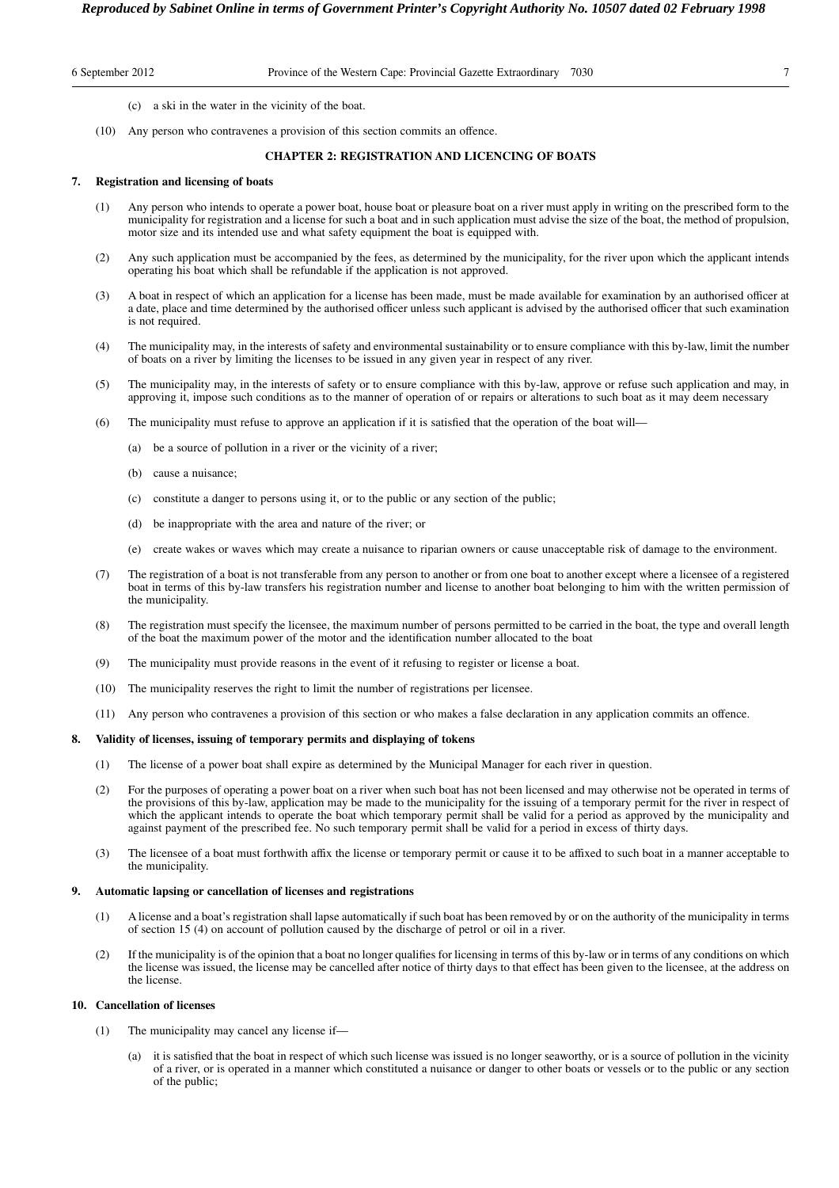(c) a ski in the water in the vicinity of the boat.

(10) Any person who contravenes a provision of this section commits an offence.

## CHAPTER 2: REGISTRATION AND LICENCING OF BOATS

### 7. Registration and licensing of boats

(1) Any person who intends to operate a power boat, house boat or pleasure boat on a river must apply in writing on the prescribed form to the municipality for registration and a license for such a boat and in such application must advise the size of the boat, the method of propulsion, motor size and its intended use and what safety equipment the boat is equipped with.

(2) Any such application must be accompanied by the fees, as determined by the municipality, for the river upon which the applicant intends operating his boat which shall be refundable if the application is not approved.

(3) A boat in respect of which an application for a license has been made, must be made available for examination by an authorised officer at a date, place and time determined by the authorised officer unless such applicant is advised by the authorised officer that such examination is not required.

(4) The municipality may, in the interests of safety and environmental sustainability or to ensure compliance with this by-law, limit the number of boats on a river by limiting the licenses to be issued in any given year in respect of any river.

(5) The municipality may, in the interests of safety or to ensure compliance with this by-law, approve or refuse such application and may, in approving it, impose such conditions as to the manner of operation of or repairs or alterations to such boat as it may deem necessary

(6) The municipality must refuse to approve an application if it is satisfied that the operation of the boat will—

(a) be a source of pollution in a river or the vicinity of a river;

(b) cause a nuisance;

(c) constitute a danger to persons using it, or to the public or any section of the public;

(d) be inappropriate with the area and nature of the river; or

(e) create wakes or waves which may create a nuisance to riparian owners or cause unacceptable risk of damage to the environment.

(7) The registration of a boat is not transferable from any person to another or from one boat to another except where a licensee of a registered boat in terms of this by-law transfers his registration number and license to another boat belonging to him with the written permission of the municipality.

(8) The registration must specify the licensee, the maximum number of persons permitted to be carried in the boat, the type and overall length of the boat the maximum power of the motor and the identification number allocated to the boat

(9) The municipality must provide reasons in the event of it refusing to register or license a boat.

(10) The municipality reserves the right to limit the number of registrations per licensee.

(11) Any person who contravenes a provision of this section or who makes a false declaration in any application commits an offence.

### 8. Validity of licenses, issuing of temporary permits and displaying of tokens

(1) The license of a power boat shall expire as determined by the Municipal Manager for each river in question.

(2) For the purposes of operating a power boat on a river when such boat has not been licensed and may otherwise not be operated in terms of the provisions of this by-law, application may be made to the municipality for the issuing of a temporary permit for the river in respect of which the applicant intends to operate the boat which temporary permit shall be valid for a period as approved by the municipality and against payment of the prescribed fee. No such temporary permit shall be valid for a period in excess of thirty days.

(3) The licensee of a boat must forthwith affix the license or temporary permit or cause it to be affixed to such boat in a manner acceptable to the municipality.

### 9. Automatic lapsing or cancellation of licenses and registrations

(1) A license and a boat's registration shall lapse automatically if such boat has been removed by or on the authority of the municipality in terms of section 15 (4) on account of pollution caused by the discharge of petrol or oil in a river.

(2) If the municipality is of the opinion that a boat no longer qualifies for licensing in terms of this by-law or in terms of any conditions on which the license was issued, the license may be cancelled after notice of thirty days to that effect has been given to the licensee, at the address on the license.

### 10. Cancellation of licenses

(1) The municipality may cancel any license if—

(a) it is satisfied that the boat in respect of which such license was issued is no longer seaworthy, or is a source of pollution in the vicinity of a river, or is operated in a manner which constituted a nuisance or danger to other boats or vessels or to the public or any section of the public;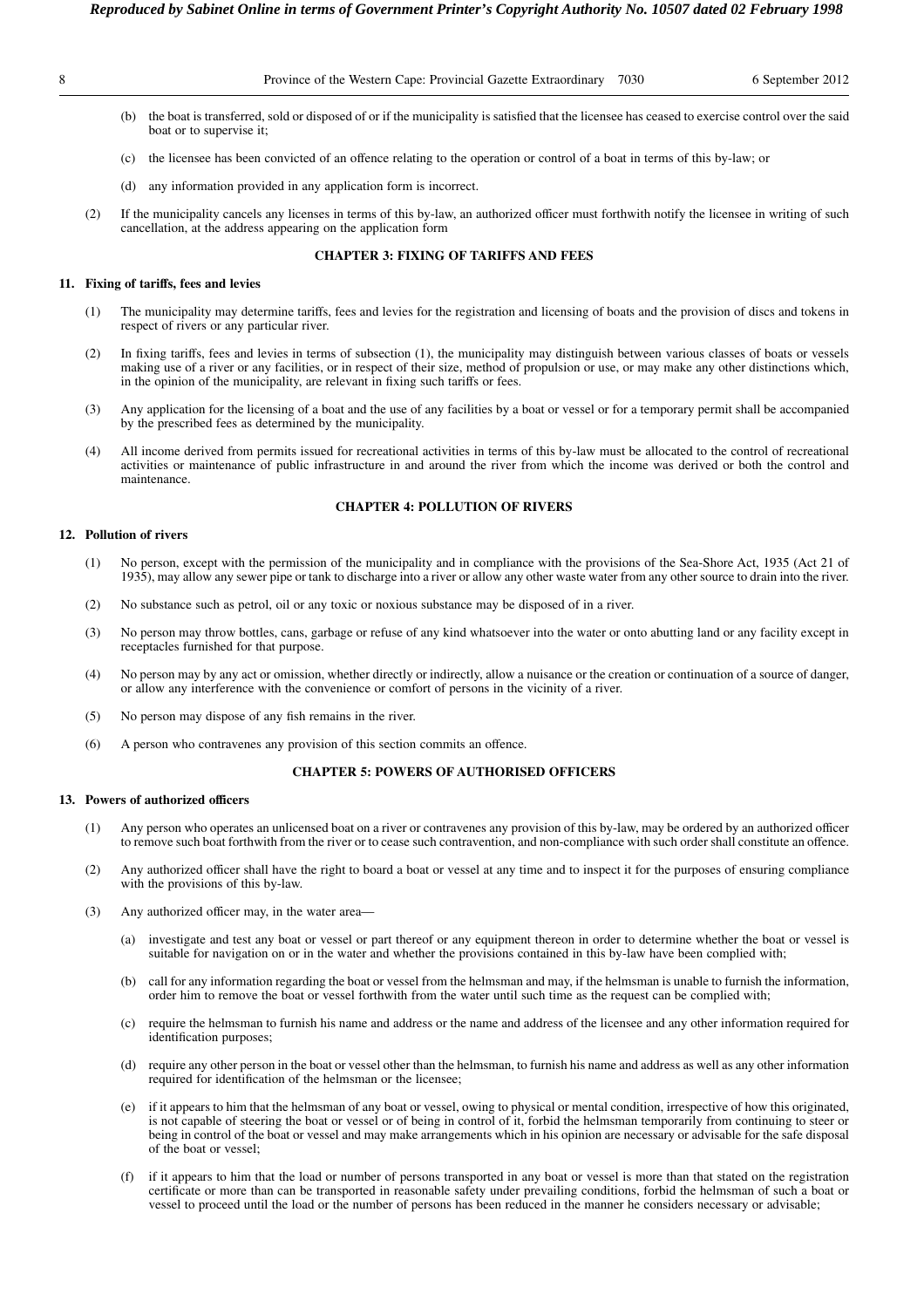(b) the boat is transferred, sold or disposed of or if the municipality is satisfied that the licensee has ceased to exercise control over the said boat or to supervise it;

(c) the licensee has been convicted of an offence relating to the operation or control of a boat in terms of this by-law; or

(d) any information provided in any application form is incorrect.

(2) If the municipality cancels any licenses in terms of this by-law, an authorized officer must forthwith notify the licensee in writing of such cancellation, at the address appearing on the application form

## CHAPTER 3: FIXING OF TARIFFS AND FEES

### 11. Fixing of tariffs, fees and levies

(1) The municipality may determine tariffs, fees and levies for the registration and licensing of boats and the provision of discs and tokens in respect of rivers or any particular river.

(2) In fixing tariffs, fees and levies in terms of subsection (1), the municipality may distinguish between various classes of boats or vessels making use of a river or any facilities, or in respect of their size, method of propulsion or use, or may make any other distinctions which, in the opinion of the municipality, are relevant in fixing such tariffs or fees.

(3) Any application for the licensing of a boat and the use of any facilities by a boat or vessel or for a temporary permit shall be accompanied by the prescribed fees as determined by the municipality.

(4) All income derived from permits issued for recreational activities in terms of this by-law must be allocated to the control of recreational activities or maintenance of public infrastructure in and around the river from which the income was derived or both the control and maintenance.

## CHAPTER 4: POLLUTION OF RIVERS

### 12. Pollution of rivers

(1) No person, except with the permission of the municipality and in compliance with the provisions of the Sea-Shore Act, 1935 (Act 21 of 1935), may allow any sewer pipe or tank to discharge into a river or allow any other waste water from any other source to drain into the river.

(2) No substance such as petrol, oil or any toxic or noxious substance may be disposed of in a river.

(3) No person may throw bottles, cans, garbage or refuse of any kind whatsoever into the water or onto abutting land or any facility except in receptacles furnished for that purpose.

(4) No person may by any act or omission, whether directly or indirectly, allow a nuisance or the creation or continuation of a source of danger, or allow any interference with the convenience or comfort of persons in the vicinity of a river.

(5) No person may dispose of any fish remains in the river.

(6) A person who contravenes any provision of this section commits an offence.

## CHAPTER 5: POWERS OF AUTHORISED OFFICERS

### 13. Powers of authorized officers

(1) Any person who operates an unlicensed boat on a river or contravenes any provision of this by-law, may be ordered by an authorized officer to remove such boat forthwith from the river or to cease such contravention, and non-compliance with such order shall constitute an offence.

(2) Any authorized officer shall have the right to board a boat or vessel at any time and to inspect it for the purposes of ensuring compliance with the provisions of this by-law.

(3) Any authorized officer may, in the water area—

(a) investigate and test any boat or vessel or part thereof or any equipment thereon in order to determine whether the boat or vessel is suitable for navigation on or in the water and whether the provisions contained in this by-law have been complied with;

(b) call for any information regarding the boat or vessel from the helmsman and may, if the helmsman is unable to furnish the information, order him to remove the boat or vessel forthwith from the water until such time as the request can be complied with;

(c) require the helmsman to furnish his name and address or the name and address of the licensee and any other information required for identification purposes;

(d) require any other person in the boat or vessel other than the helmsman, to furnish his name and address as well as any other information required for identification of the helmsman or the licensee;

(e) if it appears to him that the helmsman of any boat or vessel, owing to physical or mental condition, irrespective of how this originated, is not capable of steering the boat or vessel or of being in control of it, forbid the helmsman temporarily from continuing to steer or being in control of the boat or vessel and may make arrangements which in his opinion are necessary or advisable for the safe disposal of the boat or vessel;

(f) if it appears to him that the load or number of persons transported in any boat or vessel is more than that stated on the registration certificate or more than can be transported in reasonable safety under prevailing conditions, forbid the helmsman of such a boat or vessel to proceed until the load or the number of persons has been reduced in the manner he considers necessary or advisable;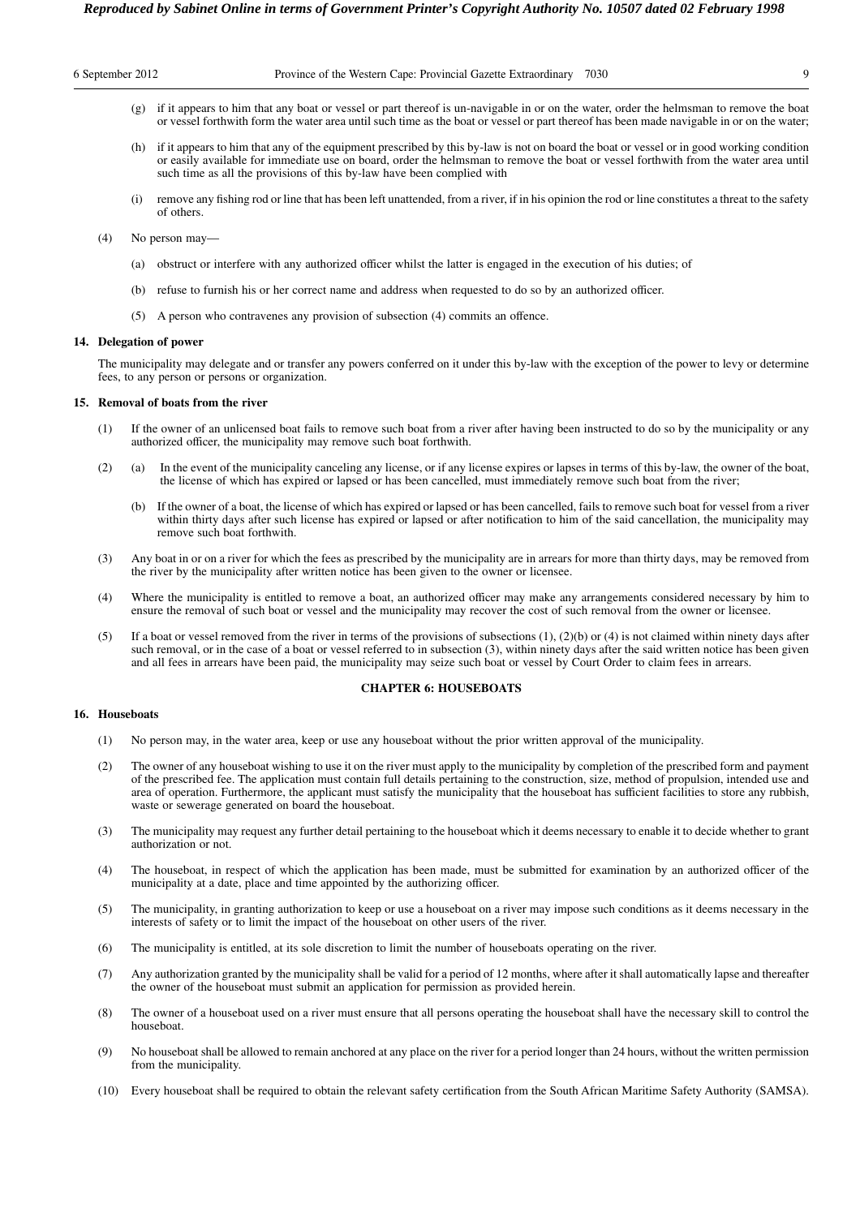(g) if it appears to him that any boat or vessel or part thereof is un-navigable in or on the water, order the helmsman to remove the boat or vessel forthwith form the water area until such time as the boat or vessel or part thereof has been made navigable in or on the water;

(h) if it appears to him that any of the equipment prescribed by this by-law is not on board the boat or vessel or in good working condition or easily available for immediate use on board, order the helmsman to remove the boat or vessel forthwith from the water area until such time as all the provisions of this by-law have been complied with

(i) remove any fishing rod or line that has been left unattended, from a river, if in his opinion the rod or line constitutes a threat to the safety of others.

(4) No person may—

(a) obstruct or interfere with any authorized officer whilst the latter is engaged in the execution of his duties; of

(b) refuse to furnish his or her correct name and address when requested to do so by an authorized officer.

(5) A person who contravenes any provision of subsection (4) commits an offence.

**14. Delegation of power**

The municipality may delegate and or transfer any powers conferred on it under this by-law with the exception of the power to levy or determine fees, to any person or persons or organization.

**15. Removal of boats from the river**

(1) If the owner of an unlicensed boat fails to remove such boat from a river after having been instructed to do so by the municipality or any authorized officer, the municipality may remove such boat forthwith.

(2) (a) In the event of the municipality canceling any license, or if any license expires or lapses in terms of this by-law, the owner of the boat, the license of which has expired or lapsed or has been cancelled, must immediately remove such boat from the river;

(b) If the owner of a boat, the license of which has expired or lapsed or has been cancelled, fails to remove such boat for vessel from a river within thirty days after such license has expired or lapsed or after notification to him of the said cancellation, the municipality may remove such boat forthwith.

(3) Any boat in or on a river for which the fees as prescribed by the municipality are in arrears for more than thirty days, may be removed from the river by the municipality after written notice has been given to the owner or licensee.

(4) Where the municipality is entitled to remove a boat, an authorized officer may make any arrangements considered necessary by him to ensure the removal of such boat or vessel and the municipality may recover the cost of such removal from the owner or licensee.

(5) If a boat or vessel removed from the river in terms of the provisions of subsections (1), (2)(b) or (4) is not claimed within ninety days after such removal, or in the case of a boat or vessel referred to in subsection (3), within ninety days after the said written notice has been given and all fees in arrears have been paid, the municipality may seize such boat or vessel by Court Order to claim fees in arrears.

## CHAPTER 6: HOUSEBOATS

**16. Houseboats**

(1) No person may, in the water area, keep or use any houseboat without the prior written approval of the municipality.

(2) The owner of any houseboat wishing to use it on the river must apply to the municipality by completion of the prescribed form and payment of the prescribed fee. The application must contain full details pertaining to the construction, size, method of propulsion, intended use and area of operation. Furthermore, the applicant must satisfy the municipality that the houseboat has sufficient facilities to store any rubbish, waste or sewerage generated on board the houseboat.

(3) The municipality may request any further detail pertaining to the houseboat which it deems necessary to enable it to decide whether to grant authorization or not.

(4) The houseboat, in respect of which the application has been made, must be submitted for examination by an authorized officer of the municipality at a date, place and time appointed by the authorizing officer.

(5) The municipality, in granting authorization to keep or use a houseboat on a river may impose such conditions as it deems necessary in the interests of safety or to limit the impact of the houseboat on other users of the river.

(6) The municipality is entitled, at its sole discretion to limit the number of houseboats operating on the river.

(7) Any authorization granted by the municipality shall be valid for a period of 12 months, where after it shall automatically lapse and thereafter the owner of the houseboat must submit an application for permission as provided herein.

(8) The owner of a houseboat used on a river must ensure that all persons operating the houseboat shall have the necessary skill to control the houseboat.

(9) No houseboat shall be allowed to remain anchored at any place on the river for a period longer than 24 hours, without the written permission from the municipality.

(10) Every houseboat shall be required to obtain the relevant safety certification from the South African Maritime Safety Authority (SAMSA).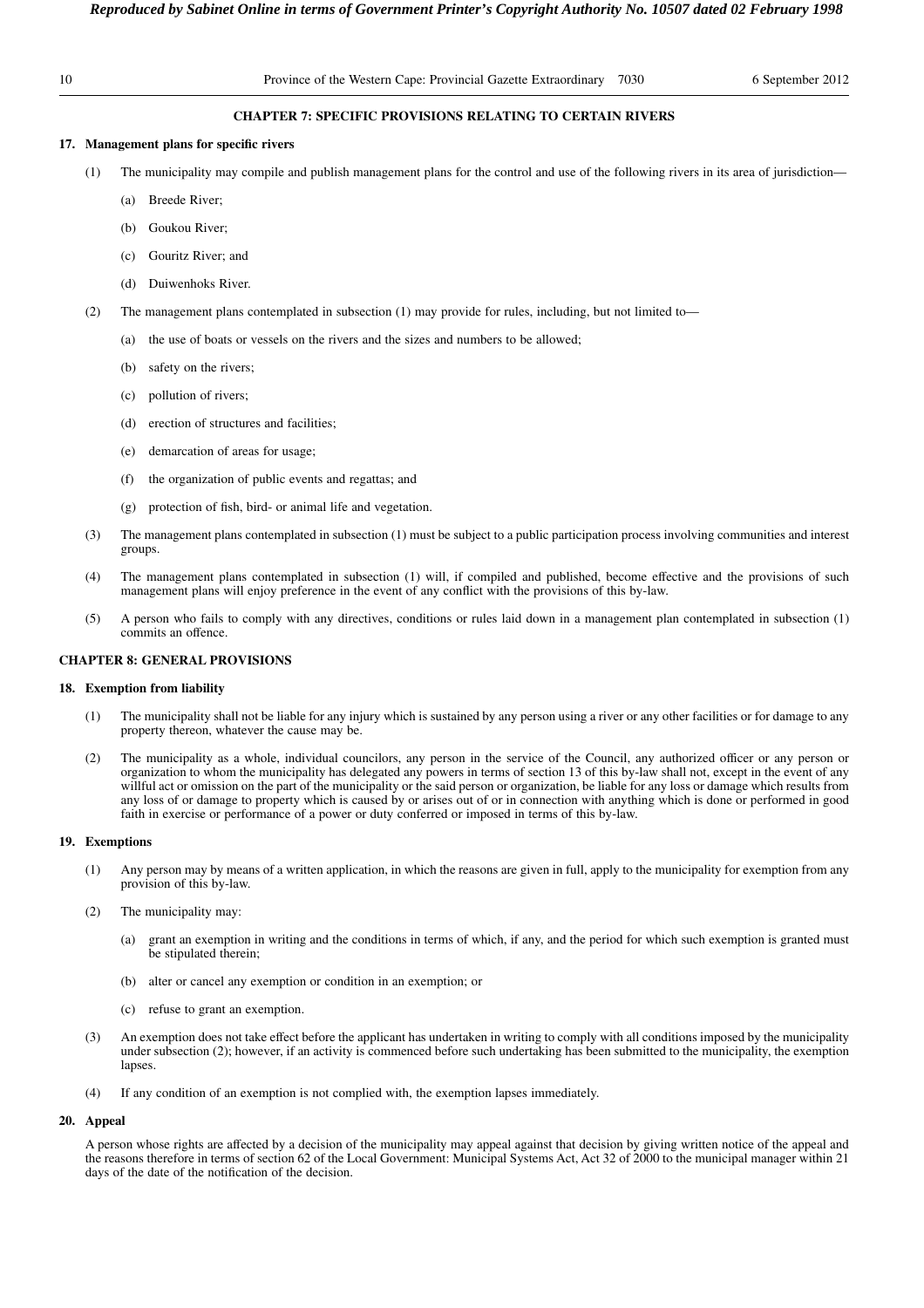## CHAPTER 7: SPECIFIC PROVISIONS RELATING TO CERTAIN RIVERS

### 17. Management plans for specific rivers

(1) The municipality may compile and publish management plans for the control and use of the following rivers in its area of jurisdiction—

(a) Breede River;

(b) Goukou River;

(c) Gouritz River; and

(d) Duiwenhoks River.

(2) The management plans contemplated in subsection (1) may provide for rules, including, but not limited to—

(a) the use of boats or vessels on the rivers and the sizes and numbers to be allowed;

(b) safety on the rivers;

(c) pollution of rivers;

(d) erection of structures and facilities;

(e) demarcation of areas for usage;

(f) the organization of public events and regattas; and

(g) protection of fish, bird- or animal life and vegetation.

(3) The management plans contemplated in subsection (1) must be subject to a public participation process involving communities and interest groups.

(4) The management plans contemplated in subsection (1) will, if compiled and published, become effective and the provisions of such management plans will enjoy preference in the event of any conflict with the provisions of this by-law.

(5) A person who fails to comply with any directives, conditions or rules laid down in a management plan contemplated in subsection (1) commits an offence.

## CHAPTER 8: GENERAL PROVISIONS

### 18. Exemption from liability

(1) The municipality shall not be liable for any injury which is sustained by any person using a river or any other facilities or for damage to any property thereon, whatever the cause may be.

(2) The municipality as a whole, individual councilors, any person in the service of the Council, any authorized officer or any person or organization to whom the municipality has delegated any powers in terms of section 13 of this by-law shall not, except in the event of any willful act or omission on the part of the municipality or the said person or organization, be liable for any loss or damage which results from any loss of or damage to property which is caused by or arises out of or in connection with anything which is done or performed in good faith in exercise or performance of a power or duty conferred or imposed in terms of this by-law.

### 19. Exemptions

(1) Any person may by means of a written application, in which the reasons are given in full, apply to the municipality for exemption from any provision of this by-law.

(2) The municipality may:

(a) grant an exemption in writing and the conditions in terms of which, if any, and the period for which such exemption is granted must be stipulated therein;

(b) alter or cancel any exemption or condition in an exemption; or

(c) refuse to grant an exemption.

(3) An exemption does not take effect before the applicant has undertaken in writing to comply with all conditions imposed by the municipality under subsection (2); however, if an activity is commenced before such undertaking has been submitted to the municipality, the exemption lapses.

(4) If any condition of an exemption is not complied with, the exemption lapses immediately.

### 20. Appeal

A person whose rights are affected by a decision of the municipality may appeal against that decision by giving written notice of the appeal and the reasons therefore in terms of section 62 of the Local Government: Municipal Systems Act, Act 32 of 2000 to the municipal manager within 21 days of the date of the notification of the decision.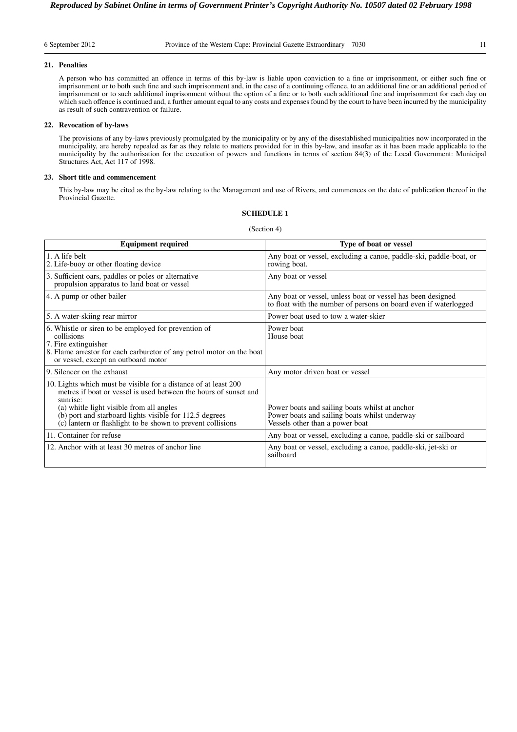## 21. Penalties

A person who has committed an offence in terms of this by-law is liable upon conviction to a fine or imprisonment, or either such fine or imprisonment or to both such fine and such imprisonment and, in the case of a continuing offence, to an additional fine or an additional period of imprisonment or to such additional imprisonment without the option of a fine or to both such additional fine and imprisonment for each day on which such offence is continued and, a further amount equal to any costs and expenses found by the court to have been incurred by the municipality as result of such contravention or failure.

## 22. Revocation of by-laws

The provisions of any by-laws previously promulgated by the municipality or by any of the disestablished municipalities now incorporated in the municipality, are hereby repealed as far as they relate to matters provided for in this by-law, and insofar as it has been made applicable to the municipality by the authorisation for the execution of powers and functions in terms of section 84(3) of the Local Government: Municipal Structures Act, Act 117 of 1998.

## 23. Short title and commencement

This by-law may be cited as the by-law relating to the Management and use of Rivers, and commences on the date of publication thereof in the Provincial Gazette.

### SCHEDULE 1

(Section 4)

| Equipment required | Type of boat or vessel |
|---|---|
| 1. A life belt<br>2. Life-buoy or other floating device | Any boat or vessel, excluding a canoe, paddle-ski, paddle-boat, or rowing boat. |
| 3. Sufficient oars, paddles or poles or alternative propulsion apparatus to land boat or vessel | Any boat or vessel |
| 4. A pump or other bailer | Any boat or vessel, unless boat or vessel has been designed to float with the number of persons on board even if waterlogged |
| 5. A water-skiing rear mirror | Power boat used to tow a water-skier |
| 6. Whistle or siren to be employed for prevention of collisions<br>7. Fire extinguisher<br>8. Flame arrestor for each carburetor of any petrol motor on the boat or vessel, except an outboard motor | Power boat<br>House boat |
| 9. Silencer on the exhaust | Any motor driven boat or vessel |
| 10. Lights which must be visible for a distance of at least 200 metres if boat or vessel is used between the hours of sunset and sunrise:<br>(a) whitle light visible from all angles<br>(b) port and starboard lights visible for 112.5 degrees<br>(c) lantern or flashlight to be shown to prevent collisions | <br><br><br>Power boats and sailing boats whilst at anchor<br>Power boats and sailing boats whilst underway<br>Vessels other than a power boat |
| 11. Container for refuse | Any boat or vessel, excluding a canoe, paddle-ski or sailboard |
| 12. Anchor with at least 30 metres of anchor line | Any boat or vessel, excluding a canoe, paddle-ski, jet-ski or sailboard |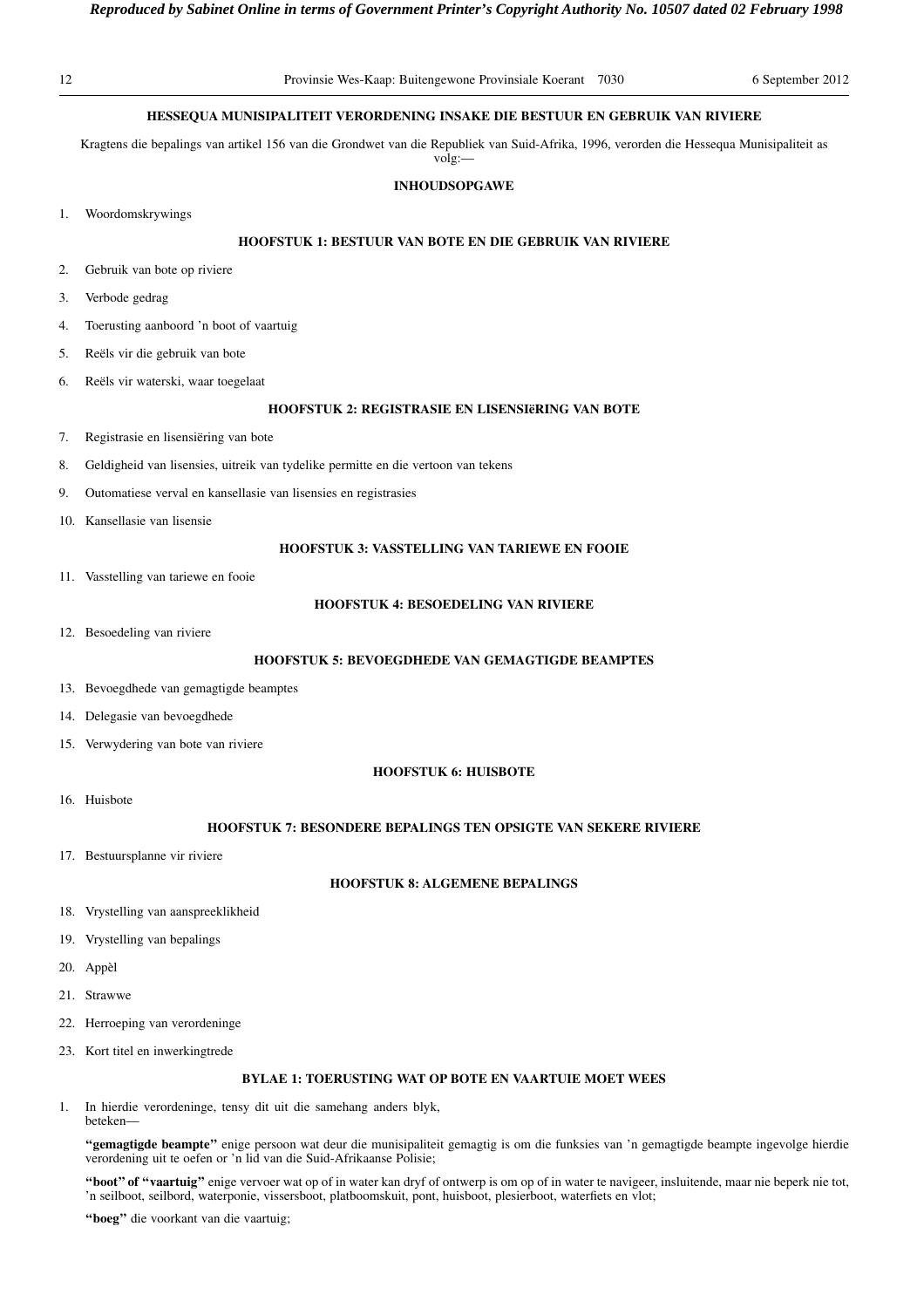## HESSEQUA MUNISIPALITEIT VERORDENING INSAKE DIE BESTUUR EN GEBRUIK VAN RIVIERE

Kragtens die bepalings van artikel 156 van die Grondwet van die Republiek van Suid-Afrika, 1996, verorden die Hessequa Munisipaliteit as volg:—

### INHOUDSOPGAWE

1. Woordomskrywings

**HOOFSTUK 1: BESTUUR VAN BOTE EN DIE GEBRUIK VAN RIVIERE**

2. Gebruik van bote op riviere
3. Verbode gedrag
4. Toerusting aanboord 'n boot of vaartuig
5. Reëls vir die gebruik van bote
6. Reëls vir waterski, waar toegelaat

**HOOFSTUK 2: REGISTRASIE EN LISENSIëRING VAN BOTE**

7. Registrasie en lisensiëring van bote
8. Geldigheid van lisensies, uitreik van tydelike permitte en die vertoon van tekens
9. Outomatiese verval en kansellasie van lisensies en registrasies
10. Kansellasie van lisensie

**HOOFSTUK 3: VASSTELLING VAN TARIEWE EN FOOIE**

11. Vasstelling van tariewe en fooie

**HOOFSTUK 4: BESOEDELING VAN RIVIERE**

12. Besoedeling van riviere

**HOOFSTUK 5: BEVOEGDHEDE VAN GEMAGTIGDE BEAMPTES**

13. Bevoegdhede van gemagtigde beamptes
14. Delegasie van bevoegdhede
15. Verwydering van bote van riviere

**HOOFSTUK 6: HUISBOTE**

16. Huisbote

**HOOFSTUK 7: BESONDERE BEPALINGS TEN OPSIGTE VAN SEKERE RIVIERE**

17. Bestuursplanne vir riviere

**HOOFSTUK 8: ALGEMENE BEPALINGS**

18. Vrystelling van aanspreeklikheid
19. Vrystelling van bepalings
20. Appèl
21. Strawwe
22. Herroeping van verordeninge
23. Kort titel en inwerkingtrede

**BYLAE 1: TOERUSTING WAT OP BOTE EN VAARTUIE MOET WEES**

1. In hierdie verordeninge, tensy dit uit die samehang anders blyk, beteken—

**"gemagtigde beampte"** enige persoon wat deur die munisipaliteit gemagtig is om die funksies van 'n gemagtigde beampte ingevolge hierdie verordening uit te oefen or 'n lid van die Suid-Afrikaanse Polisie;

**"boot" of "vaartuig"** enige vervoer wat op of in water kan dryf of ontwerp is om op of in water te navigeer, insluitende, maar nie beperk nie tot, 'n seilboot, seilbord, waterponie, vissersboot, platboomskuit, pont, huisboot, plesierboot, waterfiets en vlot;

**"boeg"** die voorkant van die vaartuig;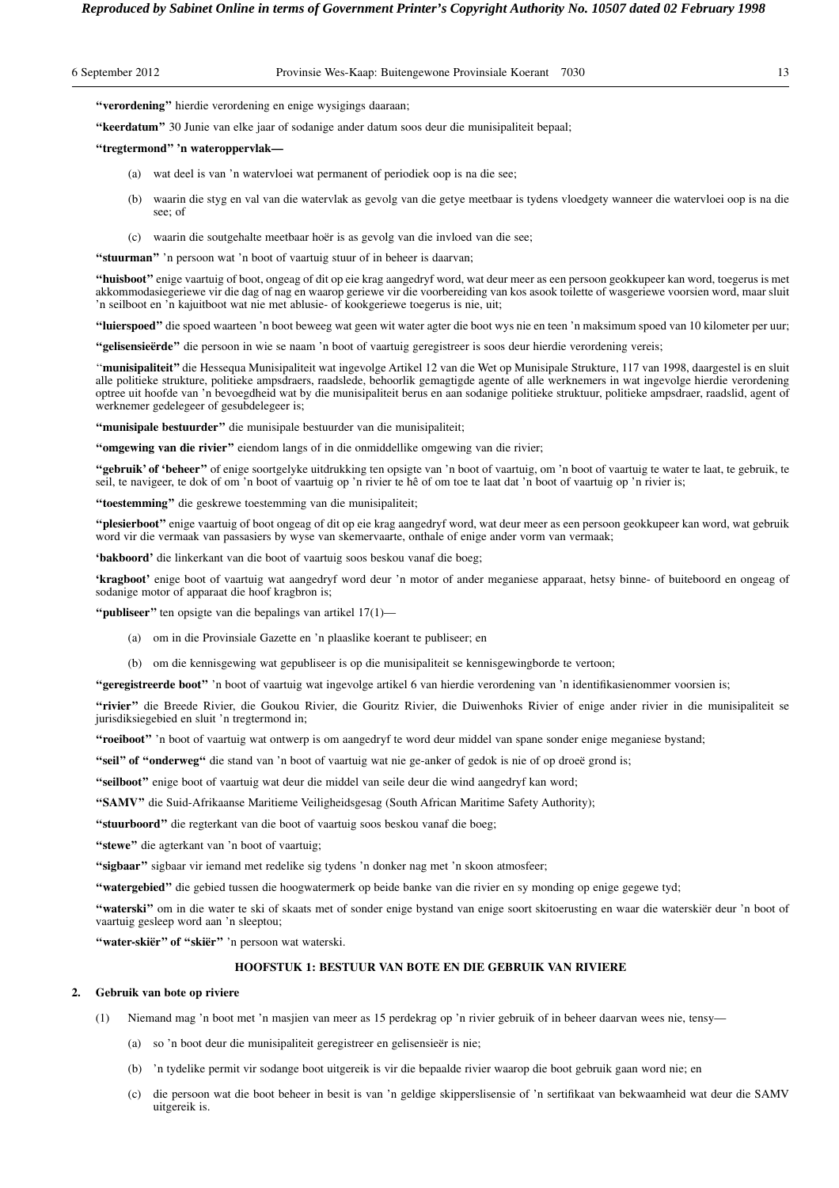**"verordening"** hierdie verordening en enige wysigings daaraan;

**"keerdatum"** 30 Junie van elke jaar of sodanige ander datum soos deur die munisipaliteit bepaal;

**"tregtermond" 'n wateroppervlak—**

(a) wat deel is van 'n watervloei wat permanent of periodiek oop is na die see;

(b) waarin die styg en val van die watervlak as gevolg van die getye meetbaar is tydens vloedgety wanneer die watervloei oop is na die see; of

(c) waarin die soutgehalte meetbaar hoër is as gevolg van die invloed van die see;

**"stuurman"** 'n persoon wat 'n boot of vaartuig stuur of in beheer is daarvan;

**"huisboot"** enige vaartuig of boot, ongeag of dit op eie krag aangedryf word, wat deur meer as een persoon geokkupeer kan word, toegerus is met akkommodasiegeriewe vir die dag of nag en waarop geriewe vir die voorbereiding van kos asook toilette of wasgeriewe voorsien word, maar sluit 'n seilboot en 'n kajuitboot wat nie met ablusie- of kookgeriewe toegerus is nie, uit;

**"luierspoed"** die spoed waarteen 'n boot beweeg wat geen wit water agter die boot wys nie en teen 'n maksimum spoed van 10 kilometer per uur;

**"gelisensieërde"** die persoon in wie se naam 'n boot of vaartuig geregistreer is soos deur hierdie verordening vereis;

**"munisipaliteit"** die Hessequa Munisipaliteit wat ingevolge Artikel 12 van die Wet op Munisipale Strukture, 117 van 1998, daargestel is en sluit alle politieke strukture, politieke ampsdraers, raadslede, behoorlik gemagtigde agente of alle werknemers in wat ingevolge hierdie verordening optree uit hoofde van 'n bevoegdheid wat by die munisipaliteit berus en aan sodanige politieke struktuur, politieke ampsdraer, raadslid, agent of werknemer gedelegeer of gesubdelegeer is;

**"munisipale bestuurder"** die munisipale bestuurder van die munisipaliteit;

**"omgewing van die rivier"** eiendom langs of in die onmiddellike omgewing van die rivier;

**"gebruik' of 'beheer"** of enige soortgelyke uitdrukking ten opsigte van 'n boot of vaartuig, om 'n boot of vaartuig te water te laat, te gebruik, te seil, te navigeer, te dok of om 'n boot of vaartuig op 'n rivier te hê of om toe te laat dat 'n boot of vaartuig op 'n rivier is;

**"toestemming"** die geskrewe toestemming van die munisipaliteit;

**"plesierboot"** enige vaartuig of boot ongeag of dit op eie krag aangedryf word, wat deur meer as een persoon geokkupeer kan word, wat gebruik word vir die vermaak van passasiers by wyse van skemervaarte, onthale of enige ander vorm van vermaak;

**'bakboord'** die linkerkant van die boot of vaartuig soos beskou vanaf die boeg;

**'kragboot'** enige boot of vaartuig wat aangedryf word deur 'n motor of ander meganiese apparaat, hetsy binne- of buiteboord en ongeag of sodanige motor of apparaat die hoof kragbron is;

**"publiseer"** ten opsigte van die bepalings van artikel 17(1)—

(a) om in die Provinsiale Gazette en 'n plaaslike koerant te publiseer; en

(b) om die kennisgewing wat gepubliseer is op die munisipaliteit se kennisgewingborde te vertoon;

**"geregistreerde boot"** 'n boot of vaartuig wat ingevolge artikel 6 van hierdie verordening van 'n identifikasienommer voorsien is;

**"rivier"** die Breede Rivier, die Goukou Rivier, die Gouritz Rivier, die Duiwenhoks Rivier of enige ander rivier in die munisipaliteit se jurisdiksiegebied en sluit 'n tregtermond in;

**"roeiboot"** 'n boot of vaartuig wat ontwerp is om aangedryf te word deur middel van spane sonder enige meganiese bystand;

**"seil" of "onderweg"** die stand van 'n boot of vaartuig wat nie ge-anker of gedok is nie of op droeë grond is;

**"seilboot"** enige boot of vaartuig wat deur die middel van seile deur die wind aangedryf kan word;

**"SAMV"** die Suid-Afrikaanse Maritieme Veiligheidsgesag (South African Maritime Safety Authority);

**"stuurboord"** die regterkant van die boot of vaartuig soos beskou vanaf die boeg;

**"stewe"** die agterkant van 'n boot of vaartuig;

**"sigbaar"** sigbaar vir iemand met redelike sig tydens 'n donker nag met 'n skoon atmosfeer;

**"watergebied"** die gebied tussen die hoogwatermerk op beide banke van die rivier en sy monding op enige gegewe tyd;

**"waterski"** om in die water te ski of skaats met of sonder enige bystand van enige soort skitoerusting en waar die waterskiër deur 'n boot of vaartuig gesleep word aan 'n sleeptou;

**"water-skiër" of "skiër"** 'n persoon wat waterski.

## HOOFSTUK 1: BESTUUR VAN BOTE EN DIE GEBRUIK VAN RIVIERE

### 2. Gebruik van bote op riviere

(1) Niemand mag 'n boot met 'n masjien van meer as 15 perdekrag op 'n rivier gebruik of in beheer daarvan wees nie, tensy—

(a) so 'n boot deur die munisipaliteit geregistreer en gelisensieër is nie;

(b) 'n tydelike permit vir sodange boot uitgereik is vir die bepaalde rivier waarop die boot gebruik gaan word nie; en

(c) die persoon wat die boot beheer in besit is van 'n geldige skipperslisensie of 'n sertifikaat van bekwaamheid wat deur die SAMV uitgereik is.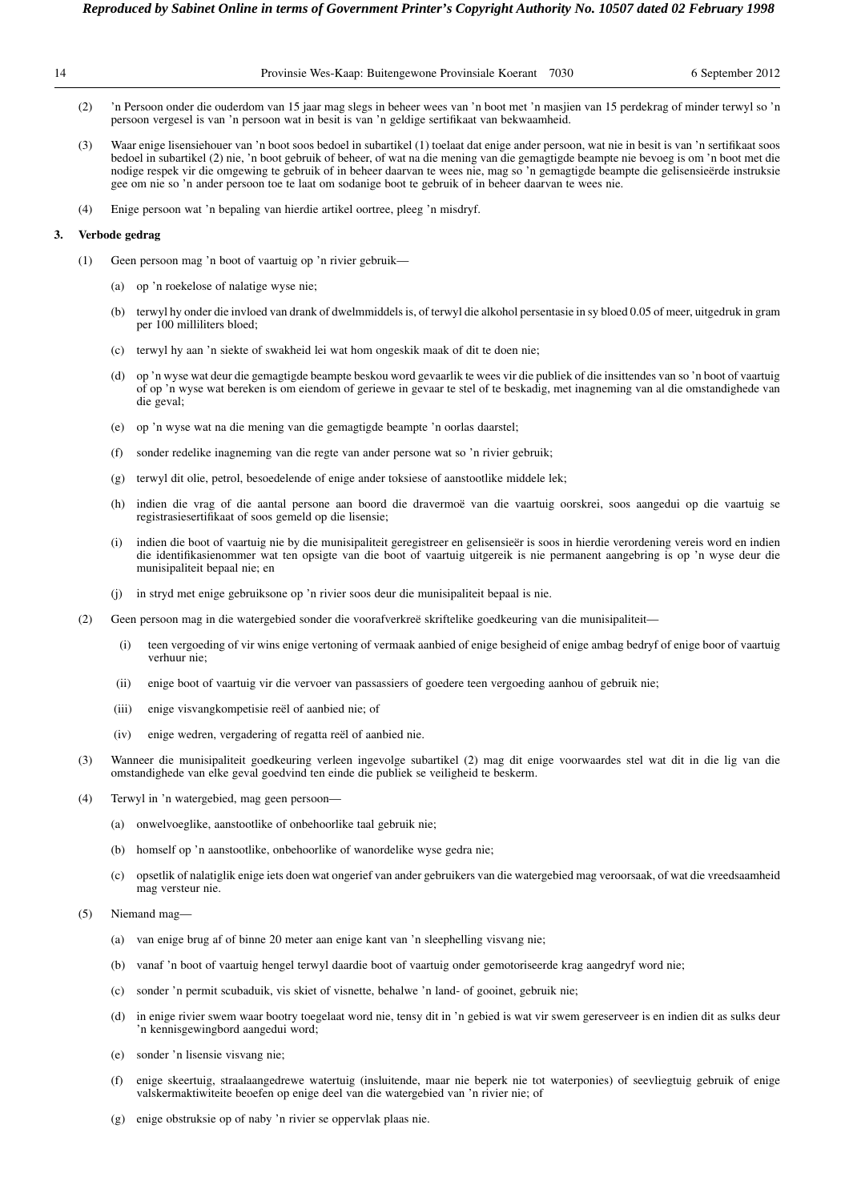(2) 'n Persoon onder die ouderdom van 15 jaar mag slegs in beheer wees van 'n boot met 'n masjien van 15 perdekrag of minder terwyl so 'n persoon vergesel is van 'n persoon wat in besit is van 'n geldige sertifikaat van bekwaamheid.

(3) Waar enige lisensiehouer van 'n boot soos bedoel in subartikel (1) toelaat dat enige ander persoon, wat nie in besit is van 'n sertifikaat soos bedoel in subartikel (2) nie, 'n boot gebruik of beheer, of wat na die mening van die gemagtigde beampte nie bevoeg is om 'n boot met die nodige respek vir die omgewing te gebruik of in beheer daarvan te wees nie, mag so 'n gemagtigde beampte die gelisensieërde instruksie gee om nie so 'n ander persoon toe te laat om sodanige boot te gebruik of in beheer daarvan te wees nie.

(4) Enige persoon wat 'n bepaling van hierdie artikel oortree, pleeg 'n misdryf.

**3. Verbode gedrag**

(1) Geen persoon mag 'n boot of vaartuig op 'n rivier gebruik—

(a) op 'n roekelose of nalatige wyse nie;

(b) terwyl hy onder die invloed van drank of dwelmmiddels is, of terwyl die alkohol persentasie in sy bloed 0.05 of meer, uitgedruk in gram per 100 milliliters bloed;

(c) terwyl hy aan 'n siekte of swakheid lei wat hom ongeskik maak of dit te doen nie;

(d) op 'n wyse wat deur die gemagtigde beampte beskou word gevaarlik te wees vir die publiek of die insittendes van so 'n boot of vaartuig of op 'n wyse wat bereken is om eiendom of geriewe in gevaar te stel of te beskadig, met inagneming van al die omstandighede van die geval;

(e) op 'n wyse wat na die mening van die gemagtigde beampte 'n oorlas daarstel;

(f) sonder redelike inagneming van die regte van ander persone wat so 'n rivier gebruik;

(g) terwyl dit olie, petrol, besoedelende of enige ander toksiese of aanstootlike middele lek;

(h) indien die vrag of die aantal persone aan boord die dravermoë van die vaartuig oorskrei, soos aangedui op die vaartuig se registrasiesertifikaat of soos gemeld op die lisensie;

(i) indien die boot of vaartuig nie by die munisipaliteit geregistreer en gelisensieër is soos in hierdie verordening vereis word en indien die identifikasienommer wat ten opsigte van die boot of vaartuig uitgereik is nie permanent aangebring is op 'n wyse deur die munisipaliteit bepaal nie; en

(j) in stryd met enige gebruiksone op 'n rivier soos deur die munisipaliteit bepaal is nie.

(2) Geen persoon mag in die watergebied sonder die voorafverkreë skriftelike goedkeuring van die munisipaliteit—

(i) teen vergoeding of vir wins enige vertoning of vermaak aanbied of enige besigheid of enige ambag bedryf of enige boor of vaartuig verhuur nie;

(ii) enige boot of vaartuig vir die vervoer van passassiers of goedere teen vergoeding aanhou of gebruik nie;

(iii) enige visvangkompetisie reël of aanbied nie; of

(iv) enige wedren, vergadering of regatta reël of aanbied nie.

(3) Wanneer die munisipaliteit goedkeuring verleen ingevolge subartikel (2) mag dit enige voorwaardes stel wat dit in die lig van die omstandighede van elke geval goedvind ten einde die publiek se veiligheid te beskerm.

(4) Terwyl in 'n watergebied, mag geen persoon—

(a) onwelvoeglike, aanstootlike of onbehoorlike taal gebruik nie;

(b) homself op 'n aanstootlike, onbehoorlike of wanordelike wyse gedra nie;

(c) opsetlik of nalatiglik enige iets doen wat ongerief van ander gebruikers van die watergebied mag veroorsaak, of wat die vreedsaamheid mag versteur nie.

(5) Niemand mag—

(a) van enige brug af of binne 20 meter aan enige kant van 'n sleephelling visvang nie;

(b) vanaf 'n boot of vaartuig hengel terwyl daardie boot of vaartuig onder gemotoriseerde krag aangedryf word nie;

(c) sonder 'n permit scubaduik, vis skiet of visnette, behalwe 'n land- of gooinet, gebruik nie;

(d) in enige rivier swem waar bootry toegelaat word nie, tensy dit in 'n gebied is wat vir swem gereserveer is en indien dit as sulks deur 'n kennisgewingbord aangedui word;

(e) sonder 'n lisensie visvang nie;

(f) enige skeertuig, straalaangedrewe watertuig (insluitende, maar nie beperk nie tot waterponies) of seevliegtuig gebruik of enige valskermaktiwiteite beoefen op enige deel van die watergebied van 'n rivier nie; of

(g) enige obstruksie op of naby 'n rivier se oppervlak plaas nie.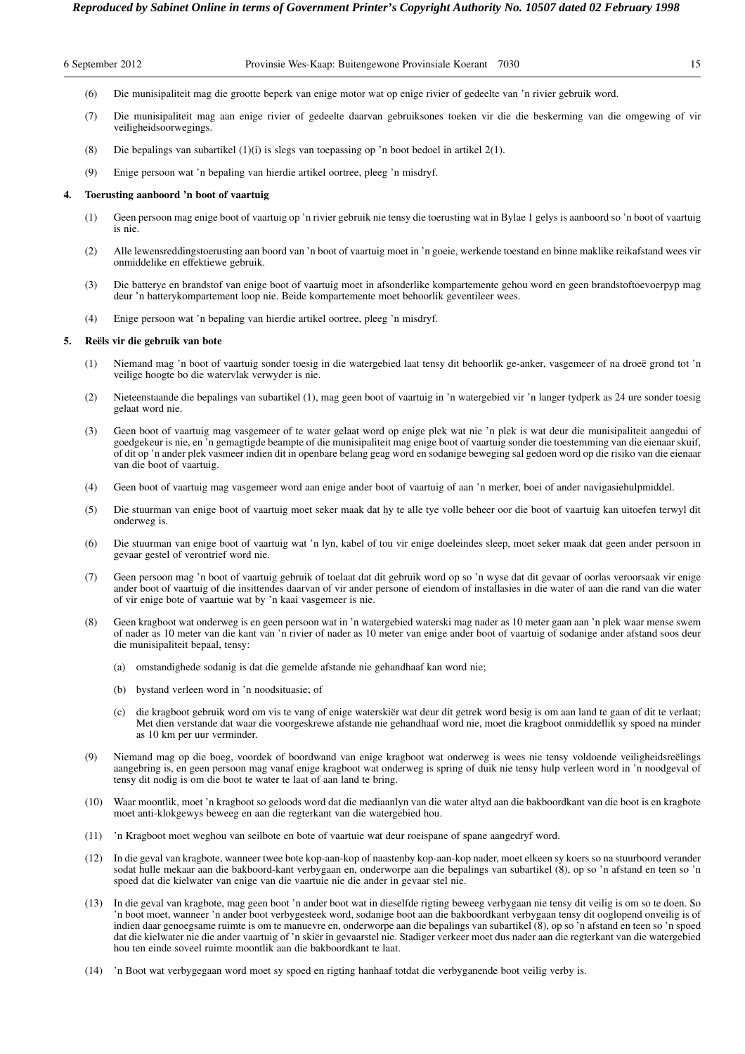(6) Die munisipaliteit mag die grootte beperk van enige motor wat op enige rivier of gedeelte van 'n rivier gebruik word.

(7) Die munisipaliteit mag aan enige rivier of gedeelte daarvan gebruiksones toeken vir die die beskerming van die omgewing of vir veiligheidsoorwegings.

(8) Die bepalings van subartikel (1)(i) is slegs van toepassing op 'n boot bedoel in artikel 2(1).

(9) Enige persoon wat 'n bepaling van hierdie artikel oortree, pleeg 'n misdryf.

**4. Toerusting aanboord 'n boot of vaartuig**

(1) Geen persoon mag enige boot of vaartuig op 'n rivier gebruik nie tensy die toerusting wat in Bylae 1 gelys is aanboord so 'n boot of vaartuig is nie.

(2) Alle lewensreddingstoerusting aan boord van 'n boot of vaartuig moet in 'n goeie, werkende toestand en binne maklike reikafstand wees vir onmiddelike en effektiewe gebruik.

(3) Die batterye en brandstof van enige boot of vaartuig moet in afsonderlike kompartemente gehou word en geen brandstoftoevoerpyp mag deur 'n batterykompartement loop nie. Beide kompartemente moet behoorlik geventileer wees.

(4) Enige persoon wat 'n bepaling van hierdie artikel oortree, pleeg 'n misdryf.

**5. Reëls vir die gebruik van bote**

(1) Niemand mag 'n boot of vaartuig sonder toesig in die watergebied laat tensy dit behoorlik ge-anker, vasgemeer of na droeë grond tot 'n veilige hoogte bo die watervlak verwyder is nie.

(2) Nieteenstaande die bepalings van subartikel (1), mag geen boot of vaartuig in 'n watergebied vir 'n langer tydperk as 24 ure sonder toesig gelaat word nie.

(3) Geen boot of vaartuig mag vasgemeer of te water gelaat word op enige plek wat nie 'n plek is wat deur die munisipaliteit aangedui of goedgekeur is nie, en 'n gemagtigde beampte of die munisipaliteit mag enige boot of vaartuig sonder die toestemming van die eienaar skuif, of dit op 'n ander plek vasmeer indien dit in openbare belang geag word en sodanige beweging sal gedoen word op die risiko van die eienaar van die boot of vaartuig.

(4) Geen boot of vaartuig mag vasgemeer word aan enige ander boot of vaartuig of aan 'n merker, boei of ander navigasiehulpmiddel.

(5) Die stuurman van enige boot of vaartuig moet seker maak dat hy te alle tye volle beheer oor die boot of vaartuig kan uitoefen terwyl dit onderweg is.

(6) Die stuurman van enige boot of vaartuig wat 'n lyn, kabel of tou vir enige doeleindes sleep, moet seker maak dat geen ander persoon in gevaar gestel of verontrief word nie.

(7) Geen persoon mag 'n boot of vaartuig gebruik of toelaat dat dit gebruik word op so 'n wyse dat dit gevaar of oorlas veroorsaak vir enige ander boot of vaartuig of die insittendes daarvan of vir ander persone of eiendom of installasies in die water of aan die rand van die water of vir enige bote of vaartuie wat by 'n kaai vasgemeer is nie.

(8) Geen kragboot wat onderweg is en geen persoon wat in 'n watergebied waterski mag nader as 10 meter gaan aan 'n plek waar mense swem of nader as 10 meter van die kant van 'n rivier of nader as 10 meter van enige ander boot of vaartuig of sodanige ander afstand soos deur die munisipaliteit bepaal, tensy:

(a) omstandighede sodanig is dat die gemelde afstande nie gehandhaaf kan word nie;

(b) bystand verleen word in 'n noodsituasie; of

(c) die kragboot gebruik word om vis te vang of enige waterskiër wat deur dit getrek word besig is om aan land te gaan of dit te verlaat; Met dien verstande dat waar die voorgeskrewe afstande nie gehandhaaf word nie, moet die kragboot onmiddellik sy spoed na minder as 10 km per uur verminder.

(9) Niemand mag op die boeg, voordek of boordwand van enige kragboot wat onderweg is wees nie tensy voldoende veiligheidsreëlings aangebring is, en geen persoon mag vanaf enige kragboot wat onderweg is spring of duik nie tensy hulp verleen word in 'n noodgeval of tensy dit nodig is om die boot te water te laat of aan land te bring.

(10) Waar moontlik, moet 'n kragboot so geloods word dat die mediaanlyn van die water altyd aan die bakboordkant van die boot is en kragbote moet anti-klokgewys beweeg en aan die regterkant van die watergebied hou.

(11) 'n Kragboot moet weghou van seilbote en bote of vaartuie wat deur roeispane of spane aangedryf word.

(12) In die geval van kragbote, wanneer twee bote kop-aan-kop of naastenby kop-aan-kop nader, moet elkeen sy koers so na stuurboord verander sodat hulle mekaar aan die bakboord-kant verbygaan en, onderworpe aan die bepalings van subartikel (8), op so 'n afstand en teen so 'n spoed dat die kielwater van enige van die vaartuie nie die ander in gevaar stel nie.

(13) In die geval van kragbote, mag geen boot 'n ander boot wat in dieselfde rigting beweeg verbygaan nie tensy dit veilig is om so te doen. So 'n boot moet, wanneer 'n ander boot verbygesteek word, sodanige boot aan die bakboordkant verbygaan tensy dit ooglopend onveilig is of indien daar genoegsame ruimte is om te manuevre en, onderworpe aan die bepalings van subartikel (8), op so 'n afstand en teen so 'n spoed dat die kielwater nie die ander vaartuig of 'n skiër in gevaarstel nie. Stadiger verkeer moet dus nader aan die regterkant van die watergebied hou ten einde soveel ruimte moontlik aan die bakboordkant te laat.

(14) 'n Boot wat verbygegaan word moet sy spoed en rigting hanhaaf totdat die verbyganende boot veilig verby is.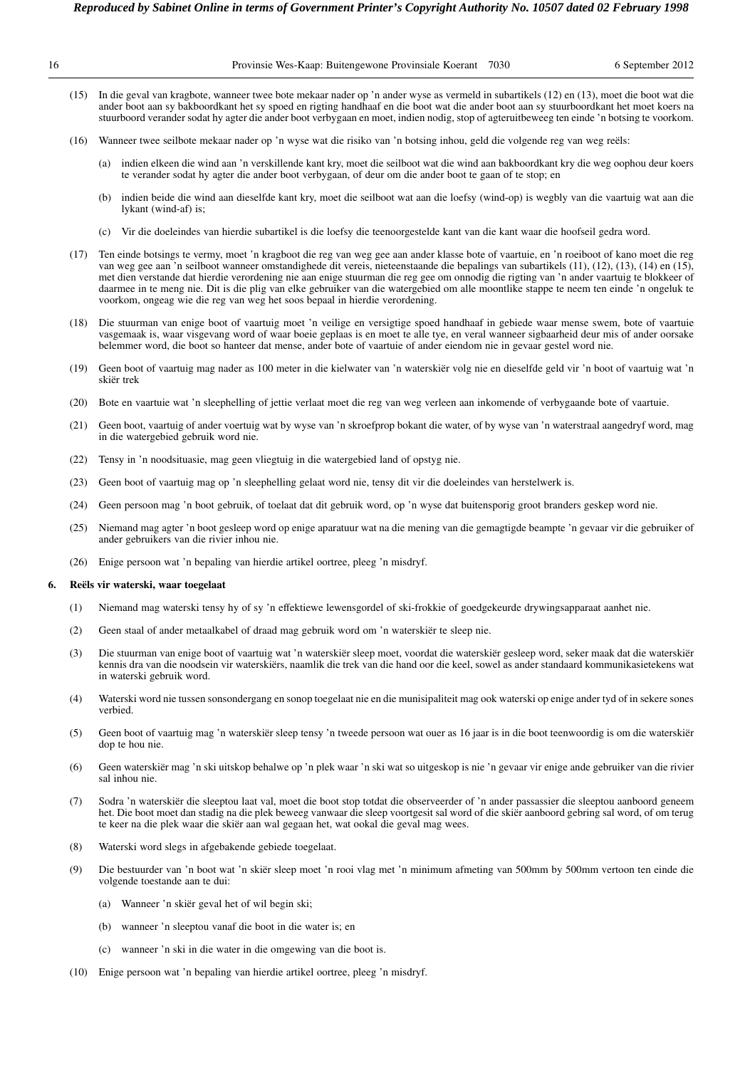(15) In die geval van kragbote, wanneer twee bote mekaar nader op 'n ander wyse as vermeld in subartikels (12) en (13), moet die boot wat die ander boot aan sy bakboordkant het sy spoed en rigting handhaaf en die boot wat die ander boot aan sy stuurboordkant het moet koers na stuurboord verander sodat hy agter die ander boot verbygaan en moet, indien nodig, stop of agteruitbeweeg ten einde 'n botsing te voorkom.

(16) Wanneer twee seilbote mekaar nader op 'n wyse wat die risiko van 'n botsing inhou, geld die volgende reg van weg reëls:

(a) indien elkeen die wind aan 'n verskillende kant kry, moet die seilboot wat die wind aan bakboordkant kry die weg oophou deur koers te verander sodat hy agter die ander boot verbygaan, of deur om die ander boot te gaan of te stop; en

(b) indien beide die wind aan dieselfde kant kry, moet die seilboot wat aan die loefsy (wind-op) is wegbly van die vaartuig wat aan die lykant (wind-af) is;

(c) Vir die doeleindes van hierdie subartikel is die loefsy die teenoorgestelde kant van die kant waar die hoofseil gedra word.

(17) Ten einde botsings te vermy, moet 'n kragboot die reg van weg gee aan ander klasse bote of vaartuie, en 'n roeiboot of kano moet die reg van weg gee aan 'n seilboot wanneer omstandighede dit vereis, nieteenstaande die bepalings van subartikels (11), (12), (13), (14) en (15), met dien verstande dat hierdie verordening nie aan enige stuurman die reg gee om onnodig die rigting van 'n ander vaartuig te blokkeer of daarmee in te meng nie. Dit is die plig van elke gebruiker van die watergebied om alle moontlike stappe te neem ten einde 'n ongeluk te voorkom, ongeag wie die reg van weg het soos bepaal in hierdie verordening.

(18) Die stuurman van enige boot of vaartuig moet 'n veilige en versigtige spoed handhaaf in gebiede waar mense swem, bote of vaartuie vasgemaak is, waar visgevang word of waar boeie geplaas is en moet te alle tye, en veral wanneer sigbaarheid deur mis of ander oorsake belemmer word, die boot so hanteer dat mense, ander bote of vaartuie of ander eiendom nie in gevaar gestel word nie.

(19) Geen boot of vaartuig mag nader as 100 meter in die kielwater van 'n waterskiër volg nie en dieselfde geld vir 'n boot of vaartuig wat 'n skiër trek

(20) Bote en vaartuie wat 'n sleephelling of jettie verlaat moet die reg van weg verleen aan inkomende of verbygaande bote of vaartuie.

(21) Geen boot, vaartuig of ander voertuig wat by wyse van 'n skroefprop bokant die water, of by wyse van 'n waterstraal aangedryf word, mag in die watergebied gebruik word nie.

(22) Tensy in 'n noodsituasie, mag geen vliegtuig in die watergebied land of opstyg nie.

(23) Geen boot of vaartuig mag op 'n sleephelling gelaat word nie, tensy dit vir die doeleindes van herstelwerk is.

(24) Geen persoon mag 'n boot gebruik, of toelaat dat dit gebruik word, op 'n wyse dat buitensporig groot branders geskep word nie.

(25) Niemand mag agter 'n boot gesleep word op enige aparatuur wat na die mening van die gemagtigde beampte 'n gevaar vir die gebruiker of ander gebruikers van die rivier inhou nie.

(26) Enige persoon wat 'n bepaling van hierdie artikel oortree, pleeg 'n misdryf.

## 6. Reëls vir waterski, waar toegelaat

(1) Niemand mag waterski tensy hy of sy 'n effektiewe lewensgordel of ski-frokkie of goedgekeurde drywingsapparaat aanhet nie.

(2) Geen staal of ander metaalkabel of draad mag gebruik word om 'n waterskiër te sleep nie.

(3) Die stuurman van enige boot of vaartuig wat 'n waterskiër sleep moet, voordat die waterskiër gesleep word, seker maak dat die waterskiër kennis dra van die noodsein vir waterskiërs, naamlik die trek van die hand oor die keel, sowel as ander standaard kommunikasietekens wat in waterski gebruik word.

(4) Waterski word nie tussen sonsondergang en sonop toegelaat nie en die munisipaliteit mag ook waterski op enige ander tyd of in sekere sones verbied.

(5) Geen boot of vaartuig mag 'n waterskiër sleep tensy 'n tweede persoon wat ouer as 16 jaar is in die boot teenwoordig is om die waterskiër dop te hou nie.

(6) Geen waterskiër mag 'n ski uitskop behalwe op 'n plek waar 'n ski wat so uitgeskop is nie 'n gevaar vir enige ande gebruiker van die rivier sal inhou nie.

(7) Sodra 'n waterskiër die sleeptou laat val, moet die boot stop totdat die observeerder of 'n ander passassier die sleeptou aanboord geneem het. Die boot moet dan stadig na die plek beweeg vanwaar die sleep voortgesit sal word of die skiër aanboord gebring sal word, of om terug te keer na die plek waar die skiër aan wal gegaan het, wat ookal die geval mag wees.

(8) Waterski word slegs in afgebakende gebiede toegelaat.

(9) Die bestuurder van 'n boot wat 'n skiër sleep moet 'n rooi vlag met 'n minimum afmeting van 500mm by 500mm vertoon ten einde die volgende toestande aan te dui:

(a) Wanneer 'n skiër geval het of wil begin ski;

(b) wanneer 'n sleeptou vanaf die boot in die water is; en

(c) wanneer 'n ski in die water in die omgewing van die boot is.

(10) Enige persoon wat 'n bepaling van hierdie artikel oortree, pleeg 'n misdryf.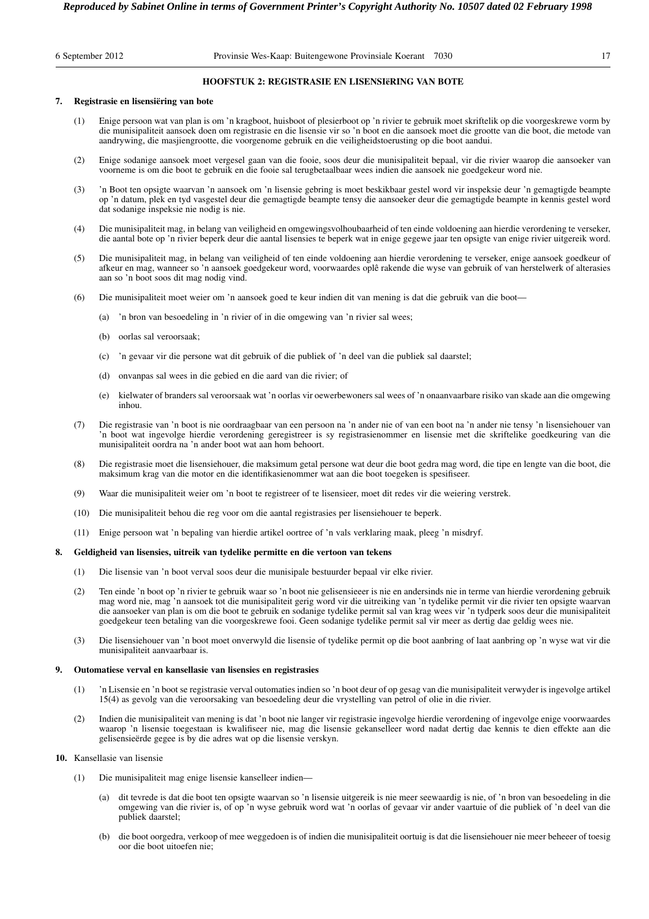## HOOFSTUK 2: REGISTRASIE EN LISENSIëRING VAN BOTE

**7. Registrasie en lisensiëring van bote**

(1) Enige persoon wat van plan is om 'n kragboot, huisboot of plesierboot op 'n rivier te gebruik moet skriftelik op die voorgeskrewe vorm by die munisipaliteit aansoek doen om registrasie en die lisensie vir so 'n boot en die aansoek moet die grootte van die boot, die metode van aandrywing, die masjiengrootte, die voorgenome gebruik en die veiligheidstoerusting op die boot aandui.

(2) Enige sodanige aansoek moet vergesel gaan van die fooie, soos deur die munisipaliteit bepaal, vir die rivier waarop die aansoeker van voorneme is om die boot te gebruik en die fooie sal terugbetaalbaar wees indien die aansoek nie goedgekeur word nie.

(3) 'n Boot ten opsigte waarvan 'n aansoek om 'n lisensie gebring is moet beskikbaar gestel word vir inspeksie deur 'n gemagtigde beampte op 'n datum, plek en tyd vasgestel deur die gemagtigde beampte tensy die aansoeker deur die gemagtigde beampte in kennis gestel word dat sodanige inspeksie nie nodig is nie.

(4) Die munisipaliteit mag, in belang van veiligheid en omgewingsvolhoubaarheid of ten einde voldoening aan hierdie verordening te verseker, die aantal bote op 'n rivier beperk deur die aantal lisensies te beperk wat in enige gegewe jaar ten opsigte van enige rivier uitgereik word.

(5) Die munisipaliteit mag, in belang van veiligheid of ten einde voldoening aan hierdie verordening te verseker, enige aansoek goedkeur of afkeur en mag, wanneer so 'n aansoek goedgekeur word, voorwaardes oplê rakende die wyse van gebruik of van herstelwerk of alterasies aan so 'n boot soos dit mag nodig vind.

(6) Die munisipaliteit moet weier om 'n aansoek goed te keur indien dit van mening is dat die gebruik van die boot—

(a) 'n bron van besoedeling in 'n rivier of in die omgewing van 'n rivier sal wees;

(b) oorlas sal veroorsaak;

(c) 'n gevaar vir die persone wat dit gebruik of die publiek of 'n deel van die publiek sal daarstel;

(d) onvanpas sal wees in die gebied en die aard van die rivier; of

(e) kielwater of branders sal veroorsaak wat 'n oorlas vir oewerbewoners sal wees of 'n onaanvaarbare risiko van skade aan die omgewing inhou.

(7) Die registrasie van 'n boot is nie oordraagbaar van een persoon na 'n ander nie of van een boot na 'n ander nie tensy 'n lisensiehouer van 'n boot wat ingevolge hierdie verordening geregistreer is sy registrasienommer en lisensie met die skriftelike goedkeuring van die munisipaliteit oordra na 'n ander boot wat aan hom behoort.

(8) Die registrasie moet die lisensiehouer, die maksimum getal persone wat deur die boot gedra mag word, die tipe en lengte van die boot, die maksimum krag van die motor en die identifikasienommer wat aan die boot toegeken is spesifiseer.

(9) Waar die munisipaliteit weier om 'n boot te registreer of te lisensieer, moet dit redes vir die weiering verstrek.

(10) Die munisipaliteit behou die reg voor om die aantal registrasies per lisensiehouer te beperk.

(11) Enige persoon wat 'n bepaling van hierdie artikel oortree of 'n vals verklaring maak, pleeg 'n misdryf.

**8. Geldigheid van lisensies, uitreik van tydelike permitte en die vertoon van tekens**

(1) Die lisensie van 'n boot verval soos deur die munisipale bestuurder bepaal vir elke rivier.

(2) Ten einde 'n boot op 'n rivier te gebruik waar so 'n boot nie gelisensieeer is nie en andersinds nie in terme van hierdie verordening gebruik mag word nie, mag 'n aansoek tot die munisipaliteit gerig word vir die uitreiking van 'n tydelike permit vir die rivier ten opsigte waarvan die aansoeker van plan is om die boot te gebruik en sodanige tydelike permit sal van krag wees vir 'n tydperk soos deur die munisipaliteit goedgekeur teen betaling van die voorgeskrewe fooi. Geen sodanige tydelike permit sal vir meer as dertig dae geldig wees nie.

(3) Die lisensiehouer van 'n boot moet onverwyld die lisensie of tydelike permit op die boot aanbring of laat aanbring op 'n wyse wat vir die munisipaliteit aanvaarbaar is.

**9. Outomatiese verval en kansellasie van lisensies en registrasies**

(1) 'n Lisensie en 'n boot se registrasie verval outomaties indien so 'n boot deur of op gesag van die munisipaliteit verwyder is ingevolge artikel 15(4) as gevolg van die veroorsaking van besoedeling deur die vrystelling van petrol of olie in die rivier.

(2) Indien die munisipaliteit van mening is dat 'n boot nie langer vir registrasie ingevolge hierdie verordening of ingevolge enige voorwaardes waarop 'n lisensie toegestaan is kwalifiseer nie, mag die lisensie gekanselleer word nadat dertig dae kennis te dien effekte aan die gelisensieërde gegee is by die adres wat op die lisensie verskyn.

**10.** Kansellasie van lisensie

(1) Die munisipaliteit mag enige lisensie kanselleer indien—

(a) dit tevrede is dat die boot ten opsigte waarvan so 'n lisensie uitgereik is nie meer seewaardig is nie, of 'n bron van besoedeling in die omgewing van die rivier is, of op 'n wyse gebruik word wat 'n oorlas of gevaar vir ander vaartuie of die publiek of 'n deel van die publiek daarstel;

(b) die boot oorgedra, verkoop of mee weggedoen is of indien die munisipaliteit oortuig is dat die lisensiehouer nie meer beheeer of toesig oor die boot uitoefen nie;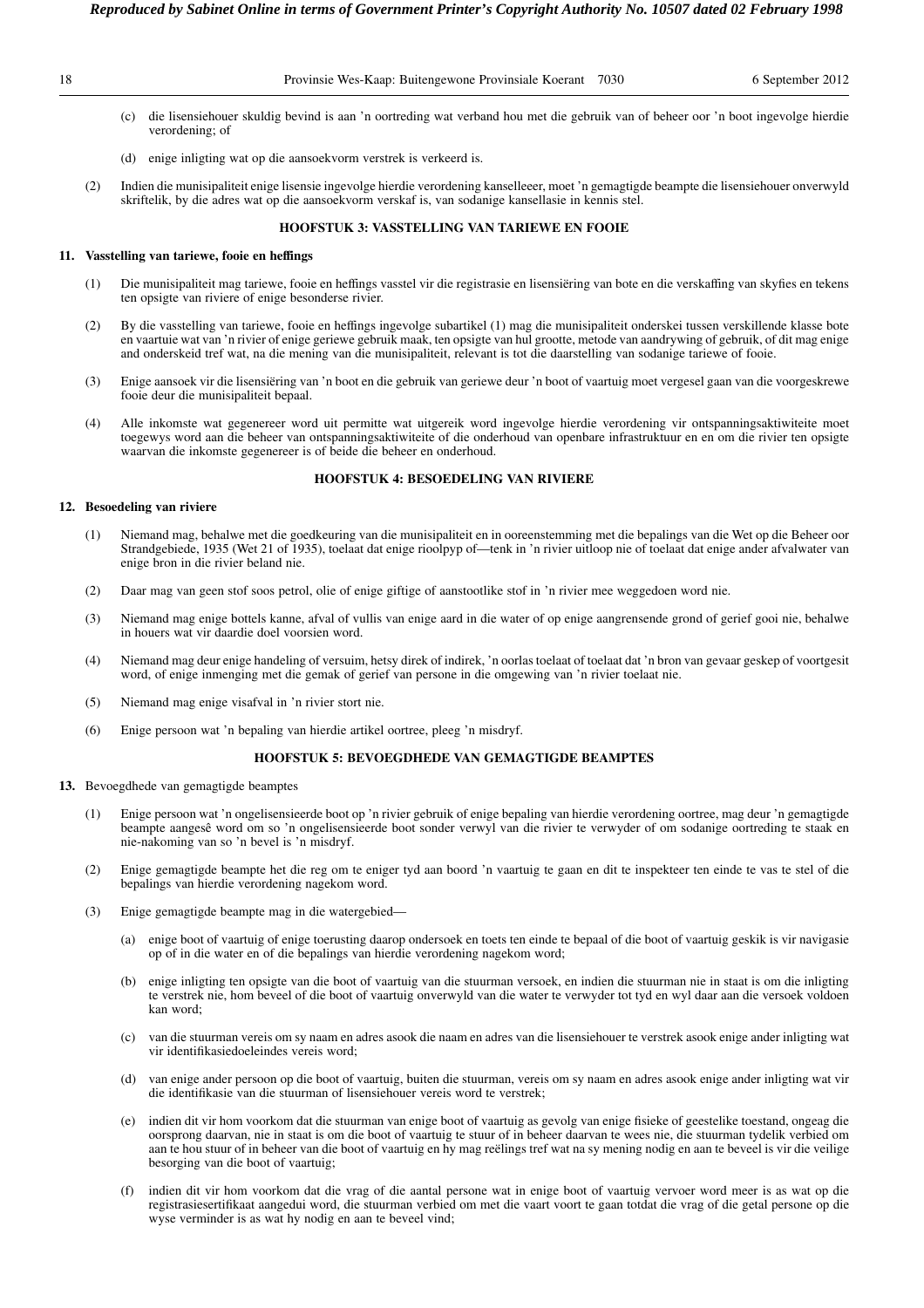(c) die lisensiehouer skuldig bevind is aan 'n oortreding wat verband hou met die gebruik van of beheer oor 'n boot ingevolge hierdie verordening; of

(d) enige inligting wat op die aansoekvorm verstrek is verkeerd is.

(2) Indien die munisipaliteit enige lisensie ingevolge hierdie verordening kanselleeer, moet 'n gemagtigde beampte die lisensiehouer onverwyld skriftelik, by die adres wat op die aansoekvorm verskaf is, van sodanige kansellasie in kennis stel.

## HOOFSTUK 3: VASSTELLING VAN TARIEWE EN FOOIE

**11. Vasstelling van tariewe, fooie en heffings**

(1) Die munisipaliteit mag tariewe, fooie en heffings vasstel vir die registrasie en lisensiëring van bote en die verskaffing van skyfies en tekens ten opsigte van riviere of enige besonderse rivier.

(2) By die vasstelling van tariewe, fooie en heffings ingevolge subartikel (1) mag die munisipaliteit onderskei tussen verskillende klasse bote en vaartuie wat van 'n rivier of enige geriewe gebruik maak, ten opsigte van hul grootte, metode van aandrywing of gebruik, of dit mag enige and onderskeid tref wat, na die mening van die munisipaliteit, relevant is tot die daarstelling van sodanige tariewe of fooie.

(3) Enige aansoek vir die lisensiëring van 'n boot en die gebruik van geriewe deur 'n boot of vaartuig moet vergesel gaan van die voorgeskrewe fooie deur die munisipaliteit bepaal.

(4) Alle inkomste wat gegenereer word uit permitte wat uitgereik word ingevolge hierdie verordening vir ontspanningsaktiwiteite moet toegewys word aan die beheer van ontspanningsaktiwiteite of die onderhoud van openbare infrastruktuur en en om die rivier ten opsigte waarvan die inkomste gegenereer is of beide die beheer en onderhoud.

## HOOFSTUK 4: BESOEDELING VAN RIVIERE

**12. Besoedeling van riviere**

(1) Niemand mag, behalwe met die goedkeuring van die munisipaliteit en in ooreenstemming met die bepalings van die Wet op die Beheer oor Strandgebiede, 1935 (Wet 21 of 1935), toelaat dat enige rioolpyp of—tenk in 'n rivier uitloop nie of toelaat dat enige ander afvalwater van enige bron in die rivier beland nie.

(2) Daar mag van geen stof soos petrol, olie of enige giftige of aanstootlike stof in 'n rivier mee weggedoen word nie.

(3) Niemand mag enige bottels kanne, afval of vullis van enige aard in die water of op enige aangrensende grond of gerief gooi nie, behalwe in houers wat vir daardie doel voorsien word.

(4) Niemand mag deur enige handeling of versuim, hetsy direk of indirek, 'n oorlas toelaat of toelaat dat 'n bron van gevaar geskep of voortgesit word, of enige inmenging met die gemak of gerief van persone in die omgewing van 'n rivier toelaat nie.

(5) Niemand mag enige visafval in 'n rivier stort nie.

(6) Enige persoon wat 'n bepaling van hierdie artikel oortree, pleeg 'n misdryf.

## HOOFSTUK 5: BEVOEGDHEDE VAN GEMAGTIGDE BEAMPTES

**13.** Bevoegdhede van gemagtigde beamptes

(1) Enige persoon wat 'n ongelisensieerde boot op 'n rivier gebruik of enige bepaling van hierdie verordening oortree, mag deur 'n gemagtigde beampte aangesê word om so 'n ongelisensieerde boot sonder verwyl van die rivier te verwyder of om sodanige oortreding te staak en nie-nakoming van so 'n bevel is 'n misdryf.

(2) Enige gemagtigde beampte het die reg om te eniger tyd aan boord 'n vaartuig te gaan en dit te inspekteer ten einde te vas te stel of die bepalings van hierdie verordening nagekom word.

(3) Enige gemagtigde beampte mag in die watergebied—

(a) enige boot of vaartuig of enige toerusting daarop ondersoek en toets ten einde te bepaal of die boot of vaartuig geskik is vir navigasie op of in die water en of die bepalings van hierdie verordening nagekom word;

(b) enige inligting ten opsigte van die boot of vaartuig van die stuurman versoek, en indien die stuurman nie in staat is om die inligting te verstrek nie, hom beveel of die boot of vaartuig onverwyld van die water te verwyder tot tyd en wyl daar aan die versoek voldoen kan word;

(c) van die stuurman vereis om sy naam en adres asook die naam en adres van die lisensiehouer te verstrek asook enige ander inligting wat vir identifikasiedoeleindes vereis word;

(d) van enige ander persoon op die boot of vaartuig, buiten die stuurman, vereis om sy naam en adres asook enige ander inligting wat vir die identifikasie van die stuurman of lisensiehouer vereis word te verstrek;

(e) indien dit vir hom voorkom dat die stuurman van enige boot of vaartuig as gevolg van enige fisieke of geestelike toestand, ongeag die oorsprong daarvan, nie in staat is om die boot of vaartuig te stuur of in beheer daarvan te wees nie, die stuurman tydelik verbied om aan te hou stuur of in beheer van die boot of vaartuig en hy mag reëlings tref wat na sy mening nodig en aan te beveel is vir die veilige besorging van die boot of vaartuig;

(f) indien dit vir hom voorkom dat die vrag of die aantal persone wat in enige boot of vaartuig vervoer word meer is as wat op die registrasiesertifikaat aangedui word, die stuurman verbied om met die vaart voort te gaan totdat die vrag of die getal persone op die wyse verminder is as wat hy nodig en aan te beveel vind;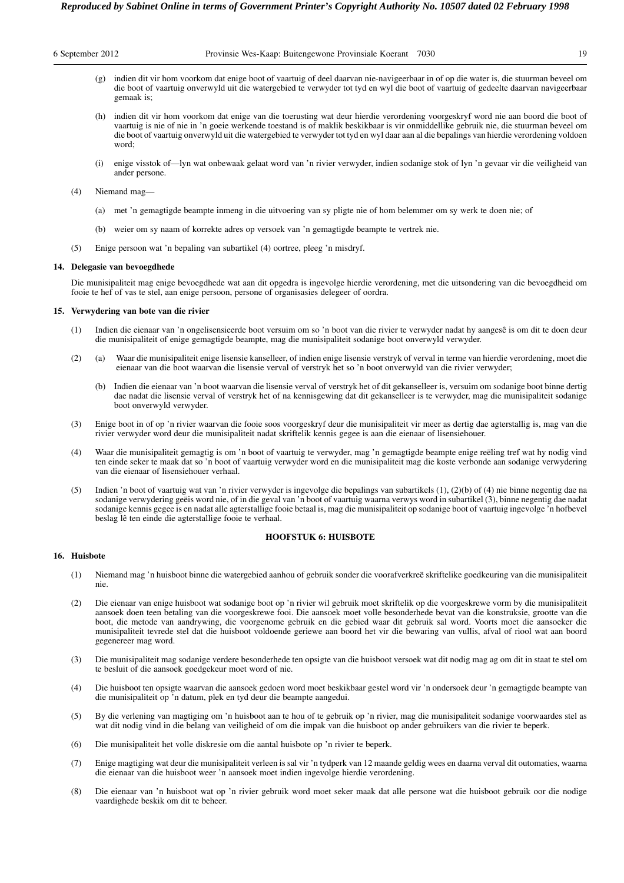(g) indien dit vir hom voorkom dat enige boot of vaartuig of deel daarvan nie-navigeerbaar in of op die water is, die stuurman beveel om die boot of vaartuig onverwyld uit die watergebied te verwyder tot tyd en wyl die boot of vaartuig of gedeelte daarvan navigeerbaar gemaak is;

(h) indien dit vir hom voorkom dat enige van die toerusting wat deur hierdie verordening voorgeskryf word nie aan boord die boot of vaartuig is nie of nie in 'n goeie werkende toestand is of maklik beskikbaar is vir onmiddellike gebruik nie, die stuurman beveel om die boot of vaartuig onverwyld uit die watergebied te verwyder tot tyd en wyl daar aan al die bepalings van hierdie verordening voldoen word;

(i) enige visstok of—lyn wat onbewaak gelaat word van 'n rivier verwyder, indien sodanige stok of lyn 'n gevaar vir die veiligheid van ander persone.

(4) Niemand mag—

(a) met 'n gemagtigde beampte inmeng in die uitvoering van sy pligte nie of hom belemmer om sy werk te doen nie; of

(b) weier om sy naam of korrekte adres op versoek van 'n gemagtigde beampte te vertrek nie.

(5) Enige persoon wat 'n bepaling van subartikel (4) oortree, pleeg 'n misdryf.

**14. Delegasie van bevoegdhede**

Die munisipaliteit mag enige bevoegdhede wat aan dit opgedra is ingevolge hierdie verordening, met die uitsondering van die bevoegdheid om fooie te hef of vas te stel, aan enige persoon, persone of organisasies delegeer of oordra.

**15. Verwydering van bote van die rivier**

(1) Indien die eienaar van 'n ongelisensieerde boot versuim om so 'n boot van die rivier te verwyder nadat hy aangesê is om dit te doen deur die munisipaliteit of enige gemagtigde beampte, mag die munisipaliteit sodanige boot onverwyld verwyder.

(2) (a) Waar die munisipaliteit enige lisensie kanselleer, of indien enige lisensie verstryk of verval in terme van hierdie verordening, moet die eienaar van die boot waarvan die lisensie verval of verstryk het so 'n boot onverwyld van die rivier verwyder;

(b) Indien die eienaar van 'n boot waarvan die lisensie verval of verstryk het of dit gekanselleer is, versuim om sodanige boot binne dertig dae nadat die lisensie verval of verstryk het of na kennisgewing dat dit gekanselleer is te verwyder, mag die munisipaliteit sodanige boot onverwyld verwyder.

(3) Enige boot in of op 'n rivier waarvan die fooie soos voorgeskryf deur die munisipaliteit vir meer as dertig dae agterstallig is, mag van die rivier verwyder word deur die munisipaliteit nadat skriftelik kennis gegee is aan die eienaar of lisensiehouer.

(4) Waar die munisipaliteit gemagtig is om 'n boot of vaartuig te verwyder, mag 'n gemagtigde beampte enige reëling tref wat hy nodig vind ten einde seker te maak dat so 'n boot of vaartuig verwyder word en die munisipaliteit mag die koste verbonde aan sodanige verwydering van die eienaar of lisensiehouer verhaal.

(5) Indien 'n boot of vaartuig wat van 'n rivier verwyder is ingevolge die bepalings van subartikels (1), (2)(b) of (4) nie binne negentig dae na sodanige verwydering geëis word nie, of in die geval van 'n boot of vaartuig waarna verwys word in subartikel (3), binne negentig dae nadat sodanige kennis gegee is en nadat alle agterstallige fooie betaal is, mag die munisipaliteit op sodanige boot of vaartuig ingevolge 'n hofbevel beslag lê ten einde die agterstallige fooie te verhaal.

## HOOFSTUK 6: HUISBOTE

**16. Huisbote**

(1) Niemand mag 'n huisboot binne die watergebied aanhou of gebruik sonder die voorafverkreë skriftelike goedkeuring van die munisipaliteit nie.

(2) Die eienaar van enige huisboot wat sodanige boot op 'n rivier wil gebruik moet skriftelik op die voorgeskrewe vorm by die munisipaliteit aansoek doen teen betaling van die voorgeskrewe fooi. Die aansoek moet volle besonderhede bevat van die konstruksie, grootte van die boot, die metode van aandrywing, die voorgenome gebruik en die gebied waar dit gebruik sal word. Voorts moet die aansoeker die munisipaliteit tevrede stel dat die huisboot voldoende geriewe aan boord het vir die bewaring van vullis, afval of riool wat aan boord gegenereer mag word.

(3) Die munisipaliteit mag sodanige verdere besonderhede ten opsigte van die huisboot versoek wat dit nodig mag ag om dit in staat te stel om te besluit of die aansoek goedgekeur moet word of nie.

(4) Die huisboot ten opsigte waarvan die aansoek gedoen word moet beskikbaar gestel word vir 'n ondersoek deur 'n gemagtigde beampte van die munisipaliteit op 'n datum, plek en tyd deur die beampte aangedui.

(5) By die verlening van magtiging om 'n huisboot aan te hou of te gebruik op 'n rivier, mag die munisipaliteit sodanige voorwaardes stel as wat dit nodig vind in die belang van veiligheid of om die impak van die huisboot op ander gebruikers van die rivier te beperk.

(6) Die munisipaliteit het volle diskresie om die aantal huisbote op 'n rivier te beperk.

(7) Enige magtiging wat deur die munisipaliteit verleen is sal vir 'n tydperk van 12 maande geldig wees en daarna verval dit outomaties, waarna die eienaar van die huisboot weer 'n aansoek moet indien ingevolge hierdie verordening.

(8) Die eienaar van 'n huisboot wat op 'n rivier gebruik word moet seker maak dat alle persone wat die huisboot gebruik oor die nodige vaardighede beskik om dit te beheer.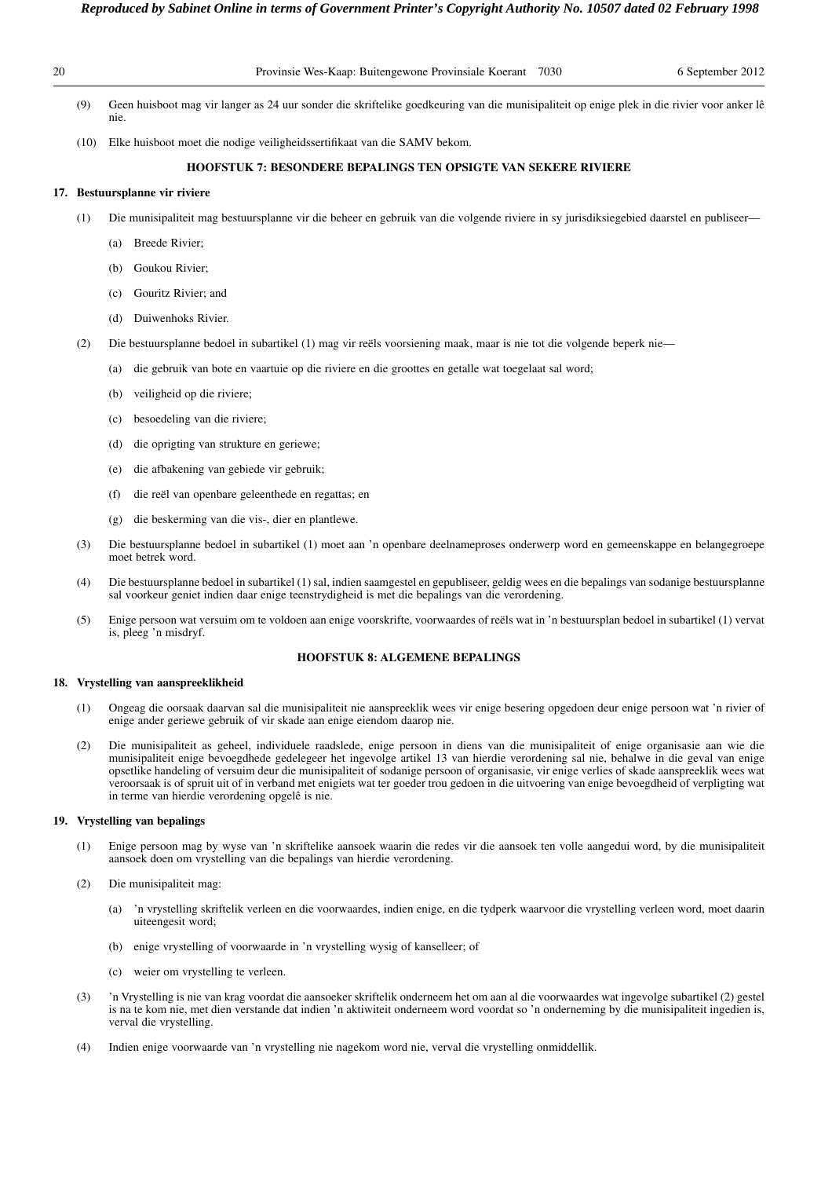(9) Geen huisboot mag vir langer as 24 uur sonder die skriftelike goedkeuring van die munisipaliteit op enige plek in die rivier voor anker lê nie.

(10) Elke huisboot moet die nodige veiligheidssertifikaat van die SAMV bekom.

### HOOFSTUK 7: BESONDERE BEPALINGS TEN OPSIGTE VAN SEKERE RIVIERE

**17. Bestuursplanne vir riviere**

(1) Die munisipaliteit mag bestuursplanne vir die beheer en gebruik van die volgende riviere in sy jurisdiksiegebied daarstel en publiseer—

(a) Breede Rivier;

(b) Goukou Rivier;

(c) Gouritz Rivier; and

(d) Duiwenhoks Rivier.

(2) Die bestuursplanne bedoel in subartikel (1) mag vir reëls voorsiening maak, maar is nie tot die volgende beperk nie—

(a) die gebruik van bote en vaartuie op die riviere en die groottes en getalle wat toegelaat sal word;

(b) veiligheid op die riviere;

(c) besoedeling van die riviere;

(d) die oprigting van strukture en geriewe;

(e) die afbakening van gebiede vir gebruik;

(f) die reël van openbare geleenthede en regattas; en

(g) die beskerming van die vis-, dier en plantlewe.

(3) Die bestuursplanne bedoel in subartikel (1) moet aan 'n openbare deelnameproses onderwerp word en gemeenskappe en belangegroepe moet betrek word.

(4) Die bestuursplanne bedoel in subartikel (1) sal, indien saamgestel en gepubliseer, geldig wees en die bepalings van sodanige bestuursplanne sal voorkeur geniet indien daar enige teenstrydigheid is met die bepalings van die verordening.

(5) Enige persoon wat versuim om te voldoen aan enige voorskrifte, voorwaardes of reëls wat in 'n bestuursplan bedoel in subartikel (1) vervat is, pleeg 'n misdryf.

### HOOFSTUK 8: ALGEMENE BEPALINGS

**18. Vrystelling van aanspreeklikheid**

(1) Ongeag die oorsaak daarvan sal die munisipaliteit nie aanspreeklik wees vir enige besering opgedoen deur enige persoon wat 'n rivier of enige ander geriewe gebruik of vir skade aan enige eiendom daarop nie.

(2) Die munisipaliteit as geheel, individuele raadslede, enige persoon in diens van die munisipaliteit of enige organisasie aan wie die munisipaliteit enige bevoegdhede gedelegeer het ingevolge artikel 13 van hierdie verordening sal nie, behalwe in die geval van enige opsetlike handeling of versuim deur die munisipaliteit of sodanige persoon of organisasie, vir enige verlies of skade aanspreeklik wees wat veroorsaak is of spruit uit of in verband met enigiets wat ter goeder trou gedoen in die uitvoering van enige bevoegdheid of verpligting wat in terme van hierdie verordening opgelê is nie.

**19. Vrystelling van bepalings**

(1) Enige persoon mag by wyse van 'n skriftelike aansoek waarin die redes vir die aansoek ten volle aangedui word, by die munisipaliteit aansoek doen om vrystelling van die bepalings van hierdie verordening.

(2) Die munisipaliteit mag:

(a) 'n vrystelling skriftelik verleen en die voorwaardes, indien enige, en die tydperk waarvoor die vrystelling verleen word, moet daarin uiteengesit word;

(b) enige vrystelling of voorwaarde in 'n vrystelling wysig of kanselleer; of

(c) weier om vrystelling te verleen.

(3) 'n Vrystelling is nie van krag voordat die aansoeker skriftelik onderneem het om aan al die voorwaardes wat ingevolge subartikel (2) gestel is na te kom nie, met dien verstande dat indien 'n aktiwiteit onderneem word voordat so 'n onderneming by die munisipaliteit ingedien is, verval die vrystelling.

(4) Indien enige voorwaarde van 'n vrystelling nie nagekom word nie, verval die vrystelling onmiddellik.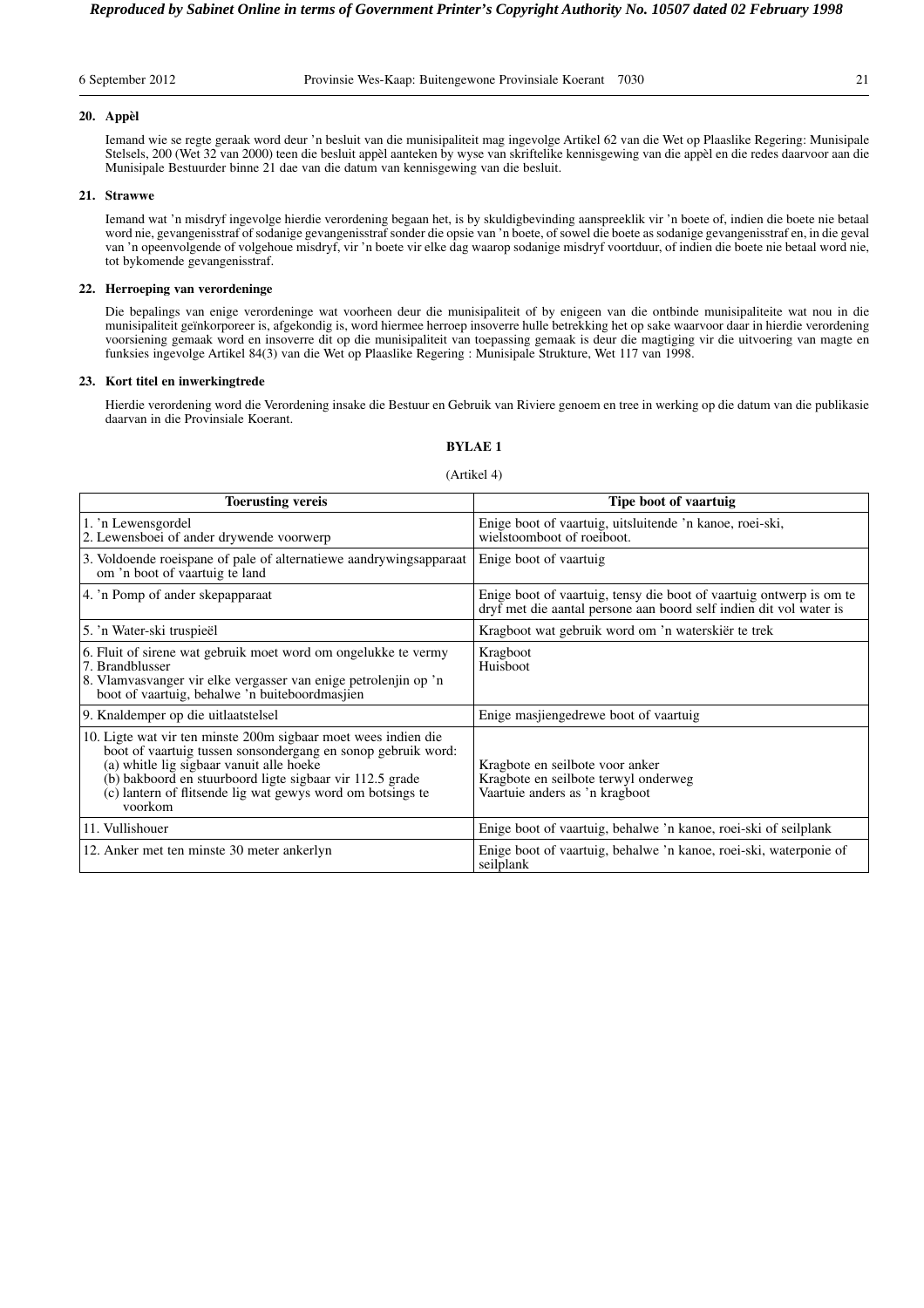### 20. Appèl

Iemand wie se regte geraak word deur 'n besluit van die munisipaliteit mag ingevolge Artikel 62 van die Wet op Plaaslike Regering: Munisipale Stelsels, 200 (Wet 32 van 2000) teen die besluit appèl aanteken by wyse van skriftelike kennisgewing van die appèl en die redes daarvoor aan die Munisipale Bestuurder binne 21 dae van die datum van kennisgewing van die besluit.

### 21. Strawwe

Iemand wat 'n misdryf ingevolge hierdie verordening begaan het, is by skuldigbevinding aanspreeklik vir 'n boete of, indien die boete nie betaal word nie, gevangenisstraf of sodanige gevangenisstraf sonder die opsie van 'n boete, of sowel die boete as sodanige gevangenisstraf en, in die geval van 'n opeenvolgende of volgehoue misdryf, vir 'n boete vir elke dag waarop sodanige misdryf voortduur, of indien die boete nie betaal word nie, tot bykomende gevangenisstraf.

### 22. Herroeping van verordeninge

Die bepalings van enige verordeninge wat voorheen deur die munisipaliteit of by enigeen van die ontbinde munisipaliteite wat nou in die munisipaliteit geïnkorporeer is, afgekondig is, word hiermee herroep insoverre hulle betrekking het op sake waarvoor daar in hierdie verordening voorsiening gemaak word en insoverre dit op die munisipaliteit van toepassing gemaak is deur die magtiging vir die uitvoering van magte en funksies ingevolge Artikel 84(3) van die Wet op Plaaslike Regering : Munisipale Strukture, Wet 117 van 1998.

### 23. Kort titel en inwerkingtrede

Hierdie verordening word die Verordening insake die Bestuur en Gebruik van Riviere genoem en tree in werking op die datum van die publikasie daarvan in die Provinsiale Koerant.

**BYLAE 1**

(Artikel 4)

| Toerusting vereis | Tipe boot of vaartuig |
|---|---|
| 1. 'n Lewensgordel<br>2. Lewensboei of ander drywende voorwerp | Enige boot of vaartuig, uitsluitende 'n kanoe, roei-ski, wielstoomboot of roeiboot. |
| 3. Voldoende roeispane of pale of alternatiewe aandrywingsapparaat om 'n boot of vaartuig te land | Enige boot of vaartuig |
| 4. 'n Pomp of ander skepapparaat | Enige boot of vaartuig, tensy die boot of vaartuig ontwerp is om te dryf met die aantal persone aan boord self indien dit vol water is |
| 5. 'n Water-ski truspieël | Kragboot wat gebruik word om 'n waterskiër te trek |
| 6. Fluit of sirene wat gebruik moet word om ongelukke te vermy<br>7. Brandblusser<br>8. Vlamvasvanger vir elke vergasser van enige petrolenjin op 'n boot of vaartuig, behalwe 'n buiteboordmasjien | Kragboot<br>Huisboot |
| 9. Knaldemper op die uitlaatstelsel | Enige masjiengedrewe boot of vaartuig |
| 10. Ligte wat vir ten minste 200m sigbaar moet wees indien die boot of vaartuig tussen sonsondergang en sonop gebruik word:<br>(a) whitle lig sigbaar vanuit alle hoeke<br>(b) bakboord en stuurboord ligte sigbaar vir 112.5 grade<br>(c) lantern of flitsende lig wat gewys word om botsings te voorkom | Kragbote en seilbote voor anker<br>Kragbote en seilbote terwyl onderweg<br>Vaartuie anders as 'n kragboot |
| 11. Vullishouer | Enige boot of vaartuig, behalwe 'n kanoe, roei-ski of seilplank |
| 12. Anker met ten minste 30 meter ankerlyn | Enige boot of vaartuig, behalwe 'n kanoe, roei-ski, waterponie of seilplank |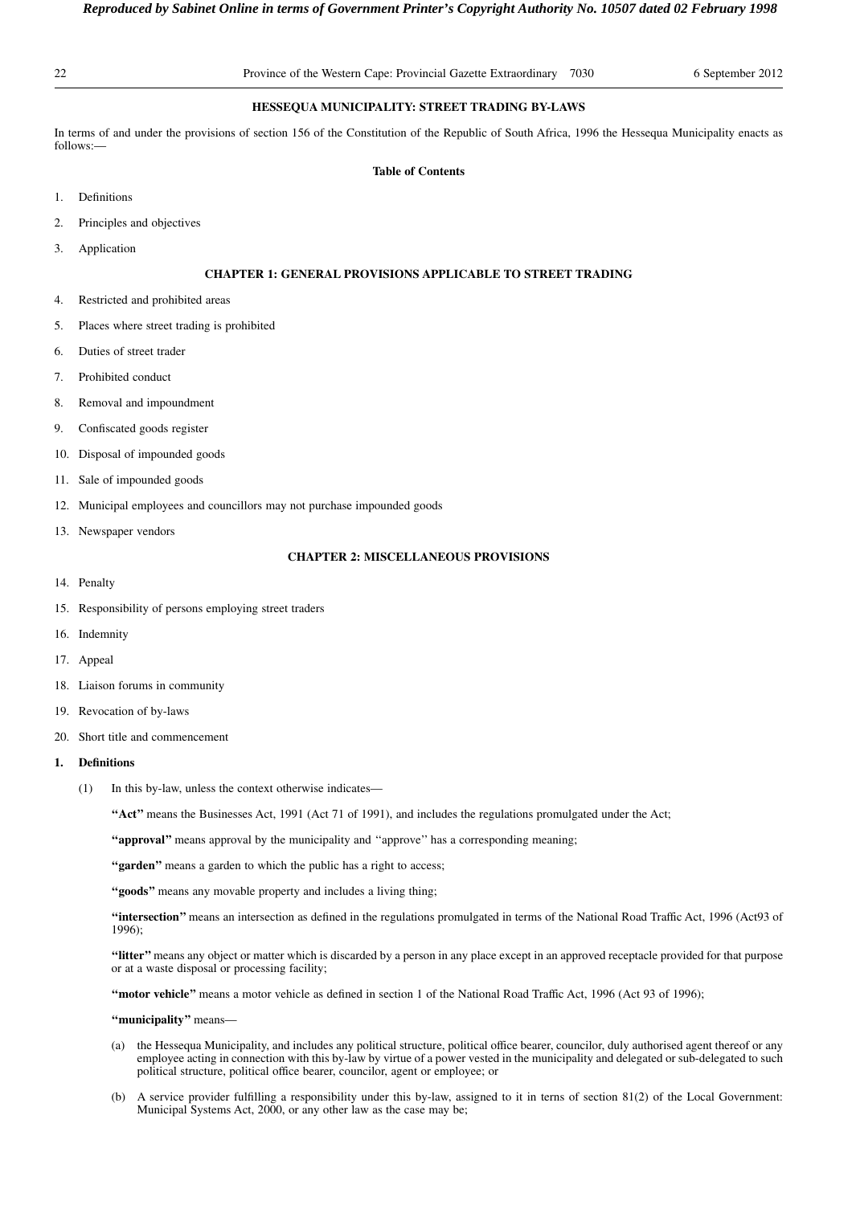## HESSEQUA MUNICIPALITY: STREET TRADING BY-LAWS

In terms of and under the provisions of section 156 of the Constitution of the Republic of South Africa, 1996 the Hessequa Municipality enacts as follows:—

### Table of Contents

1. Definitions
2. Principles and objectives
3. Application

**CHAPTER 1: GENERAL PROVISIONS APPLICABLE TO STREET TRADING**

4. Restricted and prohibited areas
5. Places where street trading is prohibited
6. Duties of street trader
7. Prohibited conduct
8. Removal and impoundment
9. Confiscated goods register
10. Disposal of impounded goods
11. Sale of impounded goods
12. Municipal employees and councillors may not purchase impounded goods
13. Newspaper vendors

**CHAPTER 2: MISCELLANEOUS PROVISIONS**

14. Penalty
15. Responsibility of persons employing street traders
16. Indemnity
17. Appeal
18. Liaison forums in community
19. Revocation of by-laws
20. Short title and commencement

**1. Definitions**

(1) In this by-law, unless the context otherwise indicates—

**"Act"** means the Businesses Act, 1991 (Act 71 of 1991), and includes the regulations promulgated under the Act;

**"approval"** means approval by the municipality and ''approve'' has a corresponding meaning;

**"garden"** means a garden to which the public has a right to access;

**"goods"** means any movable property and includes a living thing;

**"intersection"** means an intersection as defined in the regulations promulgated in terms of the National Road Traffic Act, 1996 (Act93 of 1996);

**"litter"** means any object or matter which is discarded by a person in any place except in an approved receptacle provided for that purpose or at a waste disposal or processing facility;

**"motor vehicle"** means a motor vehicle as defined in section 1 of the National Road Traffic Act, 1996 (Act 93 of 1996);

**"municipality"** means—

(a) the Hessequa Municipality, and includes any political structure, political office bearer, councilor, duly authorised agent thereof or any employee acting in connection with this by-law by virtue of a power vested in the municipality and delegated or sub-delegated to such political structure, political office bearer, councilor, agent or employee; or

(b) A service provider fulfilling a responsibility under this by-law, assigned to it in terns of section 81(2) of the Local Government: Municipal Systems Act, 2000, or any other law as the case may be;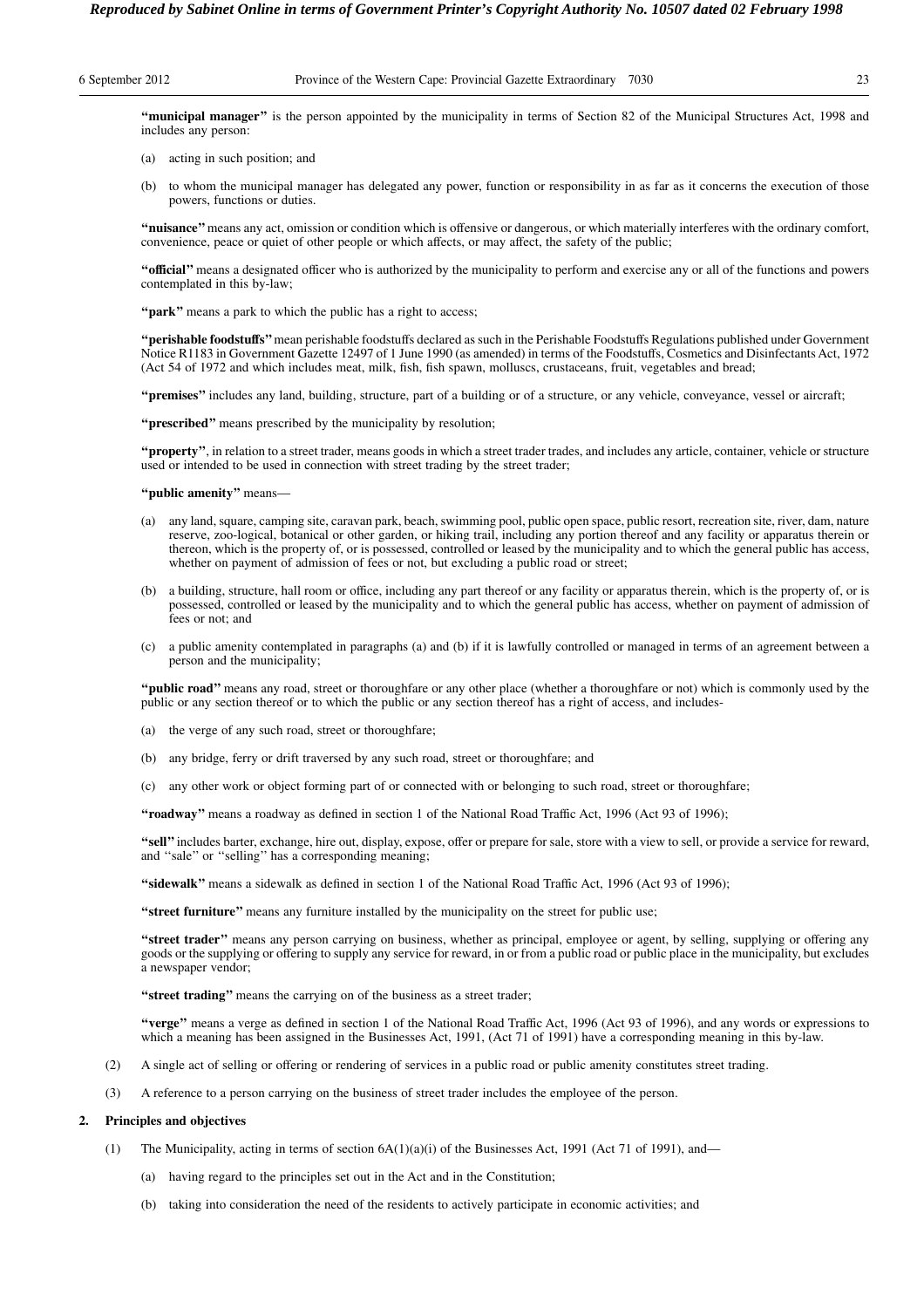**"municipal manager"** is the person appointed by the municipality in terms of Section 82 of the Municipal Structures Act, 1998 and includes any person:

(a) acting in such position; and

(b) to whom the municipal manager has delegated any power, function or responsibility in as far as it concerns the execution of those powers, functions or duties.

**"nuisance"** means any act, omission or condition which is offensive or dangerous, or which materially interferes with the ordinary comfort, convenience, peace or quiet of other people or which affects, or may affect, the safety of the public;

**"official"** means a designated officer who is authorized by the municipality to perform and exercise any or all of the functions and powers contemplated in this by-law;

**"park"** means a park to which the public has a right to access;

**"perishable foodstuffs"** mean perishable foodstuffs declared as such in the Perishable Foodstuffs Regulations published under Government Notice R1183 in Government Gazette 12497 of 1 June 1990 (as amended) in terms of the Foodstuffs, Cosmetics and Disinfectants Act, 1972 (Act 54 of 1972 and which includes meat, milk, fish, fish spawn, molluscs, crustaceans, fruit, vegetables and bread;

**"premises"** includes any land, building, structure, part of a building or of a structure, or any vehicle, conveyance, vessel or aircraft;

**"prescribed"** means prescribed by the municipality by resolution;

**"property"**, in relation to a street trader, means goods in which a street trader trades, and includes any article, container, vehicle or structure used or intended to be used in connection with street trading by the street trader;

**"public amenity"** means—

(a) any land, square, camping site, caravan park, beach, swimming pool, public open space, public resort, recreation site, river, dam, nature reserve, zoo-logical, botanical or other garden, or hiking trail, including any portion thereof and any facility or apparatus therein or thereon, which is the property of, or is possessed, controlled or leased by the municipality and to which the general public has access, whether on payment of admission of fees or not, but excluding a public road or street;

(b) a building, structure, hall room or office, including any part thereof or any facility or apparatus therein, which is the property of, or is possessed, controlled or leased by the municipality and to which the general public has access, whether on payment of admission of fees or not; and

(c) a public amenity contemplated in paragraphs (a) and (b) if it is lawfully controlled or managed in terms of an agreement between a person and the municipality;

**"public road"** means any road, street or thoroughfare or any other place (whether a thoroughfare or not) which is commonly used by the public or any section thereof or to which the public or any section thereof has a right of access, and includes-

(a) the verge of any such road, street or thoroughfare;

(b) any bridge, ferry or drift traversed by any such road, street or thoroughfare; and

(c) any other work or object forming part of or connected with or belonging to such road, street or thoroughfare;

**"roadway"** means a roadway as defined in section 1 of the National Road Traffic Act, 1996 (Act 93 of 1996);

**"sell"** includes barter, exchange, hire out, display, expose, offer or prepare for sale, store with a view to sell, or provide a service for reward, and ''sale'' or ''selling'' has a corresponding meaning;

**"sidewalk"** means a sidewalk as defined in section 1 of the National Road Traffic Act, 1996 (Act 93 of 1996);

**"street furniture"** means any furniture installed by the municipality on the street for public use;

**"street trader"** means any person carrying on business, whether as principal, employee or agent, by selling, supplying or offering any goods or the supplying or offering to supply any service for reward, in or from a public road or public place in the municipality, but excludes a newspaper vendor;

**"street trading"** means the carrying on of the business as a street trader;

**"verge"** means a verge as defined in section 1 of the National Road Traffic Act, 1996 (Act 93 of 1996), and any words or expressions to which a meaning has been assigned in the Businesses Act, 1991, (Act 71 of 1991) have a corresponding meaning in this by-law.

(2) A single act of selling or offering or rendering of services in a public road or public amenity constitutes street trading.

(3) A reference to a person carrying on the business of street trader includes the employee of the person.

**2. Principles and objectives**

(1) The Municipality, acting in terms of section 6A(1)(a)(i) of the Businesses Act, 1991 (Act 71 of 1991), and—

(a) having regard to the principles set out in the Act and in the Constitution;

(b) taking into consideration the need of the residents to actively participate in economic activities; and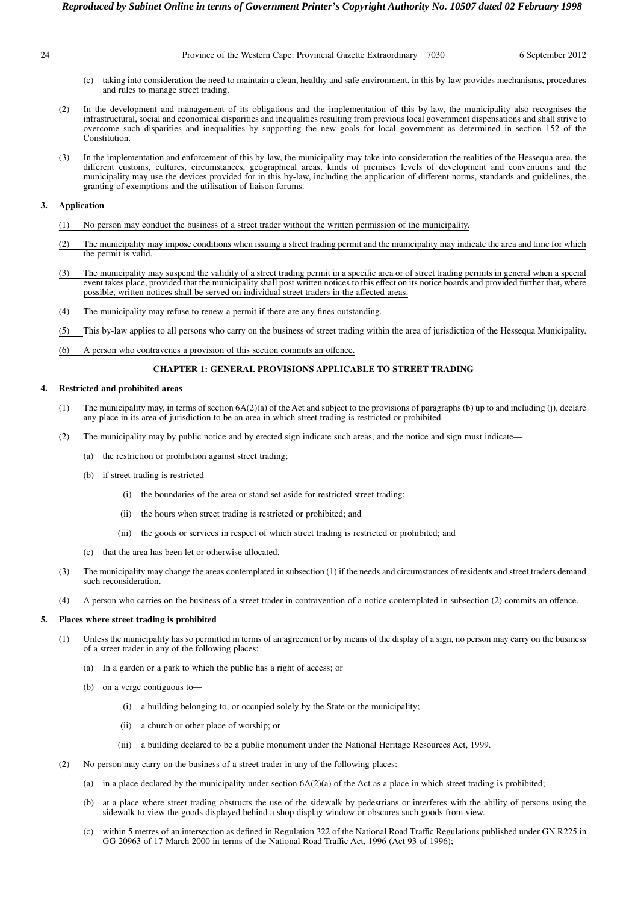(c) taking into consideration the need to maintain a clean, healthy and safe environment, in this by-law provides mechanisms, procedures and rules to manage street trading.

(2) In the development and management of its obligations and the implementation of this by-law, the municipality also recognises the infrastructural, social and economical disparities and inequalities resulting from previous local government dispensations and shall strive to overcome such disparities and inequalities by supporting the new goals for local government as determined in section 152 of the Constitution.

(3) In the implementation and enforcement of this by-law, the municipality may take into consideration the realities of the Hessequa area, the different customs, cultures, circumstances, geographical areas, kinds of premises levels of development and conventions and the municipality may use the devices provided for in this by-law, including the application of different norms, standards and guidelines, the granting of exemptions and the utilisation of liaison forums.

**3. Application**

(1) No person may conduct the business of a street trader without the written permission of the municipality.

(2) The municipality may impose conditions when issuing a street trading permit and the municipality may indicate the area and time for which the permit is valid.

(3) The municipality may suspend the validity of a street trading permit in a specific area or of street trading permits in general when a special event takes place, provided that the municipality shall post written notices to this effect on its notice boards and provided further that, where possible, written notices shall be served on individual street traders in the affected areas.

(4) The municipality may refuse to renew a permit if there are any fines outstanding.

(5) This by-law applies to all persons who carry on the business of street trading within the area of jurisdiction of the Hessequa Municipality.

(6) A person who contravenes a provision of this section commits an offence.

## CHAPTER 1: GENERAL PROVISIONS APPLICABLE TO STREET TRADING

**4. Restricted and prohibited areas**

(1) The municipality may, in terms of section 6A(2)(a) of the Act and subject to the provisions of paragraphs (b) up to and including (j), declare any place in its area of jurisdiction to be an area in which street trading is restricted or prohibited.

(2) The municipality may by public notice and by erected sign indicate such areas, and the notice and sign must indicate—

(a) the restriction or prohibition against street trading;

(b) if street trading is restricted—

(i) the boundaries of the area or stand set aside for restricted street trading;

(ii) the hours when street trading is restricted or prohibited; and

(iii) the goods or services in respect of which street trading is restricted or prohibited; and

(c) that the area has been let or otherwise allocated.

(3) The municipality may change the areas contemplated in subsection (1) if the needs and circumstances of residents and street traders demand such reconsideration.

(4) A person who carries on the business of a street trader in contravention of a notice contemplated in subsection (2) commits an offence.

**5. Places where street trading is prohibited**

(1) Unless the municipality has so permitted in terms of an agreement or by means of the display of a sign, no person may carry on the business of a street trader in any of the following places:

(a) In a garden or a park to which the public has a right of access; or

(b) on a verge contiguous to—

(i) a building belonging to, or occupied solely by the State or the municipality;

(ii) a church or other place of worship; or

(iii) a building declared to be a public monument under the National Heritage Resources Act, 1999.

(2) No person may carry on the business of a street trader in any of the following places:

(a) in a place declared by the municipality under section 6A(2)(a) of the Act as a place in which street trading is prohibited;

(b) at a place where street trading obstructs the use of the sidewalk by pedestrians or interferes with the ability of persons using the sidewalk to view the goods displayed behind a shop display window or obscures such goods from view.

(c) within 5 metres of an intersection as defined in Regulation 322 of the National Road Traffic Regulations published under GN R225 in GG 20963 of 17 March 2000 in terms of the National Road Traffic Act, 1996 (Act 93 of 1996);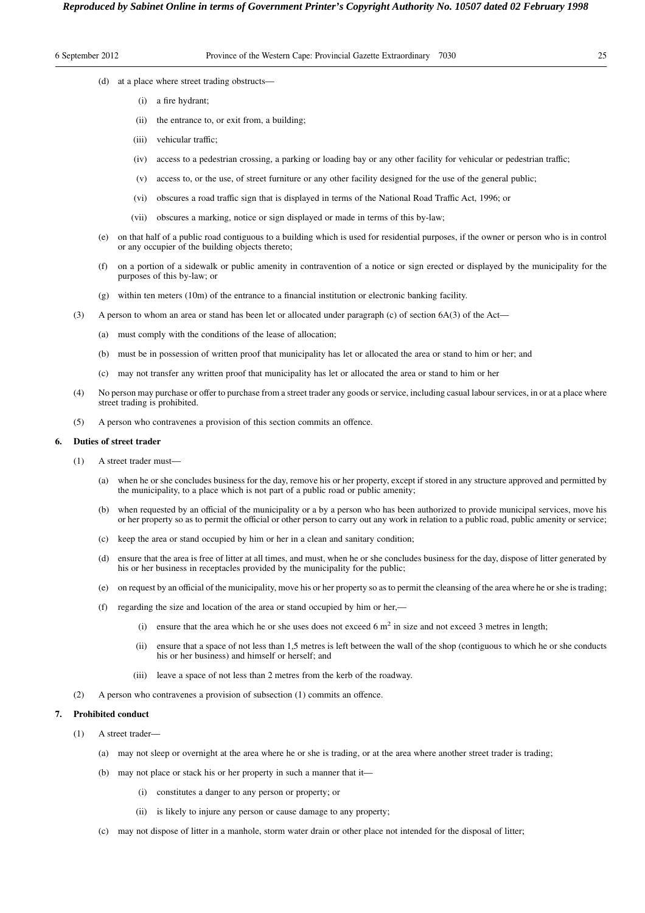(d) at a place where street trading obstructs—

(i) a fire hydrant;

(ii) the entrance to, or exit from, a building;

(iii) vehicular traffic;

(iv) access to a pedestrian crossing, a parking or loading bay or any other facility for vehicular or pedestrian traffic;

(v) access to, or the use, of street furniture or any other facility designed for the use of the general public;

(vi) obscures a road traffic sign that is displayed in terms of the National Road Traffic Act, 1996; or

(vii) obscures a marking, notice or sign displayed or made in terms of this by-law;

(e) on that half of a public road contiguous to a building which is used for residential purposes, if the owner or person who is in control or any occupier of the building objects thereto;

(f) on a portion of a sidewalk or public amenity in contravention of a notice or sign erected or displayed by the municipality for the purposes of this by-law; or

(g) within ten meters (10m) of the entrance to a financial institution or electronic banking facility.

(3) A person to whom an area or stand has been let or allocated under paragraph (c) of section 6A(3) of the Act—

(a) must comply with the conditions of the lease of allocation;

(b) must be in possession of written proof that municipality has let or allocated the area or stand to him or her; and

(c) may not transfer any written proof that municipality has let or allocated the area or stand to him or her

(4) No person may purchase or offer to purchase from a street trader any goods or service, including casual labour services, in or at a place where street trading is prohibited.

(5) A person who contravenes a provision of this section commits an offence.

**6. Duties of street trader**

(1) A street trader must—

(a) when he or she concludes business for the day, remove his or her property, except if stored in any structure approved and permitted by the municipality, to a place which is not part of a public road or public amenity;

(b) when requested by an official of the municipality or a by a person who has been authorized to provide municipal services, move his or her property so as to permit the official or other person to carry out any work in relation to a public road, public amenity or service;

(c) keep the area or stand occupied by him or her in a clean and sanitary condition;

(d) ensure that the area is free of litter at all times, and must, when he or she concludes business for the day, dispose of litter generated by his or her business in receptacles provided by the municipality for the public;

(e) on request by an official of the municipality, move his or her property so as to permit the cleansing of the area where he or she is trading;

(f) regarding the size and location of the area or stand occupied by him or her,—

(i) ensure that the area which he or she uses does not exceed 6 $m^2$ in size and not exceed 3 metres in length;

(ii) ensure that a space of not less than 1,5 metres is left between the wall of the shop (contiguous to which he or she conducts his or her business) and himself or herself; and

(iii) leave a space of not less than 2 metres from the kerb of the roadway.

(2) A person who contravenes a provision of subsection (1) commits an offence.

**7. Prohibited conduct**

(1) A street trader—

(a) may not sleep or overnight at the area where he or she is trading, or at the area where another street trader is trading;

(b) may not place or stack his or her property in such a manner that it—

(i) constitutes a danger to any person or property; or

(ii) is likely to injure any person or cause damage to any property;

(c) may not dispose of litter in a manhole, storm water drain or other place not intended for the disposal of litter;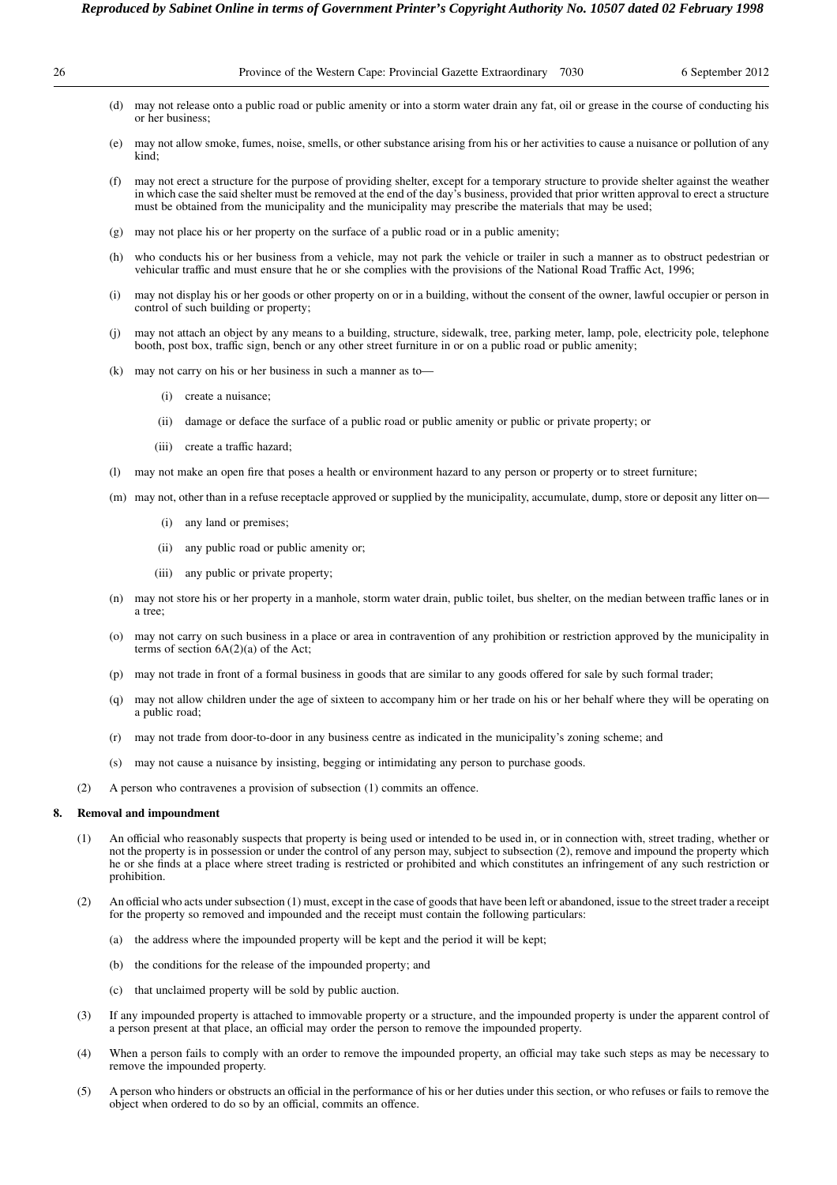(d) may not release onto a public road or public amenity or into a storm water drain any fat, oil or grease in the course of conducting his or her business;

(e) may not allow smoke, fumes, noise, smells, or other substance arising from his or her activities to cause a nuisance or pollution of any kind;

(f) may not erect a structure for the purpose of providing shelter, except for a temporary structure to provide shelter against the weather in which case the said shelter must be removed at the end of the day's business, provided that prior written approval to erect a structure must be obtained from the municipality and the municipality may prescribe the materials that may be used;

(g) may not place his or her property on the surface of a public road or in a public amenity;

(h) who conducts his or her business from a vehicle, may not park the vehicle or trailer in such a manner as to obstruct pedestrian or vehicular traffic and must ensure that he or she complies with the provisions of the National Road Traffic Act, 1996;

(i) may not display his or her goods or other property on or in a building, without the consent of the owner, lawful occupier or person in control of such building or property;

(j) may not attach an object by any means to a building, structure, sidewalk, tree, parking meter, lamp, pole, electricity pole, telephone booth, post box, traffic sign, bench or any other street furniture in or on a public road or public amenity;

(k) may not carry on his or her business in such a manner as to—

(i) create a nuisance;

(ii) damage or deface the surface of a public road or public amenity or public or private property; or

(iii) create a traffic hazard;

(l) may not make an open fire that poses a health or environment hazard to any person or property or to street furniture;

(m) may not, other than in a refuse receptacle approved or supplied by the municipality, accumulate, dump, store or deposit any litter on—

(i) any land or premises;

(ii) any public road or public amenity or;

(iii) any public or private property;

(n) may not store his or her property in a manhole, storm water drain, public toilet, bus shelter, on the median between traffic lanes or in a tree;

(o) may not carry on such business in a place or area in contravention of any prohibition or restriction approved by the municipality in terms of section 6A(2)(a) of the Act;

(p) may not trade in front of a formal business in goods that are similar to any goods offered for sale by such formal trader;

(q) may not allow children under the age of sixteen to accompany him or her trade on his or her behalf where they will be operating on a public road;

(r) may not trade from door-to-door in any business centre as indicated in the municipality's zoning scheme; and

(s) may not cause a nuisance by insisting, begging or intimidating any person to purchase goods.

(2) A person who contravenes a provision of subsection (1) commits an offence.

**8. Removal and impoundment**

(1) An official who reasonably suspects that property is being used or intended to be used in, or in connection with, street trading, whether or not the property is in possession or under the control of any person may, subject to subsection (2), remove and impound the property which he or she finds at a place where street trading is restricted or prohibited and which constitutes an infringement of any such restriction or prohibition.

(2) An official who acts under subsection (1) must, except in the case of goods that have been left or abandoned, issue to the street trader a receipt for the property so removed and impounded and the receipt must contain the following particulars:

(a) the address where the impounded property will be kept and the period it will be kept;

(b) the conditions for the release of the impounded property; and

(c) that unclaimed property will be sold by public auction.

(3) If any impounded property is attached to immovable property or a structure, and the impounded property is under the apparent control of a person present at that place, an official may order the person to remove the impounded property.

(4) When a person fails to comply with an order to remove the impounded property, an official may take such steps as may be necessary to remove the impounded property.

(5) A person who hinders or obstructs an official in the performance of his or her duties under this section, or who refuses or fails to remove the object when ordered to do so by an official, commits an offence.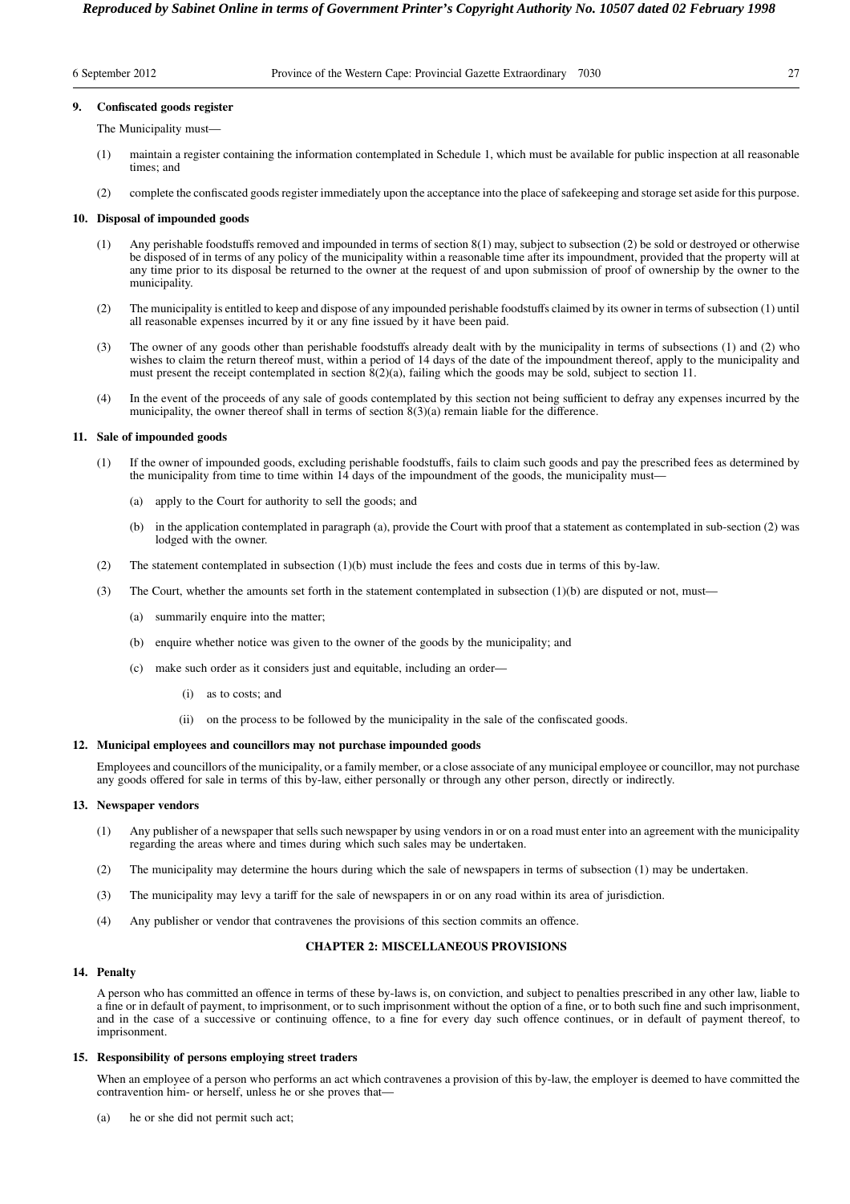### 9. Confiscated goods register

The Municipality must—

(1) maintain a register containing the information contemplated in Schedule 1, which must be available for public inspection at all reasonable times; and

(2) complete the confiscated goods register immediately upon the acceptance into the place of safekeeping and storage set aside for this purpose.

### 10. Disposal of impounded goods

(1) Any perishable foodstuffs removed and impounded in terms of section 8(1) may, subject to subsection (2) be sold or destroyed or otherwise be disposed of in terms of any policy of the municipality within a reasonable time after its impoundment, provided that the property will at any time prior to its disposal be returned to the owner at the request of and upon submission of proof of ownership by the owner to the municipality.

(2) The municipality is entitled to keep and dispose of any impounded perishable foodstuffs claimed by its owner in terms of subsection (1) until all reasonable expenses incurred by it or any fine issued by it have been paid.

(3) The owner of any goods other than perishable foodstuffs already dealt with by the municipality in terms of subsections (1) and (2) who wishes to claim the return thereof must, within a period of 14 days of the date of the impoundment thereof, apply to the municipality and must present the receipt contemplated in section 8(2)(a), failing which the goods may be sold, subject to section 11.

(4) In the event of the proceeds of any sale of goods contemplated by this section not being sufficient to defray any expenses incurred by the municipality, the owner thereof shall in terms of section 8(3)(a) remain liable for the difference.

### 11. Sale of impounded goods

(1) If the owner of impounded goods, excluding perishable foodstuffs, fails to claim such goods and pay the prescribed fees as determined by the municipality from time to time within 14 days of the impoundment of the goods, the municipality must—

(a) apply to the Court for authority to sell the goods; and

(b) in the application contemplated in paragraph (a), provide the Court with proof that a statement as contemplated in sub-section (2) was lodged with the owner.

(2) The statement contemplated in subsection (1)(b) must include the fees and costs due in terms of this by-law.

(3) The Court, whether the amounts set forth in the statement contemplated in subsection (1)(b) are disputed or not, must—

(a) summarily enquire into the matter;

(b) enquire whether notice was given to the owner of the goods by the municipality; and

(c) make such order as it considers just and equitable, including an order—

(i) as to costs; and

(ii) on the process to be followed by the municipality in the sale of the confiscated goods.

### 12. Municipal employees and councillors may not purchase impounded goods

Employees and councillors of the municipality, or a family member, or a close associate of any municipal employee or councillor, may not purchase any goods offered for sale in terms of this by-law, either personally or through any other person, directly or indirectly.

### 13. Newspaper vendors

(1) Any publisher of a newspaper that sells such newspaper by using vendors in or on a road must enter into an agreement with the municipality regarding the areas where and times during which such sales may be undertaken.

(2) The municipality may determine the hours during which the sale of newspapers in terms of subsection (1) may be undertaken.

(3) The municipality may levy a tariff for the sale of newspapers in or on any road within its area of jurisdiction.

(4) Any publisher or vendor that contravenes the provisions of this section commits an offence.

## CHAPTER 2: MISCELLANEOUS PROVISIONS

### 14. Penalty

A person who has committed an offence in terms of these by-laws is, on conviction, and subject to penalties prescribed in any other law, liable to a fine or in default of payment, to imprisonment, or to such imprisonment without the option of a fine, or to both such fine and such imprisonment, and in the case of a successive or continuing offence, to a fine for every day such offence continues, or in default of payment thereof, to imprisonment.

### 15. Responsibility of persons employing street traders

When an employee of a person who performs an act which contravenes a provision of this by-law, the employer is deemed to have committed the contravention him- or herself, unless he or she proves that—

(a) he or she did not permit such act;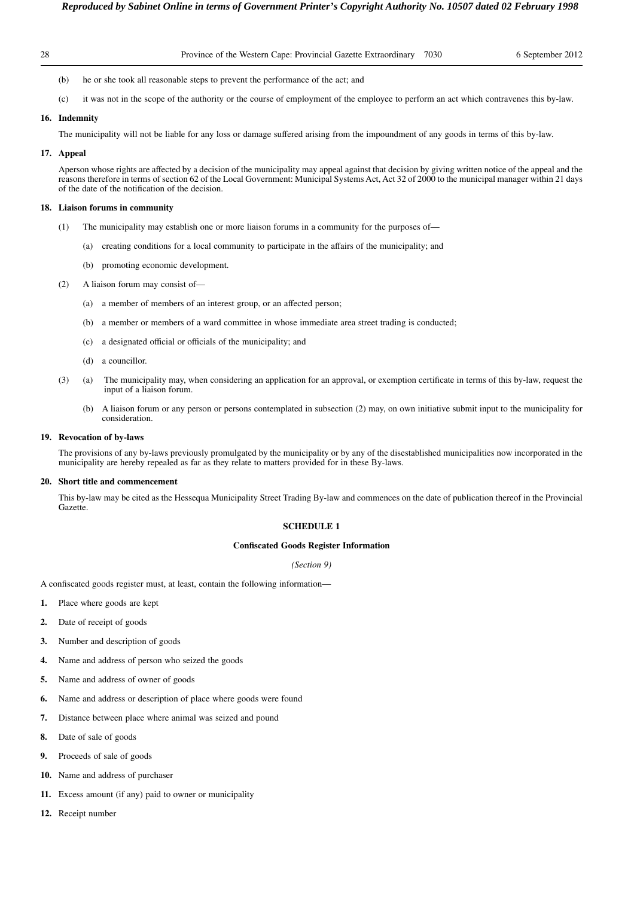(b) he or she took all reasonable steps to prevent the performance of the act; and

(c) it was not in the scope of the authority or the course of employment of the employee to perform an act which contravenes this by-law.

**16. Indemnity**

The municipality will not be liable for any loss or damage suffered arising from the impoundment of any goods in terms of this by-law.

**17. Appeal**

Aperson whose rights are affected by a decision of the municipality may appeal against that decision by giving written notice of the appeal and the reasons therefore in terms of section 62 of the Local Government: Municipal Systems Act, Act 32 of 2000 to the municipal manager within 21 days of the date of the notification of the decision.

**18. Liaison forums in community**

(1) The municipality may establish one or more liaison forums in a community for the purposes of—

(a) creating conditions for a local community to participate in the affairs of the municipality; and

(b) promoting economic development.

(2) A liaison forum may consist of—

(a) a member of members of an interest group, or an affected person;

(b) a member or members of a ward committee in whose immediate area street trading is conducted;

(c) a designated official or officials of the municipality; and

(d) a councillor.

(3) (a) The municipality may, when considering an application for an approval, or exemption certificate in terms of this by-law, request the input of a liaison forum.

(b) A liaison forum or any person or persons contemplated in subsection (2) may, on own initiative submit input to the municipality for consideration.

**19. Revocation of by-laws**

The provisions of any by-laws previously promulgated by the municipality or by any of the disestablished municipalities now incorporated in the municipality are hereby repealed as far as they relate to matters provided for in these By-laws.

**20. Short title and commencement**

This by-law may be cited as the Hessequa Municipality Street Trading By-law and commences on the date of publication thereof in the Provincial Gazette.

**SCHEDULE 1**

**Confiscated Goods Register Information**

*(Section 9)*

A confiscated goods register must, at least, contain the following information—

1. Place where goods are kept
2. Date of receipt of goods
3. Number and description of goods
4. Name and address of person who seized the goods
5. Name and address of owner of goods
6. Name and address or description of place where goods were found
7. Distance between place where animal was seized and pound
8. Date of sale of goods
9. Proceeds of sale of goods
10. Name and address of purchaser
11. Excess amount (if any) paid to owner or municipality
12. Receipt number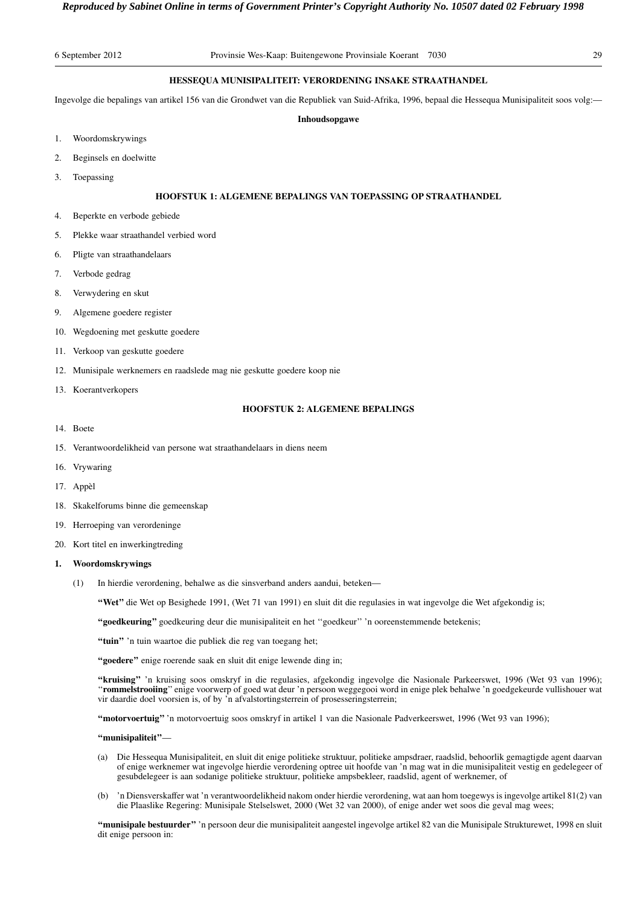## HESSEQUA MUNISIPALITEIT: VERORDENING INSAKE STRAATHANDEL

Ingevolge die bepalings van artikel 156 van die Grondwet van die Republiek van Suid-Afrika, 1996, bepaal die Hessequa Munisipaliteit soos volg:—

**Inhoudsopgawe**

1. Woordomskrywings
2. Beginsels en doelwitte
3. Toepassing

**HOOFSTUK 1: ALGEMENE BEPALINGS VAN TOEPASSING OP STRAATHANDEL**

4. Beperkte en verbode gebiede
5. Plekke waar straathandel verbied word
6. Pligte van straathandelaars
7. Verbode gedrag
8. Verwydering en skut
9. Algemene goedere register
10. Wegdoening met geskutte goedere
11. Verkoop van geskutte goedere
12. Munisipale werknemers en raadslede mag nie geskutte goedere koop nie
13. Koerantverkopers

**HOOFSTUK 2: ALGEMENE BEPALINGS**

14. Boete
15. Verantwoordelikheid van persone wat straathandelaars in diens neem
16. Vrywaring
17. Appèl
18. Skakelforums binne die gemeenskap
19. Herroeping van verordeninge
20. Kort titel en inwerkingtreding

**1. Woordomskrywings**

(1) In hierdie verordening, behalwe as die sinsverband anders aandui, beteken—

**"Wet"** die Wet op Besighede 1991, (Wet 71 van 1991) en sluit dit die regulasies in wat ingevolge die Wet afgekondig is;

**"goedkeuring"** goedkeuring deur die munisipaliteit en het ''goedkeur'' 'n ooreenstemmende betekenis;

**"tuin"** 'n tuin waartoe die publiek die reg van toegang het;

**"goedere"** enige roerende saak en sluit dit enige lewende ding in;

**"kruising"** 'n kruising soos omskryf in die regulasies, afgekondig ingevolge die Nasionale Parkeerswet, 1996 (Wet 93 van 1996); ''**rommelstrooiing**'' enige voorwerp of goed wat deur 'n persoon weggegooi word in enige plek behalwe 'n goedgekeurde vullishouer wat vir daardie doel voorsien is, of by 'n afvalstortingsterrein of prosesseringsterrein;

**"motorvoertuig"** 'n motorvoertuig soos omskryf in artikel 1 van die Nasionale Padverkeerswet, 1996 (Wet 93 van 1996);

**"munisipaliteit"**—

(a) Die Hessequa Munisipaliteit, en sluit dit enige politieke struktuur, politieke ampsdraer, raadslid, behoorlik gemagtigde agent daarvan of enige werknemer wat ingevolge hierdie verordening optree uit hoofde van 'n mag wat in die munisipaliteit vestig en gedelegeer of gesubdelegeer is aan sodanige politieke struktuur, politieke ampsbekleer, raadslid, agent of werknemer, of

(b) 'n Diensverskaffer wat 'n verantwoordelikheid nakom onder hierdie verordening, wat aan hom toegewys is ingevolge artikel 81(2) van die Plaaslike Regering: Munisipale Stelselswet, 2000 (Wet 32 van 2000), of enige ander wet soos die geval mag wees;

**"munisipale bestuurder"** 'n persoon deur die munisipaliteit aangestel ingevolge artikel 82 van die Munisipale Strukturewet, 1998 en sluit dit enige persoon in: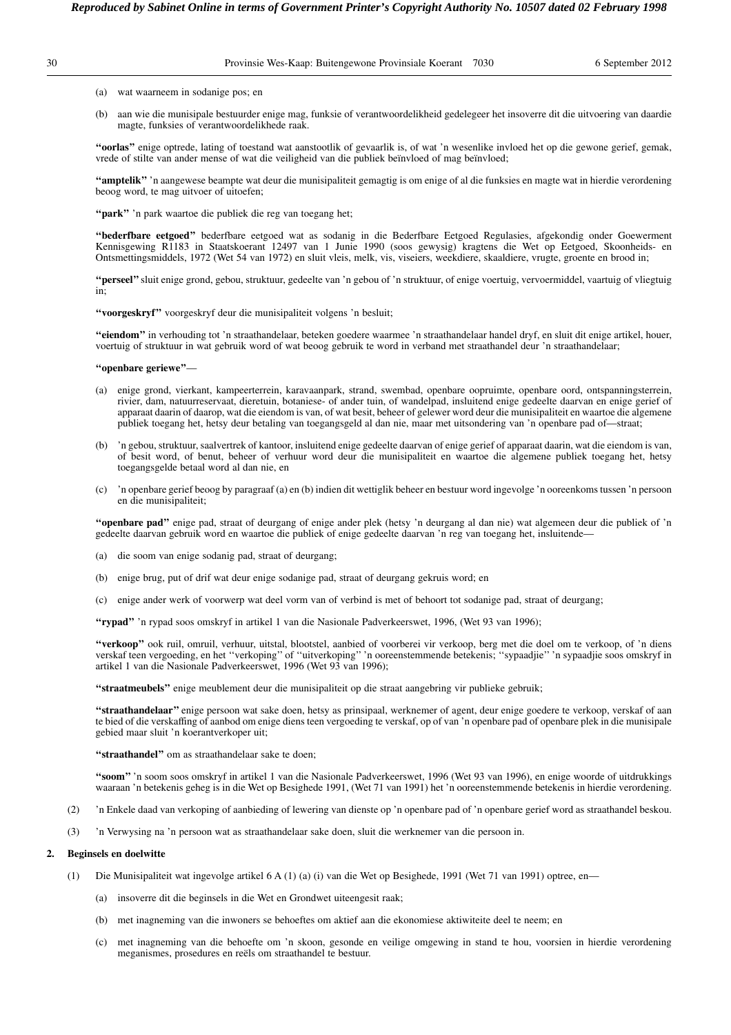(a) wat waarneem in sodanige pos; en

(b) aan wie die munisipale bestuurder enige mag, funksie of verantwoordelikheid gedelegeer het insoverre dit die uitvoering van daardie magte, funksies of verantwoordelikhede raak.

**"oorlas"** enige optrede, lating of toestand wat aanstootlik of gevaarlik is, of wat 'n wesenlike invloed het op die gewone gerief, gemak, vrede of stilte van ander mense of wat die veiligheid van die publiek beïnvloed of mag beïnvloed;

**"amptelik"** 'n aangewese beampte wat deur die munisipaliteit gemagtig is om enige of al die funksies en magte wat in hierdie verordening beoog word, te mag uitvoer of uitoefen;

**"park"** 'n park waartoe die publiek die reg van toegang het;

**"bederfbare eetgoed"** bederfbare eetgoed wat as sodanig in die Bederfbare Eetgoed Regulasies, afgekondig onder Goewerment Kennisgewing R1183 in Staatskoerant 12497 van 1 Junie 1990 (soos gewysig) kragtens die Wet op Eetgoed, Skoonheids- en Ontsmettingsmiddels, 1972 (Wet 54 van 1972) en sluit vleis, melk, vis, viseiers, weekdiere, skaaldiere, vrugte, groente en brood in;

**"perseel"** sluit enige grond, gebou, struktuur, gedeelte van 'n gebou of 'n struktuur, of enige voertuig, vervoermiddel, vaartuig of vliegtuig in;

**"voorgeskryf"** voorgeskryf deur die munisipaliteit volgens 'n besluit;

**"eiendom"** in verhouding tot 'n straathandelaar, beteken goedere waarmee 'n straathandelaar handel dryf, en sluit dit enige artikel, houer, voertuig of struktuur in wat gebruik word of wat beoog gebruik te word in verband met straathandel deur 'n straathandelaar;

**"openbare geriewe"**—

(a) enige grond, vierkant, kampeerterrein, karavaanpark, strand, swembad, openbare oopruimte, openbare oord, ontspanningsterrein, rivier, dam, natuurreservaat, dieretuin, botaniese- of ander tuin, of wandelpad, insluitend enige gedeelte daarvan en enige gerief of apparaat daarin of daarop, wat die eiendom is van, of wat besit, beheer of gelewer word deur die munisipaliteit en waartoe die algemene publiek toegang het, hetsy deur betaling van toegangsgeld al dan nie, maar met uitsondering van 'n openbare pad of—straat;

(b) 'n gebou, struktuur, saalvertrek of kantoor, insluitend enige gedeelte daarvan of enige gerief of apparaat daarin, wat die eiendom is van, of besit word, of benut, beheer of verhuur word deur die munisipaliteit en waartoe die algemene publiek toegang het, hetsy toegangsgelde betaal word al dan nie, en

(c) 'n openbare gerief beoog by paragraaf (a) en (b) indien dit wettiglik beheer en bestuur word ingevolge 'n ooreenkoms tussen 'n persoon en die munisipaliteit;

**"openbare pad"** enige pad, straat of deurgang of enige ander plek (hetsy 'n deurgang al dan nie) wat algemeen deur die publiek of 'n gedeelte daarvan gebruik word en waartoe die publiek of enige gedeelte daarvan 'n reg van toegang het, insluitende—

(a) die soom van enige sodanig pad, straat of deurgang;

(b) enige brug, put of drif wat deur enige sodanige pad, straat of deurgang gekruis word; en

(c) enige ander werk of voorwerp wat deel vorm van of verbind is met of behoort tot sodanige pad, straat of deurgang;

**"rypad"** 'n rypad soos omskryf in artikel 1 van die Nasionale Padverkeerswet, 1996, (Wet 93 van 1996);

**"verkoop"** ook ruil, omruil, verhuur, uitstal, blootstel, aanbied of voorberei vir verkoop, berg met die doel om te verkoop, of 'n diens verskaf teen vergoeding, en het "verkoping" of "uitverkoping" 'n ooreenstemmende betekenis; "sypaadjie" 'n sypaadjie soos omskryf in artikel 1 van die Nasionale Padverkeerswet, 1996 (Wet 93 van 1996);

**"straatmeubels"** enige meublement deur die munisipaliteit op die straat aangebring vir publieke gebruik;

**"straathandelaar"** enige persoon wat sake doen, hetsy as prinsipaal, werknemer of agent, deur enige goedere te verkoop, verskaf of aan te bied of die verskaffing of aanbod om enige diens teen vergoeding te verskaf, op of van 'n openbare pad of openbare plek in die munisipale gebied maar sluit 'n koerantverkoper uit;

**"straathandel"** om as straathandelaar sake te doen;

**"soom"** 'n soom soos omskryf in artikel 1 van die Nasionale Padverkeerswet, 1996 (Wet 93 van 1996), en enige woorde of uitdrukkings waaraan 'n betekenis geheg is in die Wet op Besighede 1991, (Wet 71 van 1991) het 'n ooreenstemmende betekenis in hierdie verordening.

(2) 'n Enkele daad van verkoping of aanbieding of lewering van dienste op 'n openbare pad of 'n openbare gerief word as straathandel beskou.

(3) 'n Verwysing na 'n persoon wat as straathandelaar sake doen, sluit die werknemer van die persoon in.

## 2. Beginsels en doelwitte

(1) Die Munisipaliteit wat ingevolge artikel 6 A (1) (a) (i) van die Wet op Besighede, 1991 (Wet 71 van 1991) optree, en—

(a) insoverre dit die beginsels in die Wet en Grondwet uiteengesit raak;

(b) met inagneming van die inwoners se behoeftes om aktief aan die ekonomiese aktiwiteite deel te neem; en

(c) met inagneming van die behoefte om 'n skoon, gesonde en veilige omgewing in stand te hou, voorsien in hierdie verordening meganismes, prosedures en reëls om straathandel te bestuur.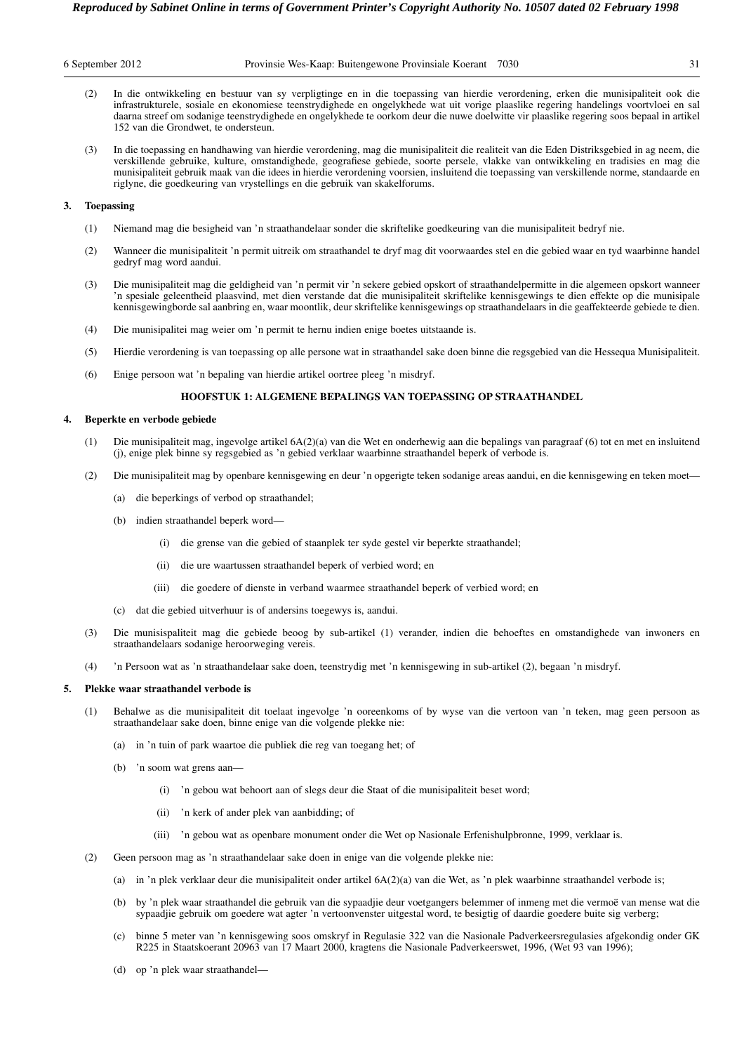(2) In die ontwikkeling en bestuur van sy verpligtinge en in die toepassing van hierdie verordening, erken die munisipaliteit ook die infrastrukturele, sosiale en ekonomiese teenstrydighede en ongelykhede wat uit vorige plaaslike regering handelings voortvloei en sal daarna streef om sodanige teenstrydighede en ongelykhede te oorkom deur die nuwe doelwitte vir plaaslike regering soos bepaal in artikel 152 van die Grondwet, te ondersteun.

(3) In die toepassing en handhawing van hierdie verordening, mag die munisipaliteit die realiteit van die Eden Distriksgebied in ag neem, die verskillende gebruike, kulture, omstandighede, geografiese gebiede, soorte persele, vlakke van ontwikkeling en tradisies en mag die munisipaliteit gebruik maak van die idees in hierdie verordening voorsien, insluitend die toepassing van verskillende norme, standaarde en riglyne, die goedkeuring van vrystellings en die gebruik van skakelforums.

**3. Toepassing**

(1) Niemand mag die besigheid van 'n straathandelaar sonder die skriftelike goedkeuring van die munisipaliteit bedryf nie.

(2) Wanneer die munisipaliteit 'n permit uitreik om straathandel te dryf mag dit voorwaardes stel en die gebied waar en tyd waarbinne handel gedryf mag word aandui.

(3) Die munisipaliteit mag die geldigheid van 'n permit vir 'n sekere gebied opskort of straathandelpermitte in die algemeen opskort wanneer 'n spesiale geleentheid plaasvind, met dien verstande dat die munisipaliteit skriftelike kennisgewings te dien effekte op die munisipale kennisgewingborde sal aanbring en, waar moontlik, deur skriftelike kennisgewings op straathandelaars in die geaffekteerde gebiede te dien.

(4) Die munisipalitei mag weier om 'n permit te hernu indien enige boetes uitstaande is.

(5) Hierdie verordening is van toepassing op alle persone wat in straathandel sake doen binne die regsgebied van die Hessequa Munisipaliteit.

(6) Enige persoon wat 'n bepaling van hierdie artikel oortree pleeg 'n misdryf.

## HOOFSTUK 1: ALGEMENE BEPALINGS VAN TOEPASSING OP STRAATHANDEL

**4. Beperkte en verbode gebiede**

(1) Die munisipaliteit mag, ingevolge artikel 6A(2)(a) van die Wet en onderhewig aan die bepalings van paragraaf (6) tot en met en insluitend (j), enige plek binne sy regsgebied as 'n gebied verklaar waarbinne straathandel beperk of verbode is.

(2) Die munisipaliteit mag by openbare kennisgewing en deur 'n opgerigte teken sodanige areas aandui, en die kennisgewing en teken moet—

- (a) die beperkings of verbod op straathandel;
- (b) indien straathandel beperk word—
  - (i) die grense van die gebied of staanplek ter syde gestel vir beperkte straathandel;
  - (ii) die ure waartussen straathandel beperk of verbied word; en
  - (iii) die goedere of dienste in verband waarmee straathandel beperk of verbied word; en
- (c) dat die gebied uitverhuur is of andersins toegewys is, aandui.

(3) Die munisispaliteit mag die gebiede beoog by sub-artikel (1) verander, indien die behoeftes en omstandighede van inwoners en straathandelaars sodanige heroorweging vereis.

(4) 'n Persoon wat as 'n straathandelaar sake doen, teenstrydig met 'n kennisgewing in sub-artikel (2), begaan 'n misdryf.

**5. Plekke waar straathandel verbode is**

(1) Behalwe as die munisipaliteit dit toelaat ingevolge 'n ooreenkoms of by wyse van die vertoon van 'n teken, mag geen persoon as straathandelaar sake doen, binne enige van die volgende plekke nie:

- (a) in 'n tuin of park waartoe die publiek die reg van toegang het; of
- (b) 'n soom wat grens aan—
  - (i) 'n gebou wat behoort aan of slegs deur die Staat of die munisipaliteit beset word;
  - (ii) 'n kerk of ander plek van aanbidding; of
  - (iii) 'n gebou wat as openbare monument onder die Wet op Nasionale Erfenishulpbronne, 1999, verklaar is.

(2) Geen persoon mag as 'n straathandelaar sake doen in enige van die volgende plekke nie:

- (a) in 'n plek verklaar deur die munisipaliteit onder artikel 6A(2)(a) van die Wet, as 'n plek waarbinne straathandel verbode is;
- (b) by 'n plek waar straathandel die gebruik van die sypaadjie deur voetgangers belemmer of inmeng met die vermoë van mense wat die sypaadjie gebruik om goedere wat agter 'n vertoonvenster uitgestal word, te besigtig of daardie goedere buite sig verberg;
- (c) binne 5 meter van 'n kennisgewing soos omskryf in Regulasie 322 van die Nasionale Padverkeersregulasies afgekondig onder GK R225 in Staatskoerant 20963 van 17 Maart 2000, kragtens die Nasionale Padverkeerswet, 1996, (Wet 93 van 1996);
- (d) op 'n plek waar straathandel—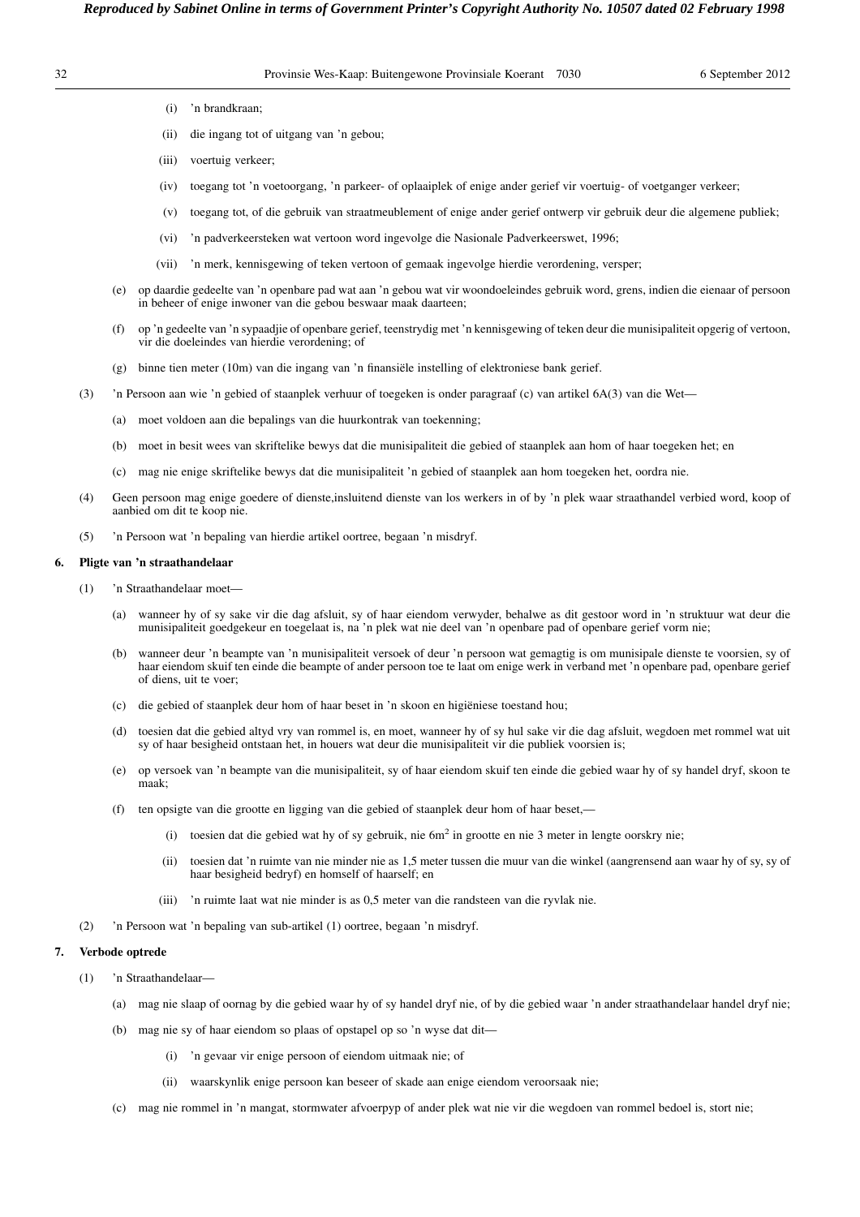(i) 'n brandkraan;

(ii) die ingang tot of uitgang van 'n gebou;

(iii) voertuig verkeer;

(iv) toegang tot 'n voetoorgang, 'n parkeer- of oplaaiplek of enige ander gerief vir voertuig- of voetganger verkeer;

(v) toegang tot, of die gebruik van straatmeublement of enige ander gerief ontwerp vir gebruik deur die algemene publiek;

(vi) 'n padverkeersteken wat vertoon word ingevolge die Nasionale Padverkeerswet, 1996;

(vii) 'n merk, kennisgewing of teken vertoon of gemaak ingevolge hierdie verordening, versper;

(e) op daardie gedeelte van 'n openbare pad wat aan 'n gebou wat vir woondoeleindes gebruik word, grens, indien die eienaar of persoon in beheer of enige inwoner van die gebou beswaar maak daarteen;

(f) op 'n gedeelte van 'n sypaadjie of openbare gerief, teenstrydig met 'n kennisgewing of teken deur die munisipaliteit opgerig of vertoon, vir die doeleindes van hierdie verordening; of

(g) binne tien meter (10m) van die ingang van 'n finansiële instelling of elektroniese bank gerief.

(3) 'n Persoon aan wie 'n gebied of staanplek verhuur of toegeken is onder paragraaf (c) van artikel 6A(3) van die Wet—

(a) moet voldoen aan die bepalings van die huurkontrak van toekenning;

(b) moet in besit wees van skriftelike bewys dat die munisipaliteit die gebied of staanplek aan hom of haar toegeken het; en

(c) mag nie enige skriftelike bewys dat die munisipaliteit 'n gebied of staanplek aan hom toegeken het, oordra nie.

(4) Geen persoon mag enige goedere of dienste,insluitend dienste van los werkers in of by 'n plek waar straathandel verbied word, koop of aanbied om dit te koop nie.

(5) 'n Persoon wat 'n bepaling van hierdie artikel oortree, begaan 'n misdryf.

**6. Pligte van 'n straathandelaar**

(1) 'n Straathandelaar moet—

(a) wanneer hy of sy sake vir die dag afsluit, sy of haar eiendom verwyder, behalwe as dit gestoor word in 'n struktuur wat deur die munisipaliteit goedgekeur en toegelaat is, na 'n plek wat nie deel van 'n openbare pad of openbare gerief vorm nie;

(b) wanneer deur 'n beampte van 'n munisipaliteit versoek of deur 'n persoon wat gemagtig is om munisipale dienste te voorsien, sy of haar eiendom skuif ten einde die beampte of ander persoon toe te laat om enige werk in verband met 'n openbare pad, openbare gerief of diens, uit te voer;

(c) die gebied of staanplek deur hom of haar beset in 'n skoon en higiëniese toestand hou;

(d) toesien dat die gebied altyd vry van rommel is, en moet, wanneer hy of sy hul sake vir die dag afsluit, wegdoen met rommel wat uit sy of haar besigheid ontstaan het, in houers wat deur die munisipaliteit vir die publiek voorsien is;

(e) op versoek van 'n beampte van die munisipaliteit, sy of haar eiendom skuif ten einde die gebied waar hy of sy handel dryf, skoon te maak;

(f) ten opsigte van die grootte en ligging van die gebied of staanplek deur hom of haar beset,—

(i) toesien dat die gebied wat hy of sy gebruik, nie $6m^2$ in grootte en nie 3 meter in lengte oorskry nie;

(ii) toesien dat 'n ruimte van nie minder nie as 1,5 meter tussen die muur van die winkel (aangrensend aan waar hy of sy, sy of haar besigheid bedryf) en homself of haarself; en

(iii) 'n ruimte laat wat nie minder is as 0,5 meter van die randsteen van die ryvlak nie.

(2) 'n Persoon wat 'n bepaling van sub-artikel (1) oortree, begaan 'n misdryf.

**7. Verbode optrede**

(1) 'n Straathandelaar—

(a) mag nie slaap of oornag by die gebied waar hy of sy handel dryf nie, of by die gebied waar 'n ander straathandelaar handel dryf nie;

(b) mag nie sy of haar eiendom so plaas of opstapel op so 'n wyse dat dit—

(i) 'n gevaar vir enige persoon of eiendom uitmaak nie; of

(ii) waarskynlik enige persoon kan beseer of skade aan enige eiendom veroorsaak nie;

(c) mag nie rommel in 'n mangat, stormwater afvoerpyp of ander plek wat nie vir die wegdoen van rommel bedoel is, stort nie;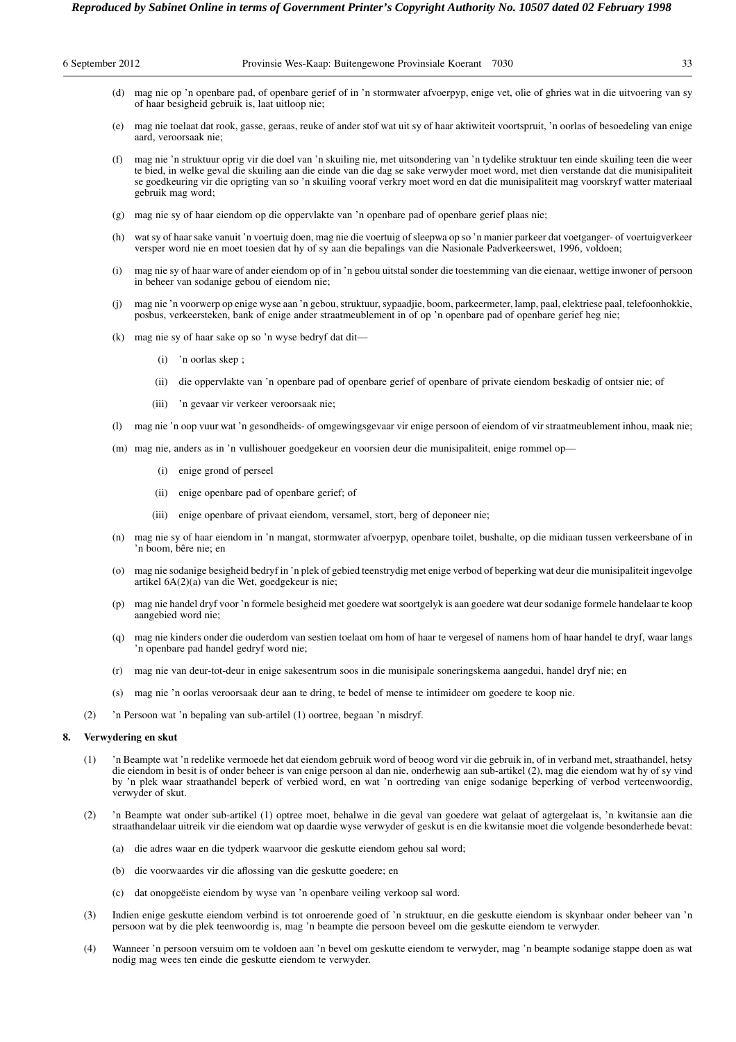(d) mag nie op 'n openbare pad, of openbare gerief of in 'n stormwater afvoerpyp, enige vet, olie of ghries wat in die uitvoering van sy of haar besigheid gebruik is, laat uitloop nie;

(e) mag nie toelaat dat rook, gasse, geraas, reuke of ander stof wat uit sy of haar aktiwiteit voortspruit, 'n oorlas of besoedeling van enige aard, veroorsaak nie;

(f) mag nie 'n struktuur oprig vir die doel van 'n skuiling nie, met uitsondering van 'n tydelike struktuur ten einde skuiling teen die weer te bied, in welke geval die skuiling aan die einde van die dag se sake verwyder moet word, met dien verstande dat die munisipaliteit se goedkeuring vir die oprigting van so 'n skuiling vooraf verkry moet word en dat die munisipaliteit mag voorskryf watter materiaal gebruik mag word;

(g) mag nie sy of haar eiendom op die oppervlakte van 'n openbare pad of openbare gerief plaas nie;

(h) wat sy of haar sake vanuit 'n voertuig doen, mag nie die voertuig of sleepwa op so 'n manier parkeer dat voetganger- of voertuigverkeer versper word nie en moet toesien dat hy of sy aan die bepalings van die Nasionale Padverkeerswet, 1996, voldoen;

(i) mag nie sy of haar ware of ander eiendom op of in 'n gebou uitstal sonder die toestemming van die eienaar, wettige inwoner of persoon in beheer van sodanige gebou of eiendom nie;

(j) mag nie 'n voorwerp op enige wyse aan 'n gebou, struktuur, sypaadjie, boom, parkeermeter, lamp, paal, elektriese paal, telefoonhokkie, posbus, verkeersteken, bank of enige ander straatmeublement in of op 'n openbare pad of openbare gerief heg nie;

(k) mag nie sy of haar sake op so 'n wyse bedryf dat dit—

(i) 'n oorlas skep ;

(ii) die oppervlakte van 'n openbare pad of openbare gerief of openbare of private eiendom beskadig of ontsier nie; of

(iii) 'n gevaar vir verkeer veroorsaak nie;

(l) mag nie 'n oop vuur wat 'n gesondheids- of omgewingsgevaar vir enige persoon of eiendom of vir straatmeublement inhou, maak nie;

(m) mag nie, anders as in 'n vullishouer goedgekeur en voorsien deur die munisipaliteit, enige rommel op—

(i) enige grond of perseel

(ii) enige openbare pad of openbare gerief; of

(iii) enige openbare of privaat eiendom, versamel, stort, berg of deponeer nie;

(n) mag nie sy of haar eiendom in 'n mangat, stormwater afvoerpyp, openbare toilet, bushalte, op die midiaan tussen verkeersbane of in 'n boom, bêre nie; en

(o) mag nie sodanige besigheid bedryf in 'n plek of gebied teenstrydig met enige verbod of beperking wat deur die munisipaliteit ingevolge artikel 6A(2)(a) van die Wet, goedgekeur is nie;

(p) mag nie handel dryf voor 'n formele besigheid met goedere wat soortgelyk is aan goedere wat deur sodanige formele handelaar te koop aangebied word nie;

(q) mag nie kinders onder die ouderdom van sestien toelaat om hom of haar te vergesel of namens hom of haar handel te dryf, waar langs 'n openbare pad handel gedryf word nie;

(r) mag nie van deur-tot-deur in enige sakesentrum soos in die munisipale soneringskema aangedui, handel dryf nie; en

(s) mag nie 'n oorlas veroorsaak deur aan te dring, te bedel of mense te intimideer om goedere te koop nie.

(2) 'n Persoon wat 'n bepaling van sub-artilel (1) oortree, begaan 'n misdryf.

**8. Verwydering en skut**

(1) 'n Beampte wat 'n redelike vermoede het dat eiendom gebruik word of beoog word vir die gebruik in, of in verband met, straathandel, hetsy die eiendom in besit is of onder beheer is van enige persoon al dan nie, onderhewig aan sub-artikel (2), mag die eiendom wat hy of sy vind by 'n plek waar straathandel beperk of verbied word, en wat 'n oortreding van enige sodanige beperking of verbod verteenwoordig, verwyder of skut.

(2) 'n Beampte wat onder sub-artikel (1) optree moet, behalwe in die geval van goedere wat gelaat of agtergelaat is, 'n kwitansie aan die straathandelaar uitreik vir die eiendom wat op daardie wyse verwyder of geskut is en die kwitansie moet die volgende besonderhede bevat:

(a) die adres waar en die tydperk waarvoor die geskutte eiendom gehou sal word;

(b) die voorwaardes vir die aflossing van die geskutte goedere; en

(c) dat onopgeëiste eiendom by wyse van 'n openbare veiling verkoop sal word.

(3) Indien enige geskutte eiendom verbind is tot onroerende goed of 'n struktuur, en die geskutte eiendom is skynbaar onder beheer van 'n persoon wat by die plek teenwoordig is, mag 'n beampte die persoon beveel om die geskutte eiendom te verwyder.

(4) Wanneer 'n persoon versuim om te voldoen aan 'n bevel om geskutte eiendom te verwyder, mag 'n beampte sodanige stappe doen as wat nodig mag wees ten einde die geskutte eiendom te verwyder.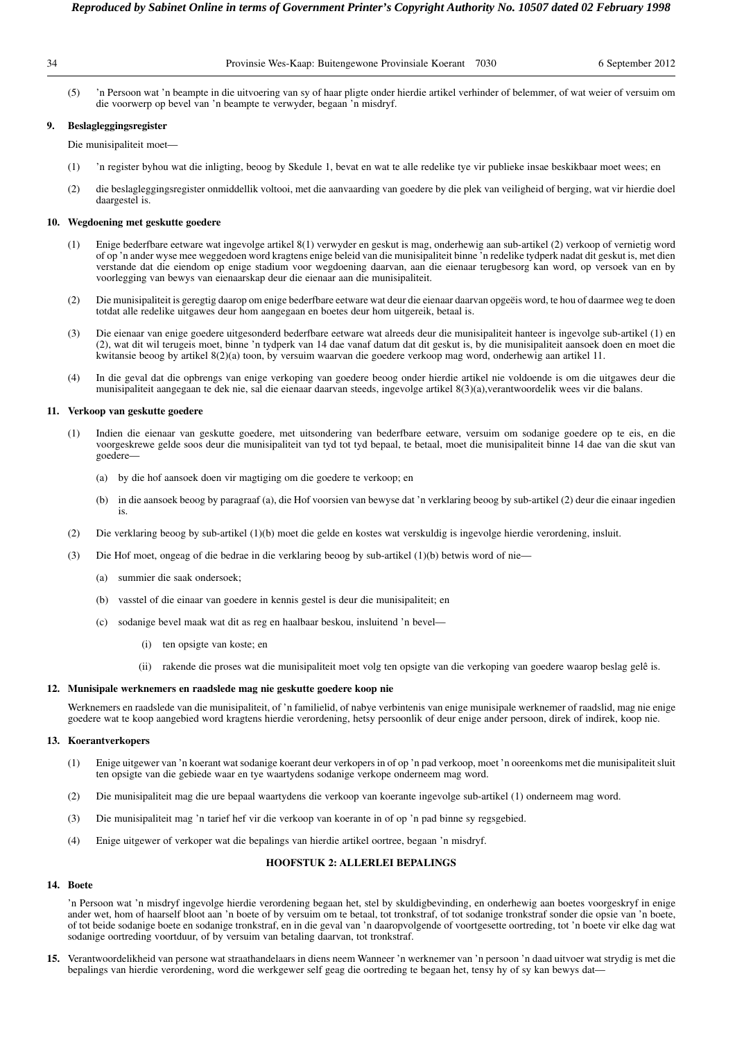(5) 'n Persoon wat 'n beampte in die uitvoering van sy of haar pligte onder hierdie artikel verhinder of belemmer, of wat weier of versuim om die voorwerp op bevel van 'n beampte te verwyder, begaan 'n misdryf.

**9. Beslagleggingsregister**

Die munisipaliteit moet—

(1) 'n register byhou wat die inligting, beoog by Skedule 1, bevat en wat te alle redelike tye vir publieke insae beskikbaar moet wees; en

(2) die beslagleggingsregister onmiddellik voltooi, met die aanvaarding van goedere by die plek van veiligheid of berging, wat vir hierdie doel daargestel is.

**10. Wegdoening met geskutte goedere**

(1) Enige bederfbare eetware wat ingevolge artikel 8(1) verwyder en geskut is mag, onderhewig aan sub-artikel (2) verkoop of vernietig word of op 'n ander wyse mee weggedoen word kragtens enige beleid van die munisipaliteit binne 'n redelike tydperk nadat dit geskut is, met dien verstande dat die eiendom op enige stadium voor wegdoening daarvan, aan die eienaar terugbesorg kan word, op versoek van en by voorlegging van bewys van eienaarskap deur die eienaar aan die munisipaliteit.

(2) Die munisipaliteit is geregtig daarop om enige bederfbare eetware wat deur die eienaar daarvan opgeëis word, te hou of daarmee weg te doen totdat alle redelike uitgawes deur hom aangegaan en boetes deur hom uitgereik, betaal is.

(3) Die eienaar van enige goedere uitgesonderd bederfbare eetware wat alreeds deur die munisipaliteit hanteer is ingevolge sub-artikel (1) en (2), wat dit wil terugeis moet, binne 'n tydperk van 14 dae vanaf datum dat dit geskut is, by die munisipaliteit aansoek doen en moet die kwitansie beoog by artikel 8(2)(a) toon, by versuim waarvan die goedere verkoop mag word, onderhewig aan artikel 11.

(4) In die geval dat die opbrengs van enige verkoping van goedere beoog onder hierdie artikel nie voldoende is om die uitgawes deur die munisipaliteit aangegaan te dek nie, sal die eienaar daarvan steeds, ingevolge artikel 8(3)(a),verantwoordelik wees vir die balans.

**11. Verkoop van geskutte goedere**

(1) Indien die eienaar van geskutte goedere, met uitsondering van bederfbare eetware, versuim om sodanige goedere op te eis, en die voorgeskrewe gelde soos deur die munisipaliteit van tyd tot tyd bepaal, te betaal, moet die munisipaliteit binne 14 dae van die skut van goedere—

(a) by die hof aansoek doen vir magtiging om die goedere te verkoop; en

(b) in die aansoek beoog by paragraaf (a), die Hof voorsien van bewyse dat 'n verklaring beoog by sub-artikel (2) deur die einaar ingedien is.

(2) Die verklaring beoog by sub-artikel (1)(b) moet die gelde en kostes wat verskuldig is ingevolge hierdie verordening, insluit.

(3) Die Hof moet, ongeag of die bedrae in die verklaring beoog by sub-artikel (1)(b) betwis word of nie—

(a) summier die saak ondersoek;

(b) vasstel of die einaar van goedere in kennis gestel is deur die munisipaliteit; en

(c) sodanige bevel maak wat dit as reg en haalbaar beskou, insluitend 'n bevel—

(i) ten opsigte van koste; en

(ii) rakende die proses wat die munisipaliteit moet volg ten opsigte van die verkoping van goedere waarop beslag gelê is.

**12. Munisipale werknemers en raadslede mag nie geskutte goedere koop nie**

Werknemers en raadslede van die munisipaliteit, of 'n familielid, of nabye verbintenis van enige munisipale werknemer of raadslid, mag nie enige goedere wat te koop aangebied word kragtens hierdie verordening, hetsy persoonlik of deur enige ander persoon, direk of indirek, koop nie.

**13. Koerantverkopers**

(1) Enige uitgewer van 'n koerant wat sodanige koerant deur verkopers in of op 'n pad verkoop, moet 'n ooreenkoms met die munisipaliteit sluit ten opsigte van die gebiede waar en tye waartydens sodanige verkope onderneem mag word.

(2) Die munisipaliteit mag die ure bepaal waartydens die verkoop van koerante ingevolge sub-artikel (1) onderneem mag word.

(3) Die munisipaliteit mag 'n tarief hef vir die verkoop van koerante in of op 'n pad binne sy regsgebied.

(4) Enige uitgewer of verkoper wat die bepalings van hierdie artikel oortree, begaan 'n misdryf.

## HOOFSTUK 2: ALLERLEI BEPALINGS

**14. Boete**

'n Persoon wat 'n misdryf ingevolge hierdie verordening begaan het, stel by skuldigbevinding, en onderhewig aan boetes voorgeskryf in enige ander wet, hom of haarself bloot aan 'n boete of by versuim om te betaal, tot tronkstraf, of tot sodanige tronkstraf sonder die opsie van 'n boete, of tot beide sodanige boete en sodanige tronkstraf, en in die geval van 'n daaropvolgende of voortgesette oortreding, tot 'n boete vir elke dag wat sodanige oortreding voortduur, of by versuim van betaling daarvan, tot tronkstraf.

**15.** Verantwoordelikheid van persone wat straathandelaars in diens neem Wanneer 'n werknemer van 'n persoon 'n daad uitvoer wat strydig is met die bepalings van hierdie verordening, word die werkgewer self geag die oortreding te begaan het, tensy hy of sy kan bewys dat—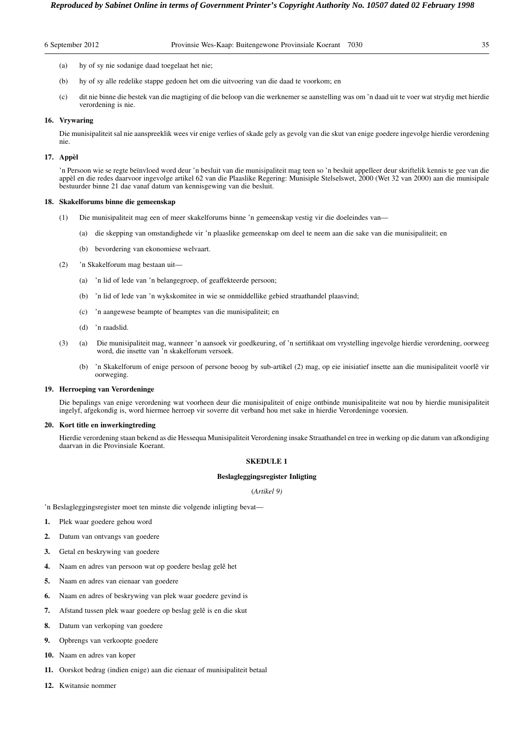(a) hy of sy nie sodanige daad toegelaat het nie;

(b) hy of sy alle redelike stappe gedoen het om die uitvoering van die daad te voorkom; en

(c) dit nie binne die bestek van die magtiging of die beloop van die werknemer se aanstelling was om 'n daad uit te voer wat strydig met hierdie verordening is nie.

**16. Vrywaring**

Die munisipaliteit sal nie aanspreeklik wees vir enige verlies of skade gely as gevolg van die skut van enige goedere ingevolge hierdie verordening nie.

**17. Appèl**

'n Persoon wie se regte beïnvloed word deur 'n besluit van die munisipaliteit mag teen so 'n besluit appelleer deur skriftelik kennis te gee van die appèl en die redes daarvoor ingevolge artikel 62 van die Plaaslike Regering: Munisiple Stelselswet, 2000 (Wet 32 van 2000) aan die munisipale bestuurder binne 21 dae vanaf datum van kennisgewing van die besluit.

**18. Skakelforums binne die gemeenskap**

(1) Die munisipaliteit mag een of meer skakelforums binne 'n gemeenskap vestig vir die doeleindes van—

(a) die skepping van omstandighede vir 'n plaaslike gemeenskap om deel te neem aan die sake van die munisipaliteit; en

(b) bevordering van ekonomiese welvaart.

(2) 'n Skakelforum mag bestaan uit—

(a) 'n lid of lede van 'n belangegroep, of geaffekteerde persoon;

(b) 'n lid of lede van 'n wykskomitee in wie se onmiddellike gebied straathandel plaasvind;

(c) 'n aangewese beampte of beamptes van die munisipaliteit; en

(d) 'n raadslid.

(3) (a) Die munisipaliteit mag, wanneer 'n aansoek vir goedkeuring, of 'n sertifikaat om vrystelling ingevolge hierdie verordening, oorweeg word, die insette van 'n skakelforum versoek.

(b) 'n Skakelforum of enige persoon of persone beoog by sub-artikel (2) mag, op eie inisiatief insette aan die munisipaliteit voorlê vir oorweging.

**19. Herroeping van Verordeninge**

Die bepalings van enige verordening wat voorheen deur die munisipaliteit of enige ontbinde munisipaliteite wat nou by hierdie munisipaliteit ingelyf, afgekondig is, word hiermee herroep vir soverre dit verband hou met sake in hierdie Verordeninge voorsien.

**20. Kort title en inwerkingtreding**

Hierdie verordening staan bekend as die Hessequa Munisipaliteit Verordening insake Straathandel en tree in werking op die datum van afkondiging daarvan in die Provinsiale Koerant.

## SKEDULE 1

### Beslagleggingsregister Inligting

(*Artikel 9*)

'n Beslagleggingsregister moet ten minste die volgende inligting bevat—

**1.** Plek waar goedere gehou word

**2.** Datum van ontvangs van goedere

**3.** Getal en beskrywing van goedere

**4.** Naam en adres van persoon wat op goedere beslag gelê het

**5.** Naam en adres van eienaar van goedere

**6.** Naam en adres of beskrywing van plek waar goedere gevind is

**7.** Afstand tussen plek waar goedere op beslag gelê is en die skut

**8.** Datum van verkoping van goedere

**9.** Opbrengs van verkoopte goedere

**10.** Naam en adres van koper

**11.** Oorskot bedrag (indien enige) aan die eienaar of munisipaliteit betaal

**12.** Kwitansie nommer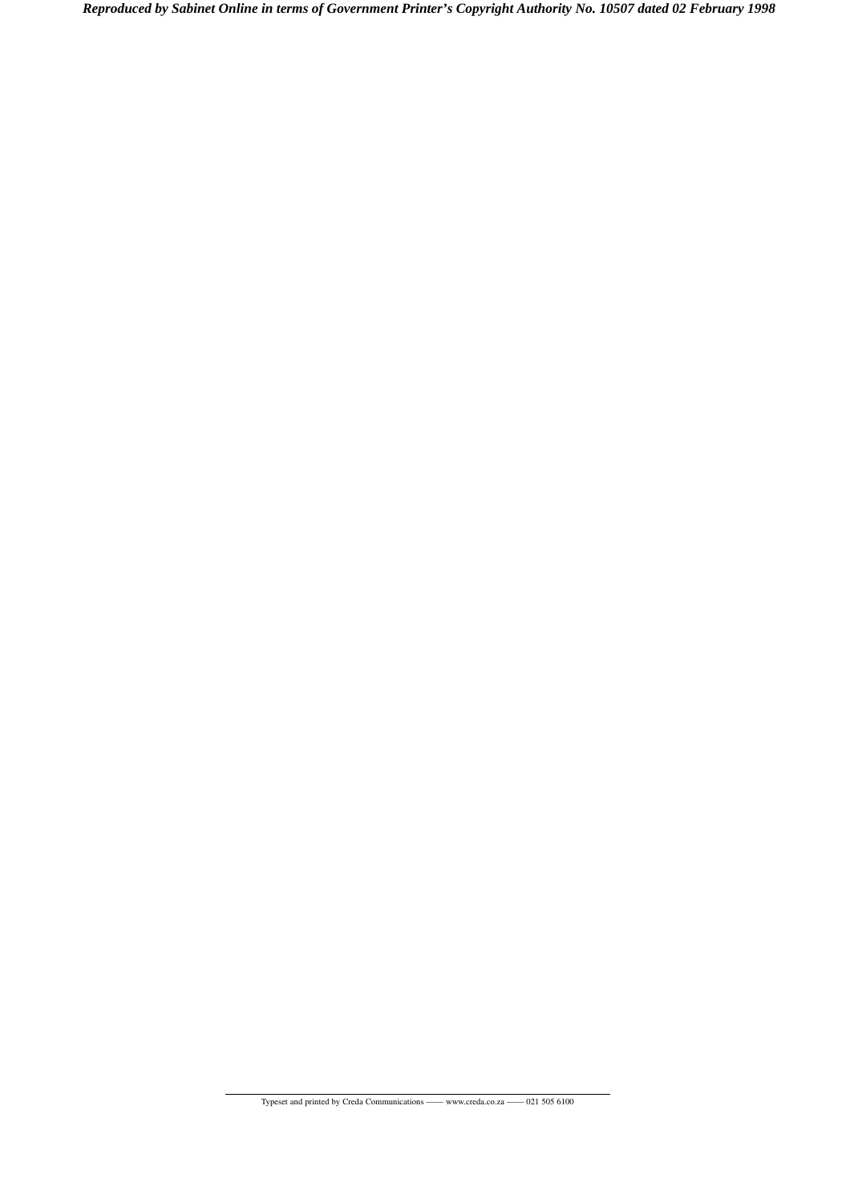Typeset and printed by Creda Communications —— www.creda.co.za —— 021 505 6100